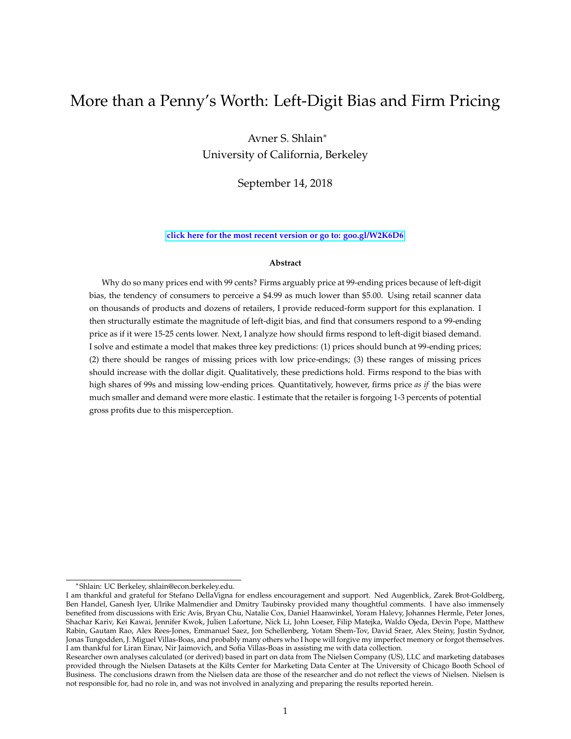# More than a Penny's Worth: Left-Digit Bias and Firm Pricing

Avner S. Shlain*

University of California, Berkeley

September 14, 2018

**click here for the most recent version or go to: goo.gl/W2K6D6**

#### Abstract

Why do so many prices end with 99 cents? Firms arguably price at 99-ending prices because of left-digit bias, the tendency of consumers to perceive a $4.99 as much lower than $5.00. Using retail scanner data on thousands of products and dozens of retailers, I provide reduced-form support for this explanation. I then structurally estimate the magnitude of left-digit bias, and find that consumers respond to a 99-ending price as if it were 15-25 cents lower. Next, I analyze how should firms respond to left-digit biased demand. I solve and estimate a model that makes three key predictions: (1) prices should bunch at 99-ending prices; (2) there should be ranges of missing prices with low price-endings; (3) these ranges of missing prices should increase with the dollar digit. Qualitatively, these predictions hold. Firms respond to the bias with high shares of 99s and missing low-ending prices. Quantitatively, however, firms price *as if* the bias were much smaller and demand were more elastic. I estimate that the retailer is forgoing 1-3 percents of potential gross profits due to this misperception.

---

*Shlain: UC Berkeley, shlain@econ.berkeley.edu.

I am thankful and grateful for Stefano DellaVigna for endless encouragement and support. Ned Augenblick, Zarek Brot-Goldberg, Ben Handel, Ganesh Iyer, Ulrike Malmendier and Dmitry Taubinsky provided many thoughtful comments. I have also immensely benefited from discussions with Eric Avis, Bryan Chu, Natalie Cox, Daniel Haanwinkel, Yoram Halevy, Johannes Hermle, Peter Jones, Shachar Kariv, Kei Kawai, Jennifer Kwok, Julien Lafortune, Nick Li, John Loeser, Filip Matejka, Waldo Ojeda, Devin Pope, Matthew Rabin, Gautam Rao, Alex Rees-Jones, Emmanuel Saez, Jon Schellenberg, Yotam Shem-Tov, David Sraer, Alex Steiny, Justin Sydnor, Jonas Tungodden, J. Miguel Villas-Boas, and probably many others who I hope will forgive my imperfect memory or forgot themselves. I am thankful for Liran Einav, Nir Jaimovich, and Sofia Villas-Boas in assisting me with data collection.

Researcher own analyses calculated (or derived) based in part on data from The Nielsen Company (US), LLC and marketing databases provided through the Nielsen Datasets at the Kilts Center for Marketing Data Center at The University of Chicago Booth School of Business. The conclusions drawn from the Nielsen data are those of the researcher and do not reflect the views of Nielsen. Nielsen is not responsible for, had no role in, and was not involved in analyzing and preparing the results reported herein.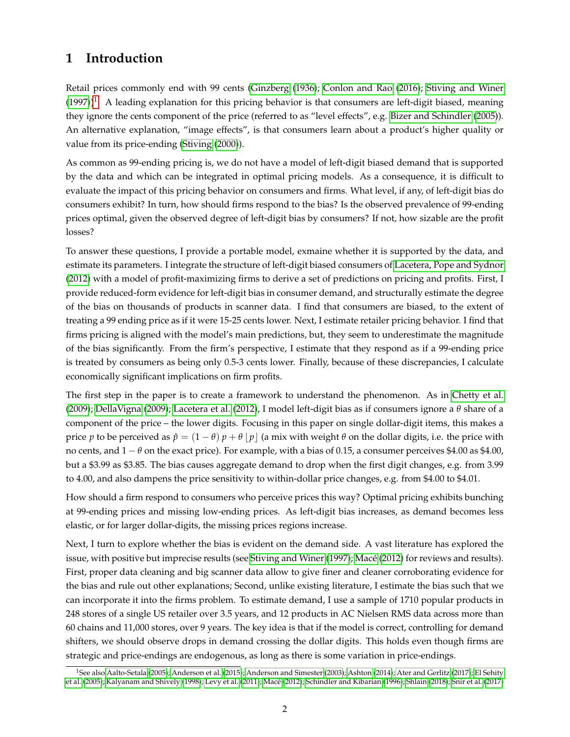# 1 Introduction

Retail prices commonly end with 99 cents (Ginzberg (1936); Conlon and Rao (2016); Stiving and Winer (1997))[1]. A leading explanation for this pricing behavior is that consumers are left-digit biased, meaning they ignore the cents component of the price (referred to as "level effects", e.g. Bizer and Schindler (2005)). An alternative explanation, "image effects", is that consumers learn about a product's higher quality or value from its price-ending (Stiving (2000)).

As common as 99-ending pricing is, we do not have a model of left-digit biased demand that is supported by the data and which can be integrated in optimal pricing models. As a consequence, it is difficult to evaluate the impact of this pricing behavior on consumers and firms. What level, if any, of left-digit bias do consumers exhibit? In turn, how should firms respond to the bias? Is the observed prevalence of 99-ending prices optimal, given the observed degree of left-digit bias by consumers? If not, how sizable are the profit losses?

To answer these questions, I provide a portable model, exmaine whether it is supported by the data, and estimate its parameters. I integrate the structure of left-digit biased consumers of Lacetera, Pope and Sydnor (2012) with a model of profit-maximizing firms to derive a set of predictions on pricing and profits. First, I provide reduced-form evidence for left-digit bias in consumer demand, and structurally estimate the degree of the bias on thousands of products in scanner data. I find that consumers are biased, to the extent of treating a 99 ending price as if it were 15-25 cents lower. Next, I estimate retailer pricing behavior. I find that firms pricing is aligned with the model's main predictions, but, they seem to underestimate the magnitude of the bias significantly. From the firm's perspective, I estimate that they respond as if a 99-ending price is treated by consumers as being only 0.5-3 cents lower. Finally, because of these discrepancies, I calculate economically significant implications on firm profits.

The first step in the paper is to create a framework to understand the phenomenon. As in Chetty et al. (2009); DellaVigna (2009); Lacetera et al. (2012), I model left-digit bias as if consumers ignore a $\theta$ share of a component of the price – the lower digits. Focusing in this paper on single dollar-digit items, this makes a price $p$ to be perceived as $\hat{p} = (1-\theta)\,p + \theta\lfloor p \rfloor$ (a mix with weight $\theta$ on the dollar digits, i.e. the price with no cents, and $1-\theta$ on the exact price). For example, with a bias of 0.15, a consumer perceives \$4.00 as \$4.00, but a \$3.99 as \$3.85. The bias causes aggregate demand to drop when the first digit changes, e.g. from 3.99 to 4.00, and also dampens the price sensitivity to within-dollar price changes, e.g. from \$4.00 to \$4.01.

How should a firm respond to consumers who perceive prices this way? Optimal pricing exhibits bunching at 99-ending prices and missing low-ending prices. As left-digit bias increases, as demand becomes less elastic, or for larger dollar-digits, the missing prices regions increase.

Next, I turn to explore whether the bias is evident on the demand side. A vast literature has explored the issue, with positive but imprecise results (see Stiving and Winer (1997); Macé (2012) for reviews and results). First, proper data cleaning and big scanner data allow to give finer and cleaner corroborating evidence for the bias and rule out other explanations; Second, unlike existing literature, I estimate the bias such that we can incorporate it into the firms problem. To estimate demand, I use a sample of 1710 popular products in 248 stores of a single US retailer over 3.5 years, and 12 products in AC Nielsen RMS data across more than 60 chains and 11,000 stores, over 9 years. The key idea is that if the model is correct, controlling for demand shifters, we should observe drops in demand crossing the dollar digits. This holds even though firms are strategic and price-endings are endogenous, as long as there is some variation in price-endings.

[1] See also Aalto-Setala (2005); Anderson et al. (2015); Anderson and Simester (2003); Ashton (2014); Ater and Gerlitz (2017); El Sehity et al. (2005); Kalyanam and Shively (1998); Levy et al. (2011); Macé (2012); Schindler and Kibarian (1996); Shlain (2018); Snir et al. (2017)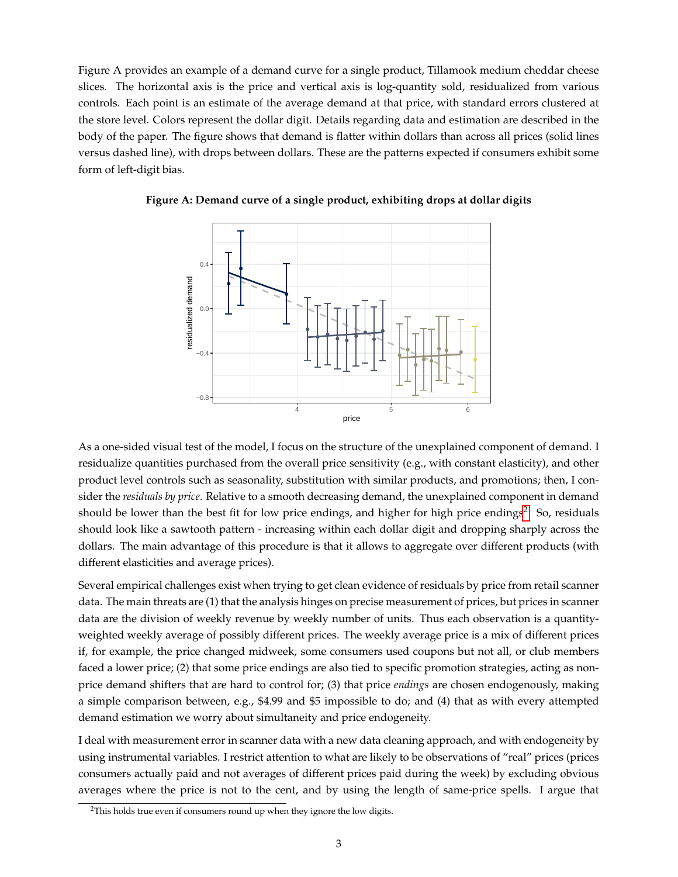Figure A provides an example of a demand curve for a single product, Tillamook medium cheddar cheese slices. The horizontal axis is the price and vertical axis is log-quantity sold, residualized from various controls. Each point is an estimate of the average demand at that price, with standard errors clustered at the store level. Colors represent the dollar digit. Details regarding data and estimation are described in the body of the paper. The figure shows that demand is flatter within dollars than across all prices (solid lines versus dashed line), with drops between dollars. These are the patterns expected if consumers exhibit some form of left-digit bias.

**Figure A: Demand curve of a single product, exhibiting drops at dollar digits**

As a one-sided visual test of the model, I focus on the structure of the unexplained component of demand. I residualize quantities purchased from the overall price sensitivity (e.g., with constant elasticity), and other product level controls such as seasonality, substitution with similar products, and promotions; then, I consider the *residuals by price*. Relative to a smooth decreasing demand, the unexplained component in demand should be lower than the best fit for low price endings, and higher for high price endings[2]. So, residuals should look like a sawtooth pattern - increasing within each dollar digit and dropping sharply across the dollars. The main advantage of this procedure is that it allows to aggregate over different products (with different elasticities and average prices).

Several empirical challenges exist when trying to get clean evidence of residuals by price from retail scanner data. The main threats are (1) that the analysis hinges on precise measurement of prices, but prices in scanner data are the division of weekly revenue by weekly number of units. Thus each observation is a quantity-weighted weekly average of possibly different prices. The weekly average price is a mix of different prices if, for example, the price changed midweek, some consumers used coupons but not all, or club members faced a lower price; (2) that some price endings are also tied to specific promotion strategies, acting as non-price demand shifters that are hard to control for; (3) that price *endings* are chosen endogenously, making a simple comparison between, e.g., \$4.99 and \$5 impossible to do; and (4) that as with every attempted demand estimation we worry about simultaneity and price endogeneity.

I deal with measurement error in scanner data with a new data cleaning approach, and with endogeneity by using instrumental variables. I restrict attention to what are likely to be observations of "real" prices (prices consumers actually paid and not averages of different prices paid during the week) by excluding obvious averages where the price is not to the cent, and by using the length of same-price spells. I argue that

[2] This holds true even if consumers round up when they ignore the low digits.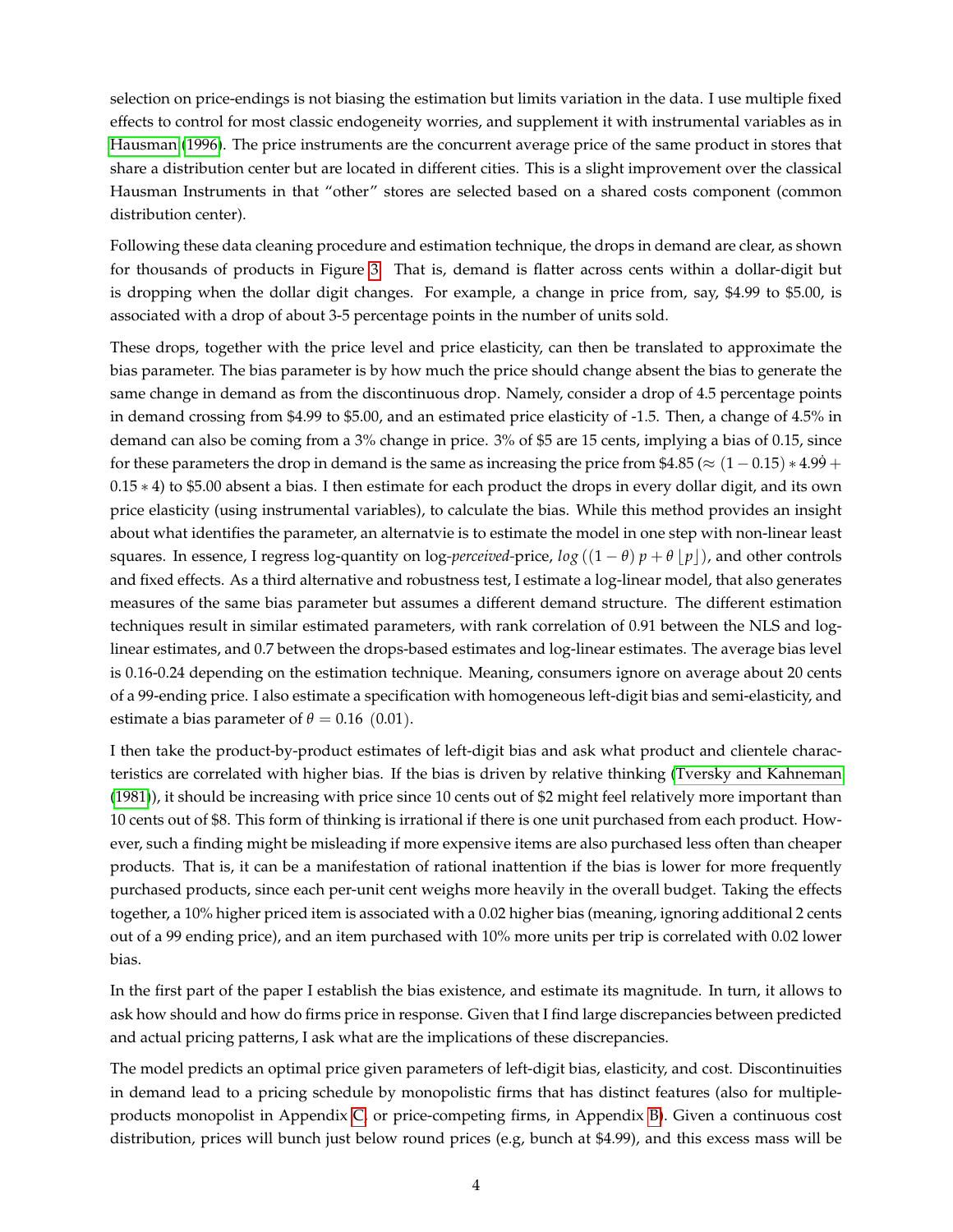selection on price-endings is not biasing the estimation but limits variation in the data. I use multiple fixed effects to control for most classic endogeneity worries, and supplement it with instrumental variables as in Hausman (1996). The price instruments are the concurrent average price of the same product in stores that share a distribution center but are located in different cities. This is a slight improvement over the classical Hausman Instruments in that "other" stores are selected based on a shared costs component (common distribution center).

Following these data cleaning procedure and estimation technique, the drops in demand are clear, as shown for thousands of products in Figure 3. That is, demand is flatter across cents within a dollar-digit but is dropping when the dollar digit changes. For example, a change in price from, say, $4.99 to $5.00, is associated with a drop of about 3-5 percentage points in the number of units sold.

These drops, together with the price level and price elasticity, can then be translated to approximate the bias parameter. The bias parameter is by how much the price should change absent the bias to generate the same change in demand as from the discontinuous drop. Namely, consider a drop of 4.5 percentage points in demand crossing from $4.99 to $5.00, and an estimated price elasticity of -1.5. Then, a change of 4.5% in demand can also be coming from a 3% change in price. 3% of $5 are 15 cents, implying a bias of 0.15, since for these parameters the drop in demand is the same as increasing the price from $4.85 ($\approx (1-0.15)*4.9\dot{9}+0.15*4$) to $5.00 absent a bias. I then estimate for each product the drops in every dollar digit, and its own price elasticity (using instrumental variables), to calculate the bias. While this method provides an insight about what identifies the parameter, an alternatvie is to estimate the model in one step with non-linear least squares. In essence, I regress log-quantity on log-*perceived*-price, $log\left((1-\theta)\,p+\theta\lfloor p\rfloor\right)$, and other controls and fixed effects. As a third alternative and robustness test, I estimate a log-linear model, that also generates measures of the same bias parameter but assumes a different demand structure. The different estimation techniques result in similar estimated parameters, with rank correlation of 0.91 between the NLS and log-linear estimates, and 0.7 between the drops-based estimates and log-linear estimates. The average bias level is 0.16-0.24 depending on the estimation technique. Meaning, consumers ignore on average about 20 cents of a 99-ending price. I also estimate a specification with homogeneous left-digit bias and semi-elasticity, and estimate a bias parameter of $\theta = 0.16\ \ (0.01)$.

I then take the product-by-product estimates of left-digit bias and ask what product and clientele characteristics are correlated with higher bias. If the bias is driven by relative thinking (Tversky and Kahneman (1981)), it should be increasing with price since 10 cents out of $2 might feel relatively more important than 10 cents out of $8. This form of thinking is irrational if there is one unit purchased from each product. However, such a finding might be misleading if more expensive items are also purchased less often than cheaper products. That is, it can be a manifestation of rational inattention if the bias is lower for more frequently purchased products, since each per-unit cent weighs more heavily in the overall budget. Taking the effects together, a 10% higher priced item is associated with a 0.02 higher bias (meaning, ignoring additional 2 cents out of a 99 ending price), and an item purchased with 10% more units per trip is correlated with 0.02 lower bias.

In the first part of the paper I establish the bias existence, and estimate its magnitude. In turn, it allows to ask how should and how do firms price in response. Given that I find large discrepancies between predicted and actual pricing patterns, I ask what are the implications of these discrepancies.

The model predicts an optimal price given parameters of left-digit bias, elasticity, and cost. Discontinuities in demand lead to a pricing schedule by monopolistic firms that has distinct features (also for multiple-products monopolist in Appendix C, or price-competing firms, in Appendix B). Given a continuous cost distribution, prices will bunch just below round prices (e.g, bunch at $4.99), and this excess mass will be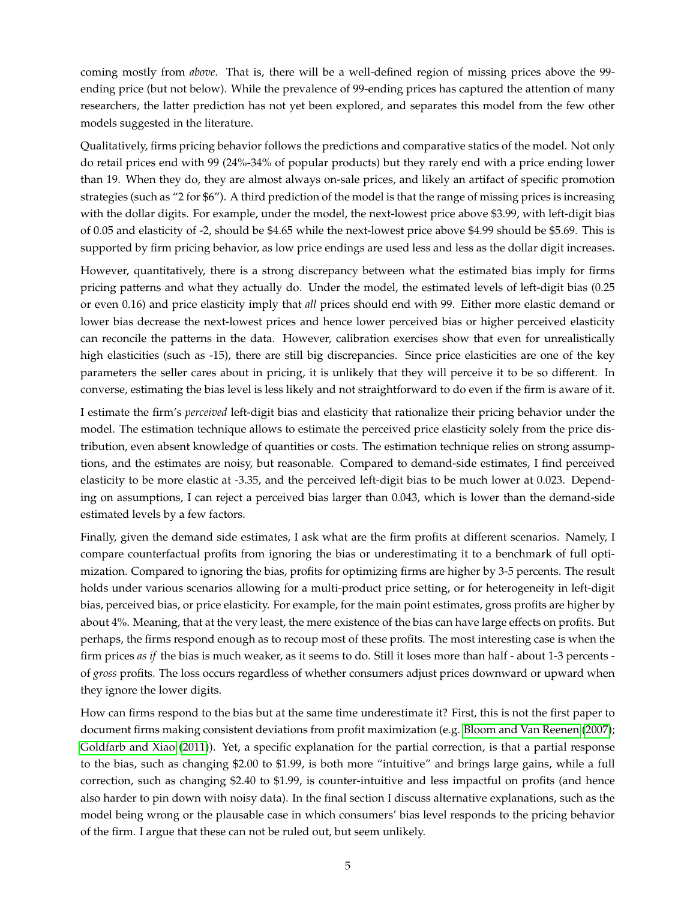coming mostly from *above*. That is, there will be a well-defined region of missing prices above the 99-ending price (but not below). While the prevalence of 99-ending prices has captured the attention of many researchers, the latter prediction has not yet been explored, and separates this model from the few other models suggested in the literature.

Qualitatively, firms pricing behavior follows the predictions and comparative statics of the model. Not only do retail prices end with 99 (24%-34% of popular products) but they rarely end with a price ending lower than 19. When they do, they are almost always on-sale prices, and likely an artifact of specific promotion strategies (such as "2 for $6"). A third prediction of the model is that the range of missing prices is increasing with the dollar digits. For example, under the model, the next-lowest price above $3.99, with left-digit bias of 0.05 and elasticity of -2, should be $4.65 while the next-lowest price above $4.99 should be $5.69. This is supported by firm pricing behavior, as low price endings are used less and less as the dollar digit increases.

However, quantitatively, there is a strong discrepancy between what the estimated bias imply for firms pricing patterns and what they actually do. Under the model, the estimated levels of left-digit bias (0.25 or even 0.16) and price elasticity imply that *all* prices should end with 99. Either more elastic demand or lower bias decrease the next-lowest prices and hence lower perceived bias or higher perceived elasticity can reconcile the patterns in the data. However, calibration exercises show that even for unrealistically high elasticities (such as -15), there are still big discrepancies. Since price elasticities are one of the key parameters the seller cares about in pricing, it is unlikely that they will perceive it to be so different. In converse, estimating the bias level is less likely and not straightforward to do even if the firm is aware of it.

I estimate the firm's *perceived* left-digit bias and elasticity that rationalize their pricing behavior under the model. The estimation technique allows to estimate the perceived price elasticity solely from the price distribution, even absent knowledge of quantities or costs. The estimation technique relies on strong assumptions, and the estimates are noisy, but reasonable. Compared to demand-side estimates, I find perceived elasticity to be more elastic at -3.35, and the perceived left-digit bias to be much lower at 0.023. Depending on assumptions, I can reject a perceived bias larger than 0.043, which is lower than the demand-side estimated levels by a few factors.

Finally, given the demand side estimates, I ask what are the firm profits at different scenarios. Namely, I compare counterfactual profits from ignoring the bias or underestimating it to a benchmark of full optimization. Compared to ignoring the bias, profits for optimizing firms are higher by 3-5 percents. The result holds under various scenarios allowing for a multi-product price setting, or for heterogeneity in left-digit bias, perceived bias, or price elasticity. For example, for the main point estimates, gross profits are higher by about 4%. Meaning, that at the very least, the mere existence of the bias can have large effects on profits. But perhaps, the firms respond enough as to recoup most of these profits. The most interesting case is when the firm prices *as if* the bias is much weaker, as it seems to do. Still it loses more than half - about 1-3 percents - of *gross* profits. The loss occurs regardless of whether consumers adjust prices downward or upward when they ignore the lower digits.

How can firms respond to the bias but at the same time underestimate it? First, this is not the first paper to document firms making consistent deviations from profit maximization (e.g. Bloom and Van Reenen (2007); Goldfarb and Xiao (2011)). Yet, a specific explanation for the partial correction, is that a partial response to the bias, such as changing $2.00 to $1.99, is both more "intuitive" and brings large gains, while a full correction, such as changing $2.40 to $1.99, is counter-intuitive and less impactful on profits (and hence also harder to pin down with noisy data). In the final section I discuss alternative explanations, such as the model being wrong or the plausable case in which consumers' bias level responds to the pricing behavior of the firm. I argue that these can not be ruled out, but seem unlikely.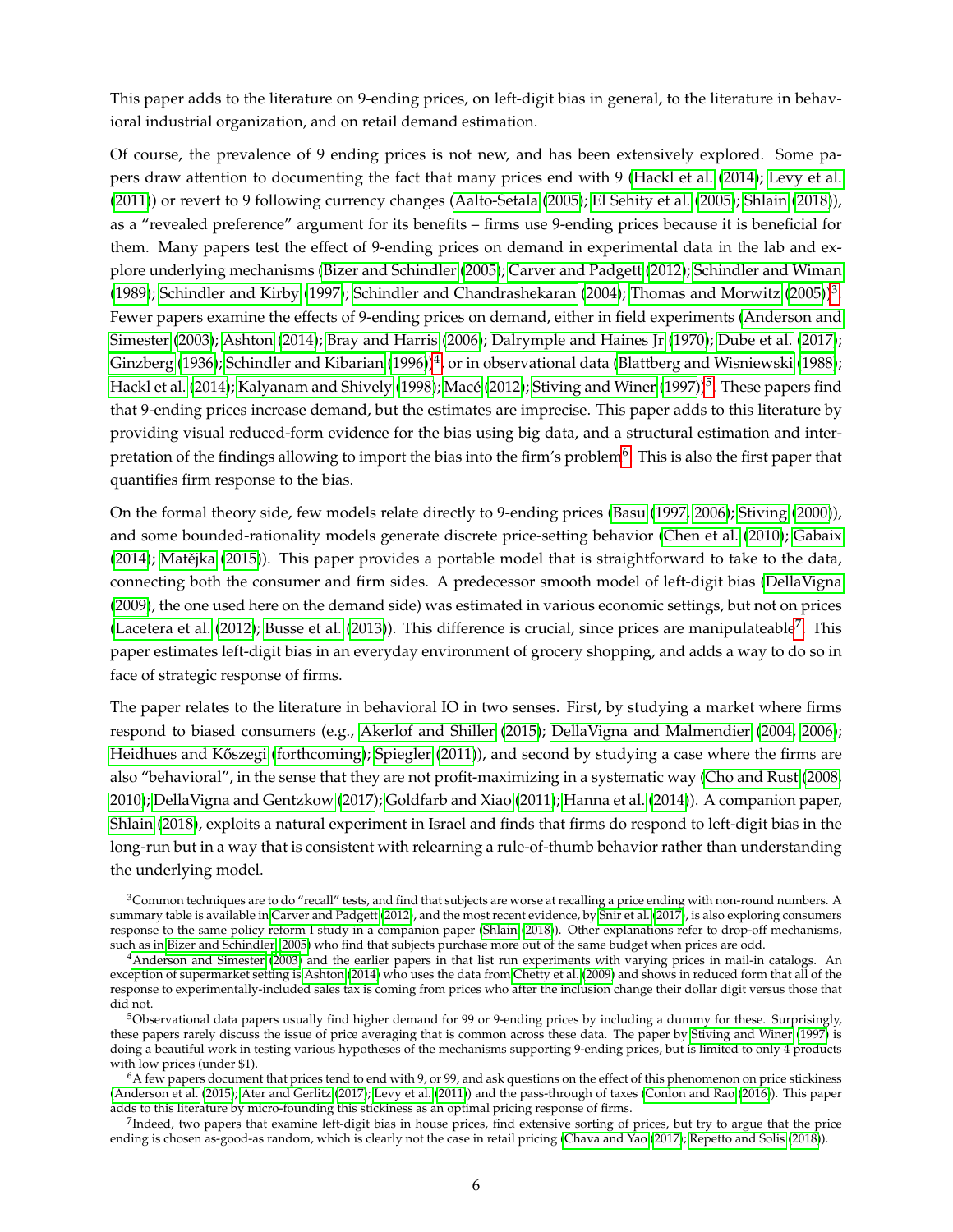This paper adds to the literature on 9-ending prices, on left-digit bias in general, to the literature in behavioral industrial organization, and on retail demand estimation.

Of course, the prevalence of 9 ending prices is not new, and has been extensively explored. Some papers draw attention to documenting the fact that many prices end with 9 (Hackl et al. (2014); Levy et al. (2011)) or revert to 9 following currency changes (Aalto-Setala (2005); El Sehity et al. (2005); Shlain (2018)), as a "revealed preference" argument for its benefits – firms use 9-ending prices because it is beneficial for them. Many papers test the effect of 9-ending prices on demand in experimental data in the lab and explore underlying mechanisms (Bizer and Schindler (2005); Carver and Padgett (2012); Schindler and Wiman (1989); Schindler and Kirby (1997); Schindler and Chandrashekaran (2004); Thomas and Morwitz (2005))[3]. Fewer papers examine the effects of 9-ending prices on demand, either in field experiments (Anderson and Simester (2003); Ashton (2014); Bray and Harris (2006); Dalrymple and Haines Jr (1970); Dube et al. (2017); Ginzberg (1936); Schindler and Kibarian (1996))[4] or in observational data (Blattberg and Wisniewski (1988); Hackl et al. (2014); Kalyanam and Shively (1998); Macé (2012); Stiving and Winer (1997))[5]. These papers find that 9-ending prices increase demand, but the estimates are imprecise. This paper adds to this literature by providing visual reduced-form evidence for the bias using big data, and a structural estimation and interpretation of the findings allowing to import the bias into the firm's problem[6]. This is also the first paper that quantifies firm response to the bias.

On the formal theory side, few models relate directly to 9-ending prices (Basu (1997, 2006); Stiving (2000)), and some bounded-rationality models generate discrete price-setting behavior (Chen et al. (2010); Gabaix (2014); Matějka (2015)). This paper provides a portable model that is straightforward to take to the data, connecting both the consumer and firm sides. A predecessor smooth model of left-digit bias (DellaVigna (2009), the one used here on the demand side) was estimated in various economic settings, but not on prices (Lacetera et al. (2012); Busse et al. (2013)). This difference is crucial, since prices are manipulateable[7]. This paper estimates left-digit bias in an everyday environment of grocery shopping, and adds a way to do so in face of strategic response of firms.

The paper relates to the literature in behavioral IO in two senses. First, by studying a market where firms respond to biased consumers (e.g., Akerlof and Shiller (2015); DellaVigna and Malmendier (2004, 2006); Heidhues and Kőszegi (forthcoming); Spiegler (2011)), and second by studying a case where the firms are also "behavioral", in the sense that they are not profit-maximizing in a systematic way (Cho and Rust (2008, 2010); DellaVigna and Gentzkow (2017); Goldfarb and Xiao (2011); Hanna et al. (2014)). A companion paper, Shlain (2018), exploits a natural experiment in Israel and finds that firms do respond to left-digit bias in the long-run but in a way that is consistent with relearning a rule-of-thumb behavior rather than understanding the underlying model.

[3] Common techniques are to do "recall" tests, and find that subjects are worse at recalling a price ending with non-round numbers. A summary table is available in Carver and Padgett (2012), and the most recent evidence, by Snir et al. (2017), is also exploring consumers response to the same policy reform I study in a companion paper (Shlain (2018)). Other explanations refer to drop-off mechanisms, such as in Bizer and Schindler (2005) who find that subjects purchase more out of the same budget when prices are odd.

[4] Anderson and Simester (2003) and the earlier papers in that list run experiments with varying prices in mail-in catalogs. An exception of supermarket setting is Ashton (2014) who uses the data from Chetty et al. (2009) and shows in reduced form that all of the response to experimentally-included sales tax is coming from prices who after the inclusion change their dollar digit versus those that did not.

[5] Observational data papers usually find higher demand for 99 or 9-ending prices by including a dummy for these. Surprisingly, these papers rarely discuss the issue of price averaging that is common across these data. The paper by Stiving and Winer (1997) is doing a beautiful work in testing various hypotheses of the mechanisms supporting 9-ending prices, but is limited to only 4 products with low prices (under $1).

[6] A few papers document that prices tend to end with 9, or 99, and ask questions on the effect of this phenomenon on price stickiness (Anderson et al. (2015); Ater and Gerlitz (2017); Levy et al. (2011)) and the pass-through of taxes (Conlon and Rao (2016)). This paper adds to this literature by micro-founding this stickiness as an optimal pricing response of firms.

[7] Indeed, two papers that examine left-digit bias in house prices, find extensive sorting of prices, but try to argue that the price ending is chosen as-good-as random, which is clearly not the case in retail pricing (Chava and Yao (2017); Repetto and Solis (2018)).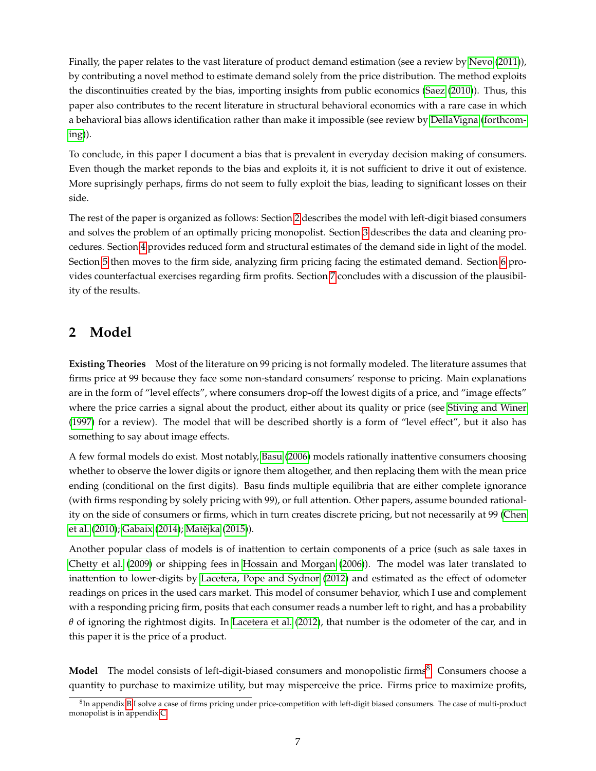Finally, the paper relates to the vast literature of product demand estimation (see a review by Nevo (2011)), by contributing a novel method to estimate demand solely from the price distribution. The method exploits the discontinuities created by the bias, importing insights from public economics (Saez (2010)). Thus, this paper also contributes to the recent literature in structural behavioral economics with a rare case in which a behavioral bias allows identification rather than make it impossible (see review by DellaVigna (forthcoming)).

To conclude, in this paper I document a bias that is prevalent in everyday decision making of consumers. Even though the market reponds to the bias and exploits it, it is not sufficient to drive it out of existence. More suprisingly perhaps, firms do not seem to fully exploit the bias, leading to significant losses on their side.

The rest of the paper is organized as follows: Section 2 describes the model with left-digit biased consumers and solves the problem of an optimally pricing monopolist. Section 3 describes the data and cleaning procedures. Section 4 provides reduced form and structural estimates of the demand side in light of the model. Section 5 then moves to the firm side, analyzing firm pricing facing the estimated demand. Section 6 provides counterfactual exercises regarding firm profits. Section 7 concludes with a discussion of the plausibility of the results.

## 2 Model

**Existing Theories** Most of the literature on 99 pricing is not formally modeled. The literature assumes that firms price at 99 because they face some non-standard consumers' response to pricing. Main explanations are in the form of "level effects", where consumers drop-off the lowest digits of a price, and "image effects" where the price carries a signal about the product, either about its quality or price (see Stiving and Winer (1997) for a review). The model that will be described shortly is a form of "level effect", but it also has something to say about image effects.

A few formal models do exist. Most notably, Basu (2006) models rationally inattentive consumers choosing whether to observe the lower digits or ignore them altogether, and then replacing them with the mean price ending (conditional on the first digits). Basu finds multiple equilibria that are either complete ignorance (with firms responding by solely pricing with 99), or full attention. Other papers, assume bounded rationality on the side of consumers or firms, which in turn creates discrete pricing, but not necessarily at 99 (Chen et al. (2010); Gabaix (2014); Matějka (2015)).

Another popular class of models is of inattention to certain components of a price (such as sale taxes in Chetty et al. (2009) or shipping fees in Hossain and Morgan (2006)). The model was later translated to inattention to lower-digits by Lacetera, Pope and Sydnor (2012) and estimated as the effect of odometer readings on prices in the used cars market. This model of consumer behavior, which I use and complement with a responding pricing firm, posits that each consumer reads a number left to right, and has a probability $\theta$ of ignoring the rightmost digits. In Lacetera et al. (2012), that number is the odometer of the car, and in this paper it is the price of a product.

**Model** The model consists of left-digit-biased consumers and monopolistic firms[8]. Consumers choose a quantity to purchase to maximize utility, but may misperceive the price. Firms price to maximize profits,

[8] In appendix B I solve a case of firms pricing under price-competition with left-digit biased consumers. The case of multi-product monopolist is in appendix C.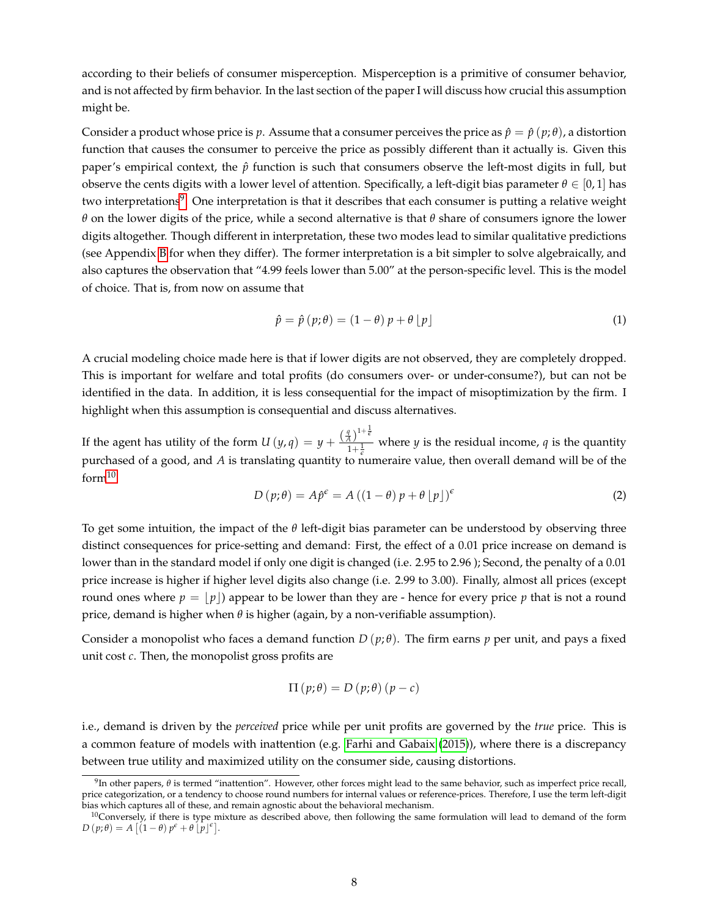according to their beliefs of consumer misperception. Misperception is a primitive of consumer behavior, and is not affected by firm behavior. In the last section of the paper I will discuss how crucial this assumption might be.

Consider a product whose price is $p$. Assume that a consumer perceives the price as $\hat{p} = \hat{p}(p;\theta)$, a distortion function that causes the consumer to perceive the price as possibly different than it actually is. Given this paper's empirical context, the $\hat{p}$ function is such that consumers observe the left-most digits in full, but observe the cents digits with a lower level of attention. Specifically, a left-digit bias parameter $\theta \in [0,1]$ has two interpretations[9]. One interpretation is that it describes that each consumer is putting a relative weight $\theta$ on the lower digits of the price, while a second alternative is that $\theta$ share of consumers ignore the lower digits altogether. Though different in interpretation, these two modes lead to similar qualitative predictions (see Appendix B for when they differ). The former interpretation is a bit simpler to solve algebraically, and also captures the observation that "4.99 feels lower than 5.00" at the person-specific level. This is the model of choice. That is, from now on assume that

$$\hat{p} = \hat{p}(p;\theta) = (1-\theta)\,p + \theta \lfloor p \rfloor \tag{1}$$

A crucial modeling choice made here is that if lower digits are not observed, they are completely dropped. This is important for welfare and total profits (do consumers over- or under-consume?), but can not be identified in the data. In addition, it is less consequential for the impact of misoptimization by the firm. I highlight when this assumption is consequential and discuss alternatives.

If the agent has utility of the form $U(y,q) = y + \frac{\left(\frac{q}{A}\right)^{1+\frac{1}{\epsilon}}}{1+\frac{1}{\epsilon}}$ where $y$ is the residual income, $q$ is the quantity purchased of a good, and $A$ is translating quantity to numeraire value, then overall demand will be of the form[10]

$$D(p;\theta) = A\hat{p}^{\epsilon} = A\left((1-\theta)\,p + \theta \lfloor p \rfloor\right)^{\epsilon} \tag{2}$$

To get some intuition, the impact of the $\theta$ left-digit bias parameter can be understood by observing three distinct consequences for price-setting and demand: First, the effect of a 0.01 price increase on demand is lower than in the standard model if only one digit is changed (i.e. 2.95 to 2.96 ); Second, the penalty of a 0.01 price increase is higher if higher level digits also change (i.e. 2.99 to 3.00). Finally, almost all prices (except round ones where $p = \lfloor p \rfloor$) appear to be lower than they are - hence for every price $p$ that is not a round price, demand is higher when $\theta$ is higher (again, by a non-verifiable assumption).

Consider a monopolist who faces a demand function $D(p;\theta)$. The firm earns $p$ per unit, and pays a fixed unit cost $c$. Then, the monopolist gross profits are

$$\Pi(p;\theta) = D(p;\theta)(p-c)$$

i.e., demand is driven by the *perceived* price while per unit profits are governed by the *true* price. This is a common feature of models with inattention (e.g. Farhi and Gabaix (2015)), where there is a discrepancy between true utility and maximized utility on the consumer side, causing distortions.

[9] In other papers, $\theta$ is termed "inattention". However, other forces might lead to the same behavior, such as imperfect price recall, price categorization, or a tendency to choose round numbers for internal values or reference-prices. Therefore, I use the term left-digit bias which captures all of these, and remain agnostic about the behavioral mechanism.

[10] Conversely, if there is type mixture as described above, then following the same formulation will lead to demand of the form $D(p;\theta) = A\left[(1-\theta)\,p^{\epsilon} + \theta \lfloor p \rfloor^{\epsilon}\right]$.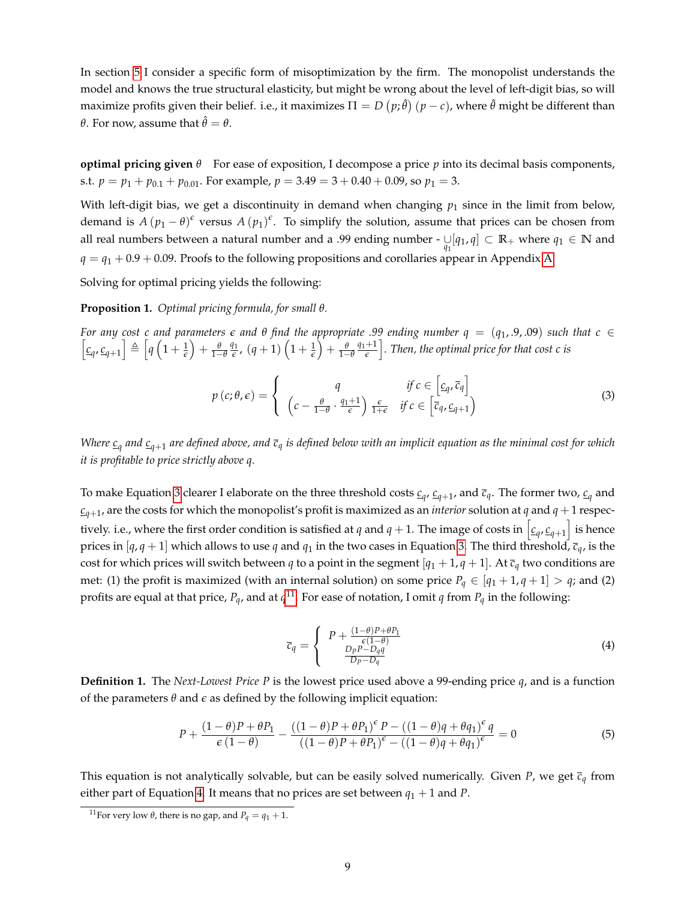In section 5 I consider a specific form of misoptimization by the firm. The monopolist understands the model and knows the true structural elasticity, but might be wrong about the level of left-digit bias, so will maximize profits given their belief. i.e., it maximizes $\Pi = D\left(p;\hat{\theta}\right)(p-c)$, where $\hat{\theta}$ might be different than $\theta$. For now, assume that $\hat{\theta} = \theta$.

**optimal pricing given $\theta$** For ease of exposition, I decompose a price $p$ into its decimal basis components, s.t. $p = p_1 + p_{0.1} + p_{0.01}$. For example, $p = 3.49 = 3 + 0.40 + 0.09$, so $p_1 = 3$.

With left-digit bias, we get a discontinuity in demand when changing $p_1$ since in the limit from below, demand is $A\left(p_1 - \theta\right)^{\epsilon}$ versus $A\left(p_1\right)^{\epsilon}$. To simplify the solution, assume that prices can be chosen from all real numbers between a natural number and a .99 ending number - $\underset{q_1}{\cup}[q_1, q] \subset \mathbb{R}_+$ where $q_1 \in \mathbb{N}$ and $q = q_1 + 0.9 + 0.09$. Proofs to the following propositions and corollaries appear in Appendix A.

Solving for optimal pricing yields the following:

**Proposition 1.** *Optimal pricing formula, for small $\theta$.*

*For any cost $c$ and parameters $\epsilon$ and $\theta$ find the appropriate .99 ending number $q = (q_1, .9, .09)$ such that $c \in \left[\underline{c}_q, \underline{c}_{q+1}\right] \triangleq \left[q\left(1+\frac{1}{\epsilon}\right) + \frac{\theta}{1-\theta}\frac{q_1}{\epsilon},\ (q+1)\left(1+\frac{1}{\epsilon}\right) + \frac{\theta}{1-\theta}\frac{q_1+1}{\epsilon}\right]$. Then, the optimal price for that cost $c$ is*

$$p\left(c;\theta,\epsilon\right) = \begin{cases} q & \text{if } c \in \left[\underline{c}_q, \overline{c}_q\right] \\ \left(c - \frac{\theta}{1-\theta}\cdot\frac{q_1+1}{\epsilon}\right)\frac{\epsilon}{1+\epsilon} & \text{if } c \in \left[\overline{c}_q, \underline{c}_{q+1}\right) \end{cases} \tag{3}$$

*Where $\underline{c}_q$ and $\underline{c}_{q+1}$ are defined above, and $\overline{c}_q$ is defined below with an implicit equation as the minimal cost for which it is profitable to price strictly above $q$.*

To make Equation 3 clearer I elaborate on the three threshold costs $\underline{c}_q$, $\underline{c}_{q+1}$, and $\overline{c}_q$. The former two, $\underline{c}_q$ and $\underline{c}_{q+1}$, are the costs for which the monopolist's profit is maximized as an *interior* solution at $q$ and $q+1$ respectively. i.e., where the first order condition is satisfied at $q$ and $q+1$. The image of costs in $\left[\underline{c}_q, \underline{c}_{q+1}\right]$ is hence prices in $[q, q+1]$ which allows to use $q$ and $q_1$ in the two cases in Equation 3. The third threshold, $\overline{c}_q$, is the cost for which prices will switch between $q$ to a point in the segment $[q_1+1, q+1]$. At $\overline{c}_q$ two conditions are met: (1) the profit is maximized (with an internal solution) on some price $P_q \in [q_1+1, q+1] > q$; and (2) profits are equal at that price, $P_q$, and at $q$[11]. For ease of notation, I omit $q$ from $P_q$ in the following:

$$\overline{c}_q = \begin{cases} P + \frac{(1-\theta)P + \theta P_1}{\epsilon(1-\theta)} \\ \frac{D_P P - D_q q}{D_P - D_q} \end{cases} \tag{4}$$

**Definition 1.** The *Next-Lowest Price P* is the lowest price used above a 99-ending price $q$, and is a function of the parameters $\theta$ and $\epsilon$ as defined by the following implicit equation:

$$P + \frac{(1-\theta)P + \theta P_1}{\epsilon\left(1-\theta\right)} - \frac{\left((1-\theta)P + \theta P_1\right)^{\epsilon} P - \left((1-\theta)q + \theta q_1\right)^{\epsilon} q}{\left((1-\theta)P + \theta P_1\right)^{\epsilon} - \left((1-\theta)q + \theta q_1\right)^{\epsilon}} = 0 \tag{5}$$

This equation is not analytically solvable, but can be easily solved numerically. Given $P$, we get $\overline{c}_q$ from either part of Equation 4. It means that no prices are set between $q_1+1$ and $P$.

[11] For very low $\theta$, there is no gap, and $P_q = q_1 + 1$.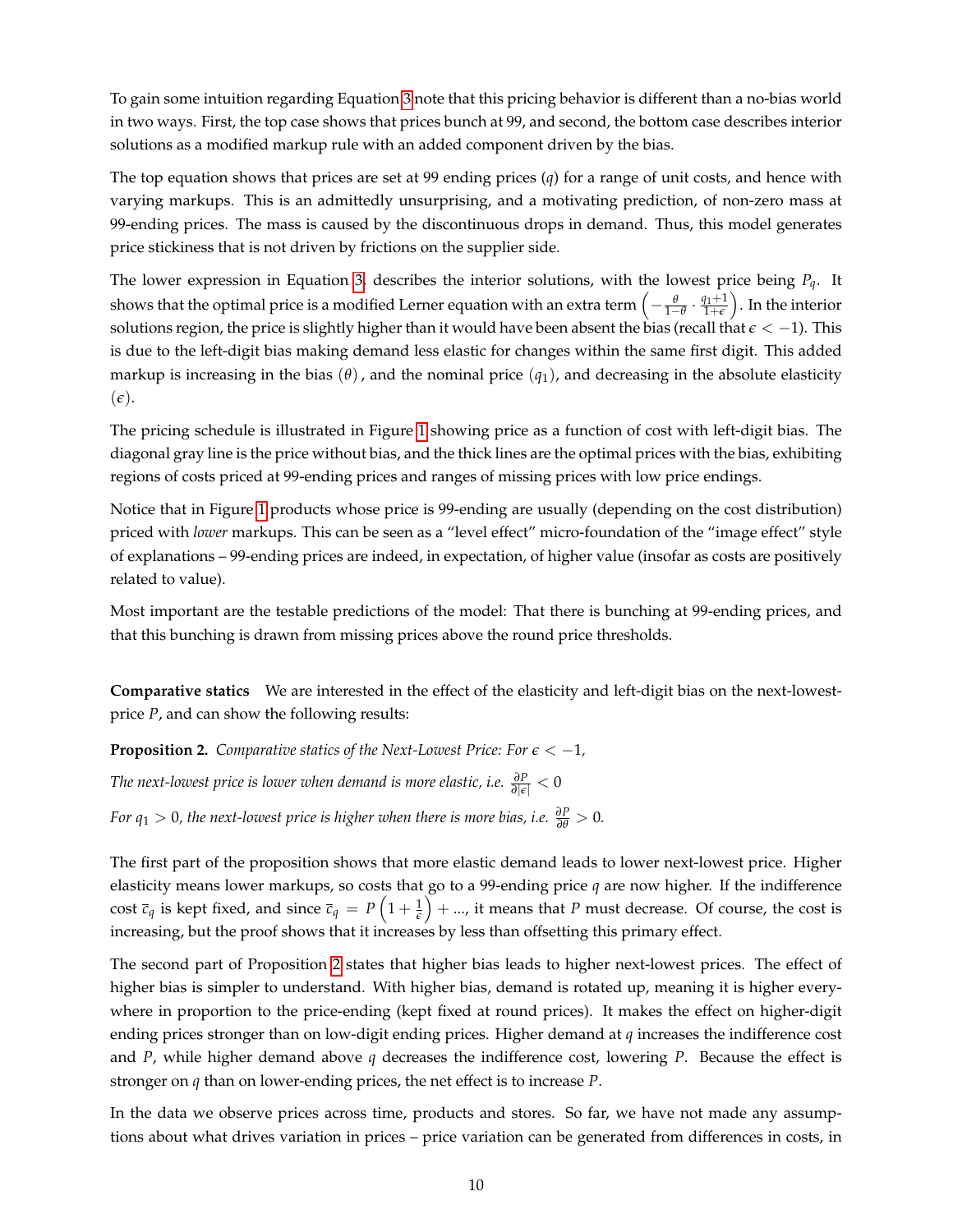To gain some intuition regarding Equation 3 note that this pricing behavior is different than a no-bias world in two ways. First, the top case shows that prices bunch at 99, and second, the bottom case describes interior solutions as a modified markup rule with an added component driven by the bias.

The top equation shows that prices are set at 99 ending prices ($q$) for a range of unit costs, and hence with varying markups. This is an admittedly unsurprising, and a motivating prediction, of non-zero mass at 99-ending prices. The mass is caused by the discontinuous drops in demand. Thus, this model generates price stickiness that is not driven by frictions on the supplier side.

The lower expression in Equation 3, describes the interior solutions, with the lowest price being $P_q$. It shows that the optimal price is a modified Lerner equation with an extra term $\left(-\frac{\theta}{1-\theta} \cdot \frac{q_1+1}{1+\epsilon}\right)$. In the interior solutions region, the price is slightly higher than it would have been absent the bias (recall that $\epsilon < -1$). This is due to the left-digit bias making demand less elastic for changes within the same first digit. This added markup is increasing in the bias $(\theta)$, and the nominal price $(q_1)$, and decreasing in the absolute elasticity $(\epsilon)$.

The pricing schedule is illustrated in Figure 1 showing price as a function of cost with left-digit bias. The diagonal gray line is the price without bias, and the thick lines are the optimal prices with the bias, exhibiting regions of costs priced at 99-ending prices and ranges of missing prices with low price endings.

Notice that in Figure 1 products whose price is 99-ending are usually (depending on the cost distribution) priced with *lower* markups. This can be seen as a "level effect" micro-foundation of the "image effect" style of explanations – 99-ending prices are indeed, in expectation, of higher value (insofar as costs are positively related to value).

Most important are the testable predictions of the model: That there is bunching at 99-ending prices, and that this bunching is drawn from missing prices above the round price thresholds.

**Comparative statics** We are interested in the effect of the elasticity and left-digit bias on the next-lowest-price $P$, and can show the following results:

**Proposition 2.** *Comparative statics of the Next-Lowest Price: For $\epsilon < -1$,*

*The next-lowest price is lower when demand is more elastic, i.e.* $\frac{\partial P}{\partial |\epsilon|} < 0$

*For $q_1 > 0$, the next-lowest price is higher when there is more bias, i.e.* $\frac{\partial P}{\partial \theta} > 0$.

The first part of the proposition shows that more elastic demand leads to lower next-lowest price. Higher elasticity means lower markups, so costs that go to a 99-ending price $q$ are now higher. If the indifference cost $\bar{c}_q$ is kept fixed, and since $\bar{c}_q = P\left(1 + \frac{1}{\epsilon}\right) + ...$, it means that $P$ must decrease. Of course, the cost is increasing, but the proof shows that it increases by less than offsetting this primary effect.

The second part of Proposition 2 states that higher bias leads to higher next-lowest prices. The effect of higher bias is simpler to understand. With higher bias, demand is rotated up, meaning it is higher everywhere in proportion to the price-ending (kept fixed at round prices). It makes the effect on higher-digit ending prices stronger than on low-digit ending prices. Higher demand at $q$ increases the indifference cost and $P$, while higher demand above $q$ decreases the indifference cost, lowering $P$. Because the effect is stronger on $q$ than on lower-ending prices, the net effect is to increase $P$.

In the data we observe prices across time, products and stores. So far, we have not made any assumptions about what drives variation in prices – price variation can be generated from differences in costs, in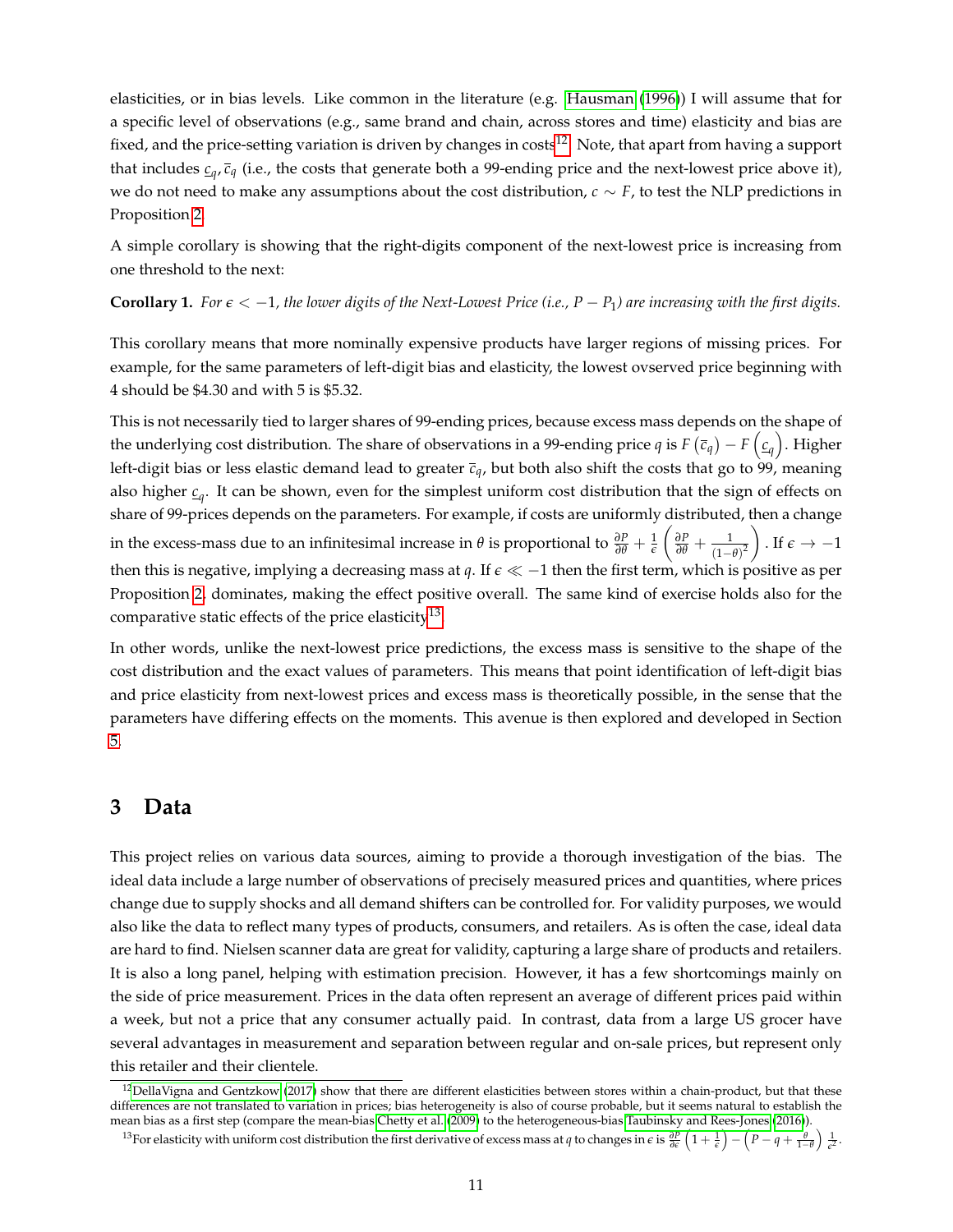elasticities, or in bias levels. Like common in the literature (e.g. Hausman (1996)) I will assume that for a specific level of observations (e.g., same brand and chain, across stores and time) elasticity and bias are fixed, and the price-setting variation is driven by changes in costs[12]. Note, that apart from having a support that includes $\underline{c}_q, \overline{c}_q$ (i.e., the costs that generate both a 99-ending price and the next-lowest price above it), we do not need to make any assumptions about the cost distribution, $c \sim F$, to test the NLP predictions in Proposition 2.

A simple corollary is showing that the right-digits component of the next-lowest price is increasing from one threshold to the next:

**Corollary 1.** *For $\epsilon < -1$, the lower digits of the Next-Lowest Price (i.e., $P - P_1$) are increasing with the first digits.*

This corollary means that more nominally expensive products have larger regions of missing prices. For example, for the same parameters of left-digit bias and elasticity, the lowest ovserved price beginning with 4 should be \$4.30 and with 5 is \$5.32.

This is not necessarily tied to larger shares of 99-ending prices, because excess mass depends on the shape of the underlying cost distribution. The share of observations in a 99-ending price $q$ is $F\left(\overline{c}_q\right) - F\left(\underline{c}_q\right)$. Higher left-digit bias or less elastic demand lead to greater $\overline{c}_q$, but both also shift the costs that go to 99, meaning also higher $\underline{c}_q$. It can be shown, even for the simplest uniform cost distribution that the sign of effects on share of 99-prices depends on the parameters. For example, if costs are uniformly distributed, then a change in the excess-mass due to an infinitesimal increase in $\theta$ is proportional to $\frac{\partial P}{\partial \theta} + \frac{1}{\epsilon}\left(\frac{\partial P}{\partial \theta} + \frac{1}{(1-\theta)^2}\right)$. If $\epsilon \to -1$ then this is negative, implying a decreasing mass at $q$. If $\epsilon \ll -1$ then the first term, which is positive as per Proposition 2, dominates, making the effect positive overall. The same kind of exercise holds also for the comparative static effects of the price elasticity[13].

In other words, unlike the next-lowest price predictions, the excess mass is sensitive to the shape of the cost distribution and the exact values of parameters. This means that point identification of left-digit bias and price elasticity from next-lowest prices and excess mass is theoretically possible, in the sense that the parameters have differing effects on the moments. This avenue is then explored and developed in Section 5.

# 3 Data

This project relies on various data sources, aiming to provide a thorough investigation of the bias. The ideal data include a large number of observations of precisely measured prices and quantities, where prices change due to supply shocks and all demand shifters can be controlled for. For validity purposes, we would also like the data to reflect many types of products, consumers, and retailers. As is often the case, ideal data are hard to find. Nielsen scanner data are great for validity, capturing a large share of products and retailers. It is also a long panel, helping with estimation precision. However, it has a few shortcomings mainly on the side of price measurement. Prices in the data often represent an average of different prices paid within a week, but not a price that any consumer actually paid. In contrast, data from a large US grocer have several advantages in measurement and separation between regular and on-sale prices, but represent only this retailer and their clientele.

[12] DellaVigna and Gentzkow (2017) show that there are different elasticities between stores within a chain-product, but that these differences are not translated to variation in prices; bias heterogeneity is also of course probable, but it seems natural to establish the mean bias as a first step (compare the mean-bias Chetty et al. (2009) to the heterogeneous-bias Taubinsky and Rees-Jones (2016)).

[13] For elasticity with uniform cost distribution the first derivative of excess mass at $q$ to changes in $\epsilon$ is $\frac{\partial P}{\partial \epsilon}\left(1 + \frac{1}{\epsilon}\right) - \left(P - q + \frac{\theta}{1-\theta}\right)\frac{1}{\epsilon^2}$.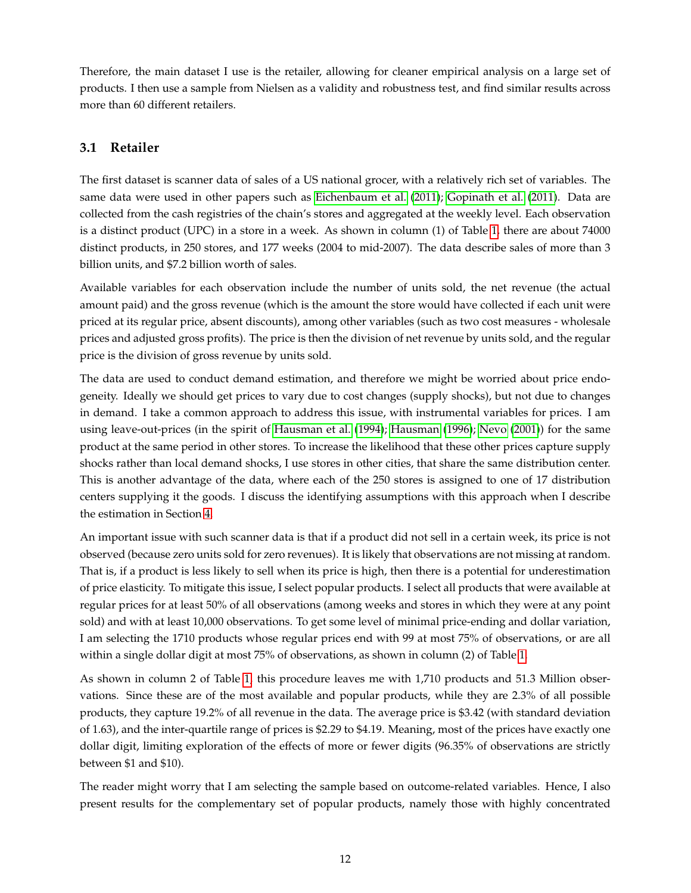Therefore, the main dataset I use is the retailer, allowing for cleaner empirical analysis on a large set of products. I then use a sample from Nielsen as a validity and robustness test, and find similar results across more than 60 different retailers.

### 3.1 Retailer

The first dataset is scanner data of sales of a US national grocer, with a relatively rich set of variables. The same data were used in other papers such as Eichenbaum et al. (2011); Gopinath et al. (2011). Data are collected from the cash registries of the chain's stores and aggregated at the weekly level. Each observation is a distinct product (UPC) in a store in a week. As shown in column (1) of Table 1, there are about 74000 distinct products, in 250 stores, and 177 weeks (2004 to mid-2007). The data describe sales of more than 3 billion units, and $7.2 billion worth of sales.

Available variables for each observation include the number of units sold, the net revenue (the actual amount paid) and the gross revenue (which is the amount the store would have collected if each unit were priced at its regular price, absent discounts), among other variables (such as two cost measures - wholesale prices and adjusted gross profits). The price is then the division of net revenue by units sold, and the regular price is the division of gross revenue by units sold.

The data are used to conduct demand estimation, and therefore we might be worried about price endogeneity. Ideally we should get prices to vary due to cost changes (supply shocks), but not due to changes in demand. I take a common approach to address this issue, with instrumental variables for prices. I am using leave-out-prices (in the spirit of Hausman et al. (1994); Hausman (1996); Nevo (2001)) for the same product at the same period in other stores. To increase the likelihood that these other prices capture supply shocks rather than local demand shocks, I use stores in other cities, that share the same distribution center. This is another advantage of the data, where each of the 250 stores is assigned to one of 17 distribution centers supplying it the goods. I discuss the identifying assumptions with this approach when I describe the estimation in Section 4.

An important issue with such scanner data is that if a product did not sell in a certain week, its price is not observed (because zero units sold for zero revenues). It is likely that observations are not missing at random. That is, if a product is less likely to sell when its price is high, then there is a potential for underestimation of price elasticity. To mitigate this issue, I select popular products. I select all products that were available at regular prices for at least 50% of all observations (among weeks and stores in which they were at any point sold) and with at least 10,000 observations. To get some level of minimal price-ending and dollar variation, I am selecting the 1710 products whose regular prices end with 99 at most 75% of observations, or are all within a single dollar digit at most 75% of observations, as shown in column (2) of Table 1.

As shown in column 2 of Table 1, this procedure leaves me with 1,710 products and 51.3 Million observations. Since these are of the most available and popular products, while they are 2.3% of all possible products, they capture 19.2% of all revenue in the data. The average price is $3.42 (with standard deviation of 1.63), and the inter-quartile range of prices is $2.29 to $4.19. Meaning, most of the prices have exactly one dollar digit, limiting exploration of the effects of more or fewer digits (96.35% of observations are strictly between $1 and $10).

The reader might worry that I am selecting the sample based on outcome-related variables. Hence, I also present results for the complementary set of popular products, namely those with highly concentrated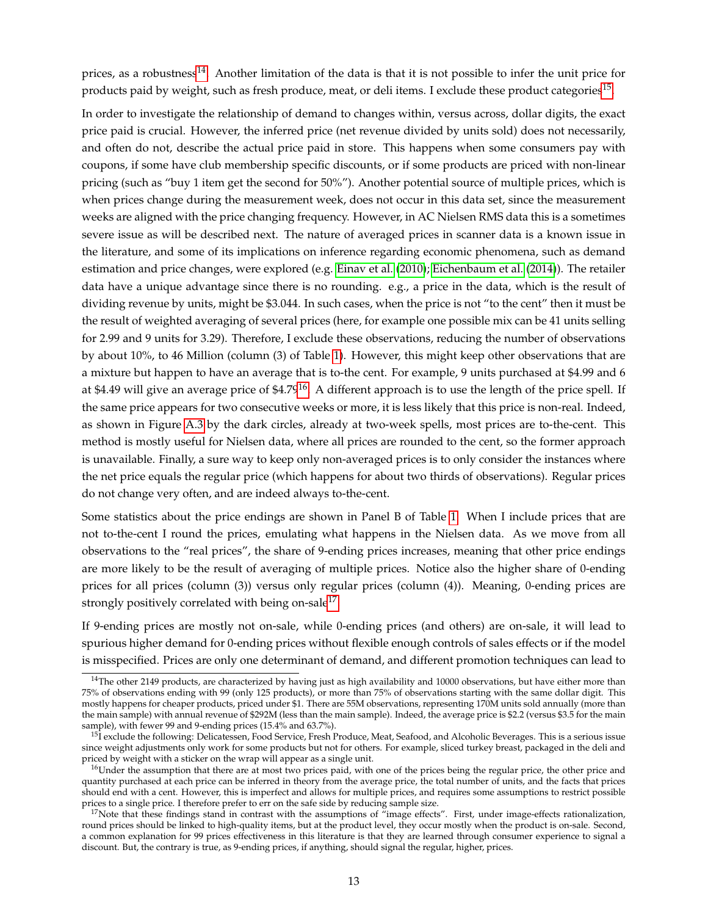prices, as a robustness[14]. Another limitation of the data is that it is not possible to infer the unit price for products paid by weight, such as fresh produce, meat, or deli items. I exclude these product categories[15].

In order to investigate the relationship of demand to changes within, versus across, dollar digits, the exact price paid is crucial. However, the inferred price (net revenue divided by units sold) does not necessarily, and often do not, describe the actual price paid in store. This happens when some consumers pay with coupons, if some have club membership specific discounts, or if some products are priced with non-linear pricing (such as "buy 1 item get the second for 50%"). Another potential source of multiple prices, which is when prices change during the measurement week, does not occur in this data set, since the measurement weeks are aligned with the price changing frequency. However, in AC Nielsen RMS data this is a sometimes severe issue as will be described next. The nature of averaged prices in scanner data is a known issue in the literature, and some of its implications on inference regarding economic phenomena, such as demand estimation and price changes, were explored (e.g. Einav et al. (2010); Eichenbaum et al. (2014)). The retailer data have a unique advantage since there is no rounding. e.g., a price in the data, which is the result of dividing revenue by units, might be $3.044. In such cases, when the price is not "to the cent" then it must be the result of weighted averaging of several prices (here, for example one possible mix can be 41 units selling for 2.99 and 9 units for 3.29). Therefore, I exclude these observations, reducing the number of observations by about 10%, to 46 Million (column (3) of Table 1). However, this might keep other observations that are a mixture but happen to have an average that is to-the cent. For example, 9 units purchased at $4.99 and 6 at $4.49 will give an average price of $4.79[16]. A different approach is to use the length of the price spell. If the same price appears for two consecutive weeks or more, it is less likely that this price is non-real. Indeed, as shown in Figure A.3 by the dark circles, already at two-week spells, most prices are to-the-cent. This method is mostly useful for Nielsen data, where all prices are rounded to the cent, so the former approach is unavailable. Finally, a sure way to keep only non-averaged prices is to only consider the instances where the net price equals the regular price (which happens for about two thirds of observations). Regular prices do not change very often, and are indeed always to-the-cent.

Some statistics about the price endings are shown in Panel B of Table 1. When I include prices that are not to-the-cent I round the prices, emulating what happens in the Nielsen data. As we move from all observations to the "real prices", the share of 9-ending prices increases, meaning that other price endings are more likely to be the result of averaging of multiple prices. Notice also the higher share of 0-ending prices for all prices (column (3)) versus only regular prices (column (4)). Meaning, 0-ending prices are strongly positively correlated with being on-sale[17].

If 9-ending prices are mostly not on-sale, while 0-ending prices (and others) are on-sale, it will lead to spurious higher demand for 0-ending prices without flexible enough controls of sales effects or if the model is misspecified. Prices are only one determinant of demand, and different promotion techniques can lead to

[14] The other 2149 products, are characterized by having just as high availability and 10000 observations, but have either more than 75% of observations ending with 99 (only 125 products), or more than 75% of observations starting with the same dollar digit. This mostly happens for cheaper products, priced under $1. There are 55M observations, representing 170M units sold annually (more than the main sample) with annual revenue of $292M (less than the main sample). Indeed, the average price is $2.2 (versus $3.5 for the main sample), with fewer 99 and 9-ending prices (15.4% and 63.7%).

[15] I exclude the following: Delicatessen, Food Service, Fresh Produce, Meat, Seafood, and Alcoholic Beverages. This is a serious issue since weight adjustments only work for some products but not for others. For example, sliced turkey breast, packaged in the deli and priced by weight with a sticker on the wrap will appear as a single unit.

[16] Under the assumption that there are at most two prices paid, with one of the prices being the regular price, the other price and quantity purchased at each price can be inferred in theory from the average price, the total number of units, and the facts that prices should end with a cent. However, this is imperfect and allows for multiple prices, and requires some assumptions to restrict possible prices to a single price. I therefore prefer to err on the safe side by reducing sample size.

[17] Note that these findings stand in contrast with the assumptions of "image effects". First, under image-effects rationalization, round prices should be linked to high-quality items, but at the product level, they occur mostly when the product is on-sale. Second, a common explanation for 99 prices effectiveness in this literature is that they are learned through consumer experience to signal a discount. But, the contrary is true, as 9-ending prices, if anything, should signal the regular, higher, prices.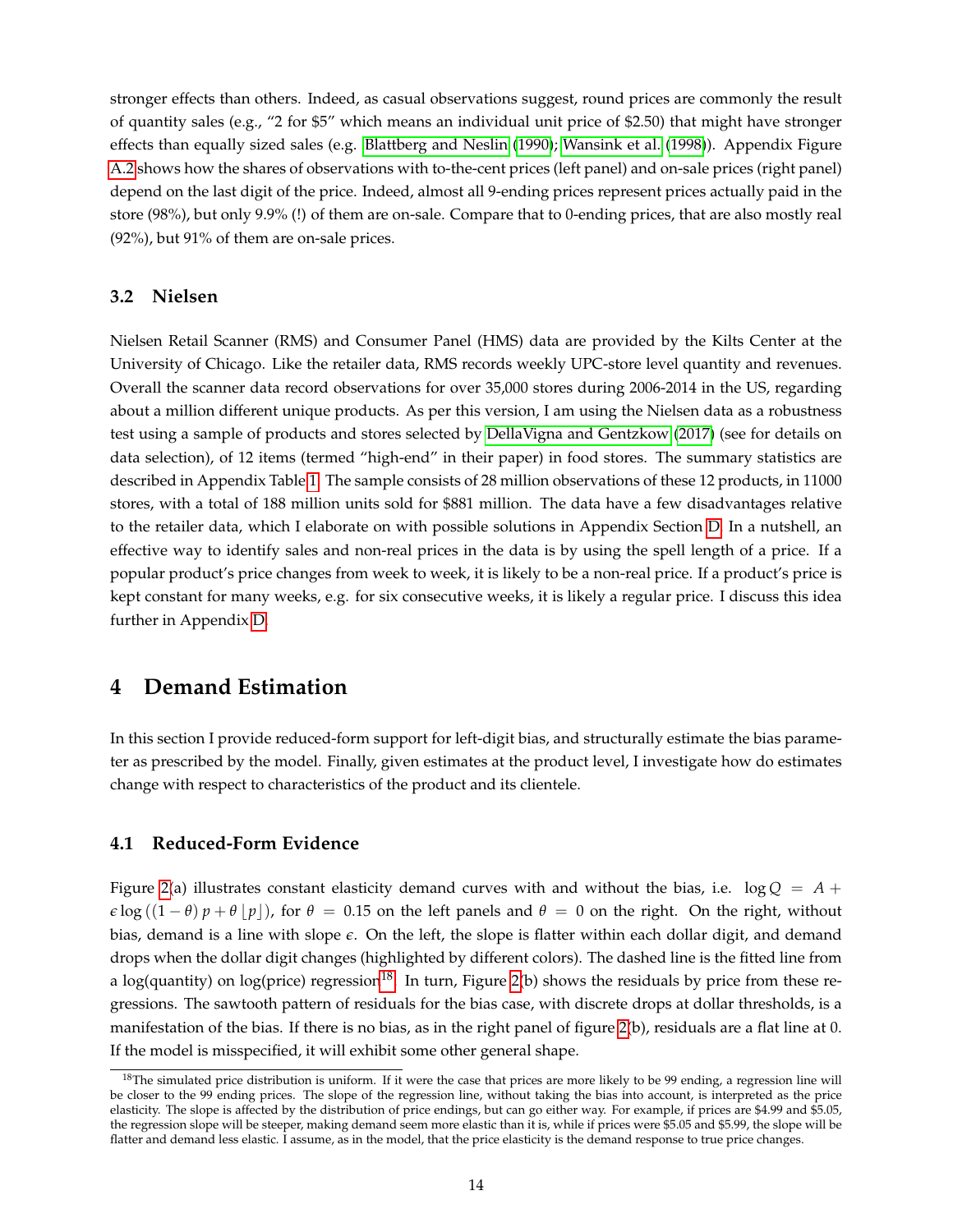stronger effects than others. Indeed, as casual observations suggest, round prices are commonly the result of quantity sales (e.g., "2 for \$5" which means an individual unit price of \$2.50) that might have stronger effects than equally sized sales (e.g. Blattberg and Neslin (1990); Wansink et al. (1998)). Appendix Figure A.2 shows how the shares of observations with to-the-cent prices (left panel) and on-sale prices (right panel) depend on the last digit of the price. Indeed, almost all 9-ending prices represent prices actually paid in the store (98%), but only 9.9% (!) of them are on-sale. Compare that to 0-ending prices, that are also mostly real (92%), but 91% of them are on-sale prices.

### 3.2 Nielsen

Nielsen Retail Scanner (RMS) and Consumer Panel (HMS) data are provided by the Kilts Center at the University of Chicago. Like the retailer data, RMS records weekly UPC-store level quantity and revenues. Overall the scanner data record observations for over 35,000 stores during 2006-2014 in the US, regarding about a million different unique products. As per this version, I am using the Nielsen data as a robustness test using a sample of products and stores selected by DellaVigna and Gentzkow (2017) (see for details on data selection), of 12 items (termed "high-end" in their paper) in food stores. The summary statistics are described in Appendix Table 1. The sample consists of 28 million observations of these 12 products, in 11000 stores, with a total of 188 million units sold for \$881 million. The data have a few disadvantages relative to the retailer data, which I elaborate on with possible solutions in Appendix Section D. In a nutshell, an effective way to identify sales and non-real prices in the data is by using the spell length of a price. If a popular product's price changes from week to week, it is likely to be a non-real price. If a product's price is kept constant for many weeks, e.g. for six consecutive weeks, it is likely a regular price. I discuss this idea further in Appendix D.

## 4 Demand Estimation

In this section I provide reduced-form support for left-digit bias, and structurally estimate the bias parameter as prescribed by the model. Finally, given estimates at the product level, I investigate how do estimates change with respect to characteristics of the product and its clientele.

### 4.1 Reduced-Form Evidence

Figure 2(a) illustrates constant elasticity demand curves with and without the bias, i.e. $\log Q = A + \epsilon \log\left((1-\theta)\,p + \theta\lfloor p\rfloor\right)$, for $\theta = 0.15$ on the left panels and $\theta = 0$ on the right. On the right, without bias, demand is a line with slope $\epsilon$. On the left, the slope is flatter within each dollar digit, and demand drops when the dollar digit changes (highlighted by different colors). The dashed line is the fitted line from a log(quantity) on log(price) regression[18]. In turn, Figure 2(b) shows the residuals by price from these regressions. The sawtooth pattern of residuals for the bias case, with discrete drops at dollar thresholds, is a manifestation of the bias. If there is no bias, as in the right panel of figure 2(b), residuals are a flat line at 0. If the model is misspecified, it will exhibit some other general shape.

[18] The simulated price distribution is uniform. If it were the case that prices are more likely to be 99 ending, a regression line will be closer to the 99 ending prices. The slope of the regression line, without taking the bias into account, is interpreted as the price elasticity. The slope is affected by the distribution of price endings, but can go either way. For example, if prices are \$4.99 and \$5.05, the regression slope will be steeper, making demand seem more elastic than it is, while if prices were \$5.05 and \$5.99, the slope will be flatter and demand less elastic. I assume, as in the model, that the price elasticity is the demand response to true price changes.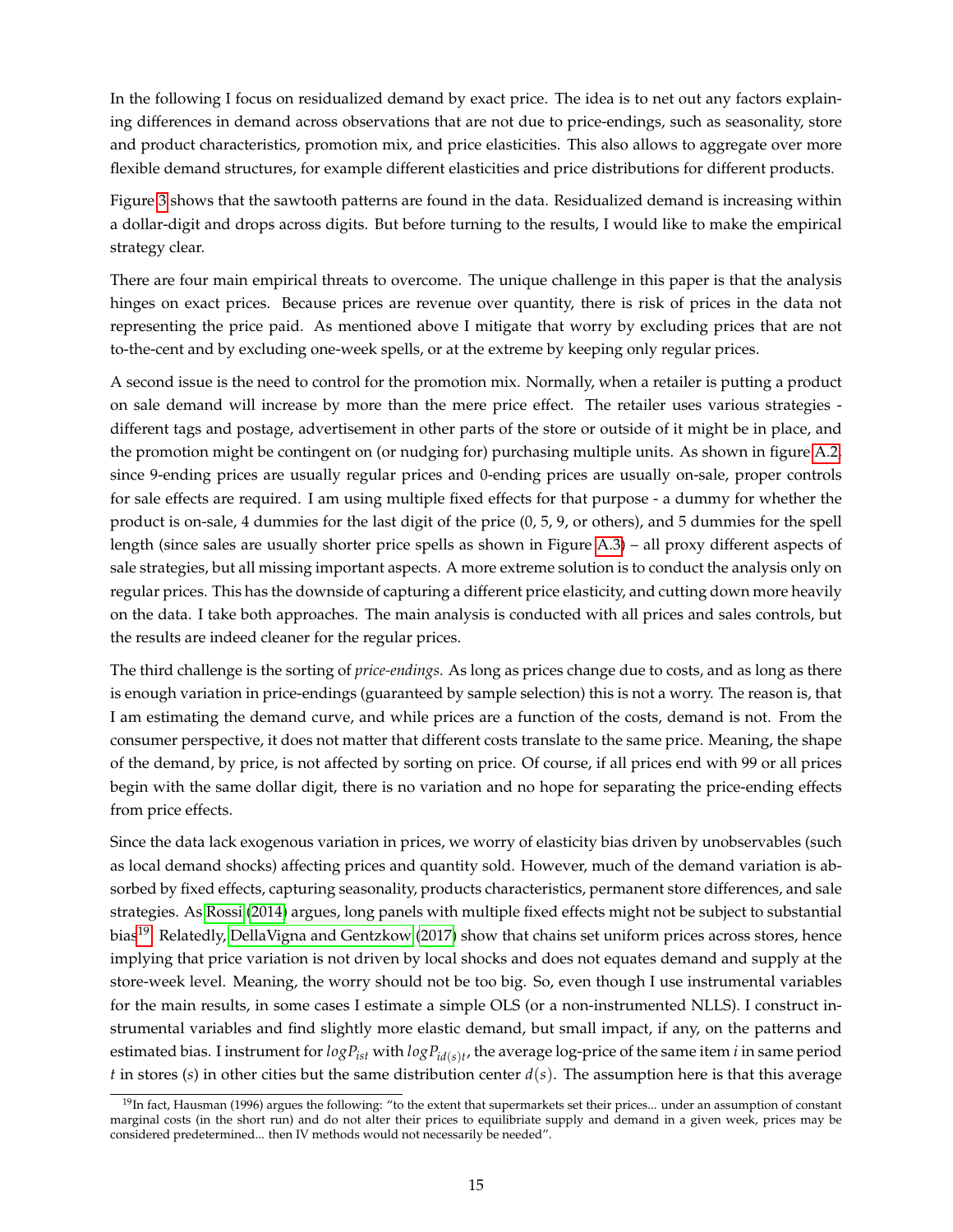In the following I focus on residualized demand by exact price. The idea is to net out any factors explaining differences in demand across observations that are not due to price-endings, such as seasonality, store and product characteristics, promotion mix, and price elasticities. This also allows to aggregate over more flexible demand structures, for example different elasticities and price distributions for different products.

Figure 3 shows that the sawtooth patterns are found in the data. Residualized demand is increasing within a dollar-digit and drops across digits. But before turning to the results, I would like to make the empirical strategy clear.

There are four main empirical threats to overcome. The unique challenge in this paper is that the analysis hinges on exact prices. Because prices are revenue over quantity, there is risk of prices in the data not representing the price paid. As mentioned above I mitigate that worry by excluding prices that are not to-the-cent and by excluding one-week spells, or at the extreme by keeping only regular prices.

A second issue is the need to control for the promotion mix. Normally, when a retailer is putting a product on sale demand will increase by more than the mere price effect. The retailer uses various strategies - different tags and postage, advertisement in other parts of the store or outside of it might be in place, and the promotion might be contingent on (or nudging for) purchasing multiple units. As shown in figure A.2, since 9-ending prices are usually regular prices and 0-ending prices are usually on-sale, proper controls for sale effects are required. I am using multiple fixed effects for that purpose - a dummy for whether the product is on-sale, 4 dummies for the last digit of the price (0, 5, 9, or others), and 5 dummies for the spell length (since sales are usually shorter price spells as shown in Figure A.3) – all proxy different aspects of sale strategies, but all missing important aspects. A more extreme solution is to conduct the analysis only on regular prices. This has the downside of capturing a different price elasticity, and cutting down more heavily on the data. I take both approaches. The main analysis is conducted with all prices and sales controls, but the results are indeed cleaner for the regular prices.

The third challenge is the sorting of *price-endings*. As long as prices change due to costs, and as long as there is enough variation in price-endings (guaranteed by sample selection) this is not a worry. The reason is, that I am estimating the demand curve, and while prices are a function of the costs, demand is not. From the consumer perspective, it does not matter that different costs translate to the same price. Meaning, the shape of the demand, by price, is not affected by sorting on price. Of course, if all prices end with 99 or all prices begin with the same dollar digit, there is no variation and no hope for separating the price-ending effects from price effects.

Since the data lack exogenous variation in prices, we worry of elasticity bias driven by unobservables (such as local demand shocks) affecting prices and quantity sold. However, much of the demand variation is absorbed by fixed effects, capturing seasonality, products characteristics, permanent store differences, and sale strategies. As Rossi (2014) argues, long panels with multiple fixed effects might not be subject to substantial bias[19]. Relatedly, DellaVigna and Gentzkow (2017) show that chains set uniform prices across stores, hence implying that price variation is not driven by local shocks and does not equates demand and supply at the store-week level. Meaning, the worry should not be too big. So, even though I use instrumental variables for the main results, in some cases I estimate a simple OLS (or a non-instrumented NLLS). I construct instrumental variables and find slightly more elastic demand, but small impact, if any, on the patterns and estimated bias. I instrument for $logP_{ist}$ with $logP_{id(s)t}$, the average log-price of the same item $i$ in same period $t$ in stores ($s$) in other cities but the same distribution center $d(s)$. The assumption here is that this average

[19] In fact, Hausman (1996) argues the following: "to the extent that supermarkets set their prices... under an assumption of constant marginal costs (in the short run) and do not alter their prices to equilibriate supply and demand in a given week, prices may be considered predetermined... then IV methods would not necessarily be needed".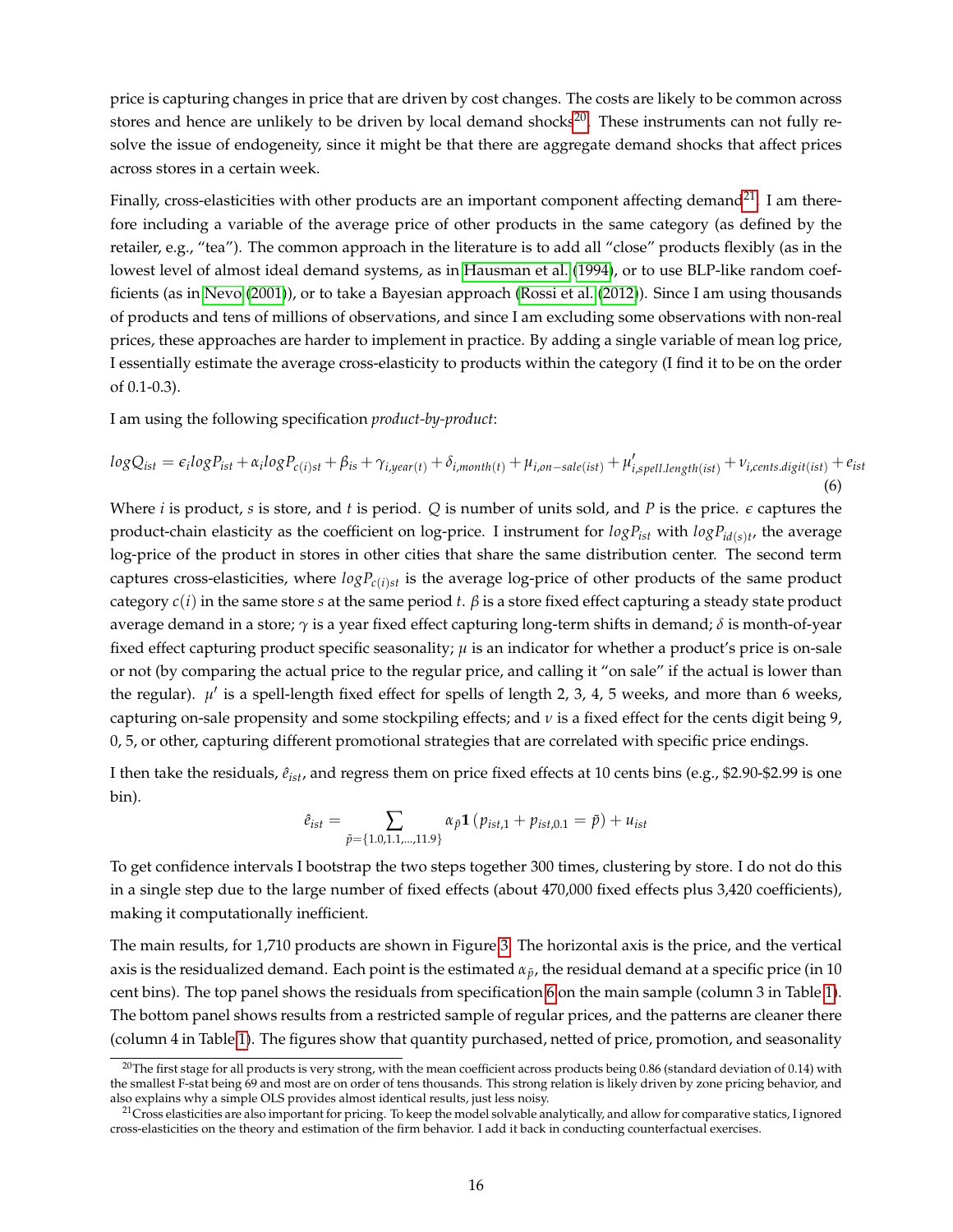price is capturing changes in price that are driven by cost changes. The costs are likely to be common across stores and hence are unlikely to be driven by local demand shocks[20]. These instruments can not fully resolve the issue of endogeneity, since it might be that there are aggregate demand shocks that affect prices across stores in a certain week.

Finally, cross-elasticities with other products are an important component affecting demand[21]. I am therefore including a variable of the average price of other products in the same category (as defined by the retailer, e.g., "tea"). The common approach in the literature is to add all "close" products flexibly (as in the lowest level of almost ideal demand systems, as in Hausman et al. (1994), or to use BLP-like random coefficients (as in Nevo (2001)), or to take a Bayesian approach (Rossi et al. (2012)). Since I am using thousands of products and tens of millions of observations, and since I am excluding some observations with non-real prices, these approaches are harder to implement in practice. By adding a single variable of mean log price, I essentially estimate the average cross-elasticity to products within the category (I find it to be on the order of 0.1-0.3).

I am using the following specification *product-by-product*:

$$logQ_{ist} = \epsilon_i logP_{ist} + \alpha_i logP_{c(i)st} + \beta_{is} + \gamma_{i,year(t)} + \delta_{i,month(t)} + \mu_{i,on-sale(ist)} + \mu'_{i,spell.length(ist)} + \nu_{i,cents.digit(ist)} + e_{ist} \tag{6}$$

Where $i$ is product, $s$ is store, and $t$ is period. $Q$ is number of units sold, and $P$ is the price. $\epsilon$ captures the product-chain elasticity as the coefficient on log-price. I instrument for $logP_{ist}$ with $logP_{id(s)t}$, the average log-price of the product in stores in other cities that share the same distribution center. The second term captures cross-elasticities, where $logP_{c(i)st}$ is the average log-price of other products of the same product category $c(i)$ in the same store $s$ at the same period $t$. $\beta$ is a store fixed effect capturing a steady state product average demand in a store; $\gamma$ is a year fixed effect capturing long-term shifts in demand; $\delta$ is month-of-year fixed effect capturing product specific seasonality; $\mu$ is an indicator for whether a product's price is on-sale or not (by comparing the actual price to the regular price, and calling it "on sale" if the actual is lower than the regular). $\mu'$ is a spell-length fixed effect for spells of length 2, 3, 4, 5 weeks, and more than 6 weeks, capturing on-sale propensity and some stockpiling effects; and $\nu$ is a fixed effect for the cents digit being 9, 0, 5, or other, capturing different promotional strategies that are correlated with specific price endings.

I then take the residuals, $\hat{e}_{ist}$, and regress them on price fixed effects at 10 cents bins (e.g., \$2.90-\$2.99 is one bin).

$$\hat{e}_{ist} = \sum_{\tilde{p}=\{1.0,1.1,...,11.9\}} \alpha_{\tilde{p}} \mathbf{1}\left(p_{ist,1} + p_{ist,0.1} = \tilde{p}\right) + u_{ist}$$

To get confidence intervals I bootstrap the two steps together 300 times, clustering by store. I do not do this in a single step due to the large number of fixed effects (about 470,000 fixed effects plus 3,420 coefficients), making it computationally inefficient.

The main results, for 1,710 products are shown in Figure 3. The horizontal axis is the price, and the vertical axis is the residualized demand. Each point is the estimated $\alpha_{\tilde{p}}$, the residual demand at a specific price (in 10 cent bins). The top panel shows the residuals from specification 6 on the main sample (column 3 in Table 1). The bottom panel shows results from a restricted sample of regular prices, and the patterns are cleaner there (column 4 in Table 1). The figures show that quantity purchased, netted of price, promotion, and seasonality

[20] The first stage for all products is very strong, with the mean coefficient across products being 0.86 (standard deviation of 0.14) with the smallest F-stat being 69 and most are on order of tens thousands. This strong relation is likely driven by zone pricing behavior, and also explains why a simple OLS provides almost identical results, just less noisy.

[21] Cross elasticities are also important for pricing. To keep the model solvable analytically, and allow for comparative statics, I ignored cross-elasticities on the theory and estimation of the firm behavior. I add it back in conducting counterfactual exercises.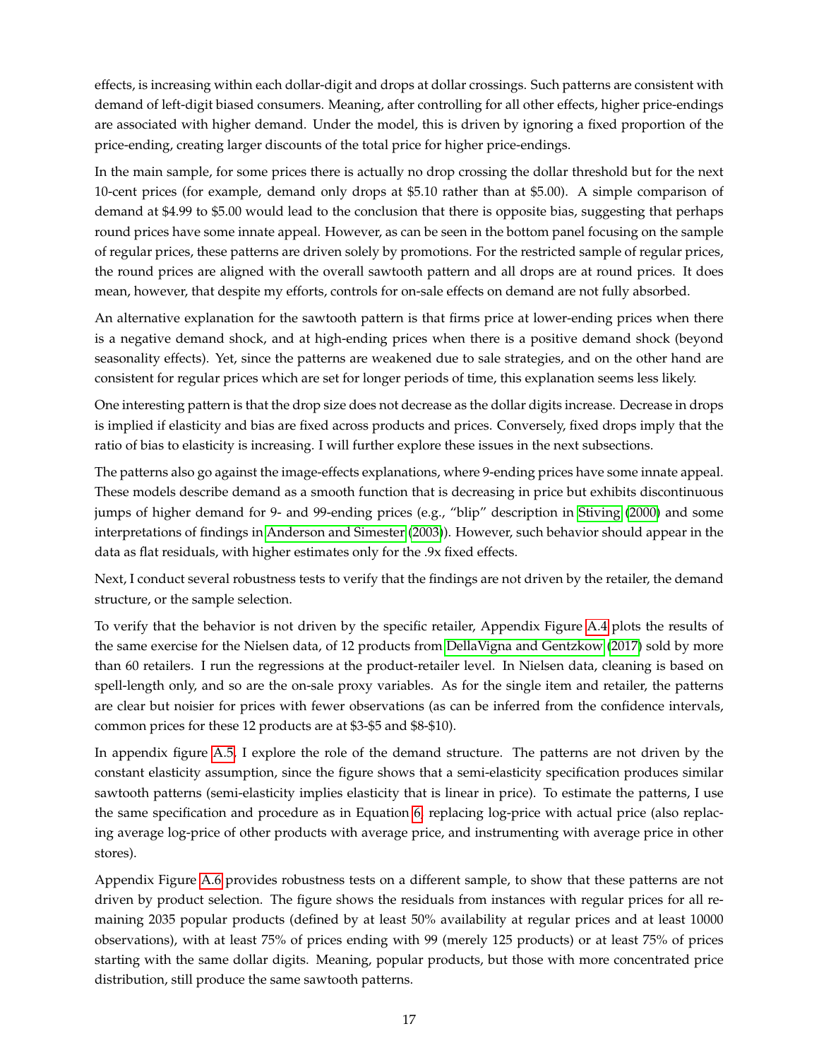effects, is increasing within each dollar-digit and drops at dollar crossings. Such patterns are consistent with demand of left-digit biased consumers. Meaning, after controlling for all other effects, higher price-endings are associated with higher demand. Under the model, this is driven by ignoring a fixed proportion of the price-ending, creating larger discounts of the total price for higher price-endings.

In the main sample, for some prices there is actually no drop crossing the dollar threshold but for the next 10-cent prices (for example, demand only drops at $5.10 rather than at $5.00). A simple comparison of demand at $4.99 to $5.00 would lead to the conclusion that there is opposite bias, suggesting that perhaps round prices have some innate appeal. However, as can be seen in the bottom panel focusing on the sample of regular prices, these patterns are driven solely by promotions. For the restricted sample of regular prices, the round prices are aligned with the overall sawtooth pattern and all drops are at round prices. It does mean, however, that despite my efforts, controls for on-sale effects on demand are not fully absorbed.

An alternative explanation for the sawtooth pattern is that firms price at lower-ending prices when there is a negative demand shock, and at high-ending prices when there is a positive demand shock (beyond seasonality effects). Yet, since the patterns are weakened due to sale strategies, and on the other hand are consistent for regular prices which are set for longer periods of time, this explanation seems less likely.

One interesting pattern is that the drop size does not decrease as the dollar digits increase. Decrease in drops is implied if elasticity and bias are fixed across products and prices. Conversely, fixed drops imply that the ratio of bias to elasticity is increasing. I will further explore these issues in the next subsections.

The patterns also go against the image-effects explanations, where 9-ending prices have some innate appeal. These models describe demand as a smooth function that is decreasing in price but exhibits discontinuous jumps of higher demand for 9- and 99-ending prices (e.g., "blip" description in Stiving (2000) and some interpretations of findings in Anderson and Simester (2003)). However, such behavior should appear in the data as flat residuals, with higher estimates only for the .9x fixed effects.

Next, I conduct several robustness tests to verify that the findings are not driven by the retailer, the demand structure, or the sample selection.

To verify that the behavior is not driven by the specific retailer, Appendix Figure A.4 plots the results of the same exercise for the Nielsen data, of 12 products from DellaVigna and Gentzkow (2017) sold by more than 60 retailers. I run the regressions at the product-retailer level. In Nielsen data, cleaning is based on spell-length only, and so are the on-sale proxy variables. As for the single item and retailer, the patterns are clear but noisier for prices with fewer observations (as can be inferred from the confidence intervals, common prices for these 12 products are at $3-$5 and $8-$10).

In appendix figure A.5, I explore the role of the demand structure. The patterns are not driven by the constant elasticity assumption, since the figure shows that a semi-elasticity specification produces similar sawtooth patterns (semi-elasticity implies elasticity that is linear in price). To estimate the patterns, I use the same specification and procedure as in Equation 6, replacing log-price with actual price (also replacing average log-price of other products with average price, and instrumenting with average price in other stores).

Appendix Figure A.6 provides robustness tests on a different sample, to show that these patterns are not driven by product selection. The figure shows the residuals from instances with regular prices for all remaining 2035 popular products (defined by at least 50% availability at regular prices and at least 10000 observations), with at least 75% of prices ending with 99 (merely 125 products) or at least 75% of prices starting with the same dollar digits. Meaning, popular products, but those with more concentrated price distribution, still produce the same sawtooth patterns.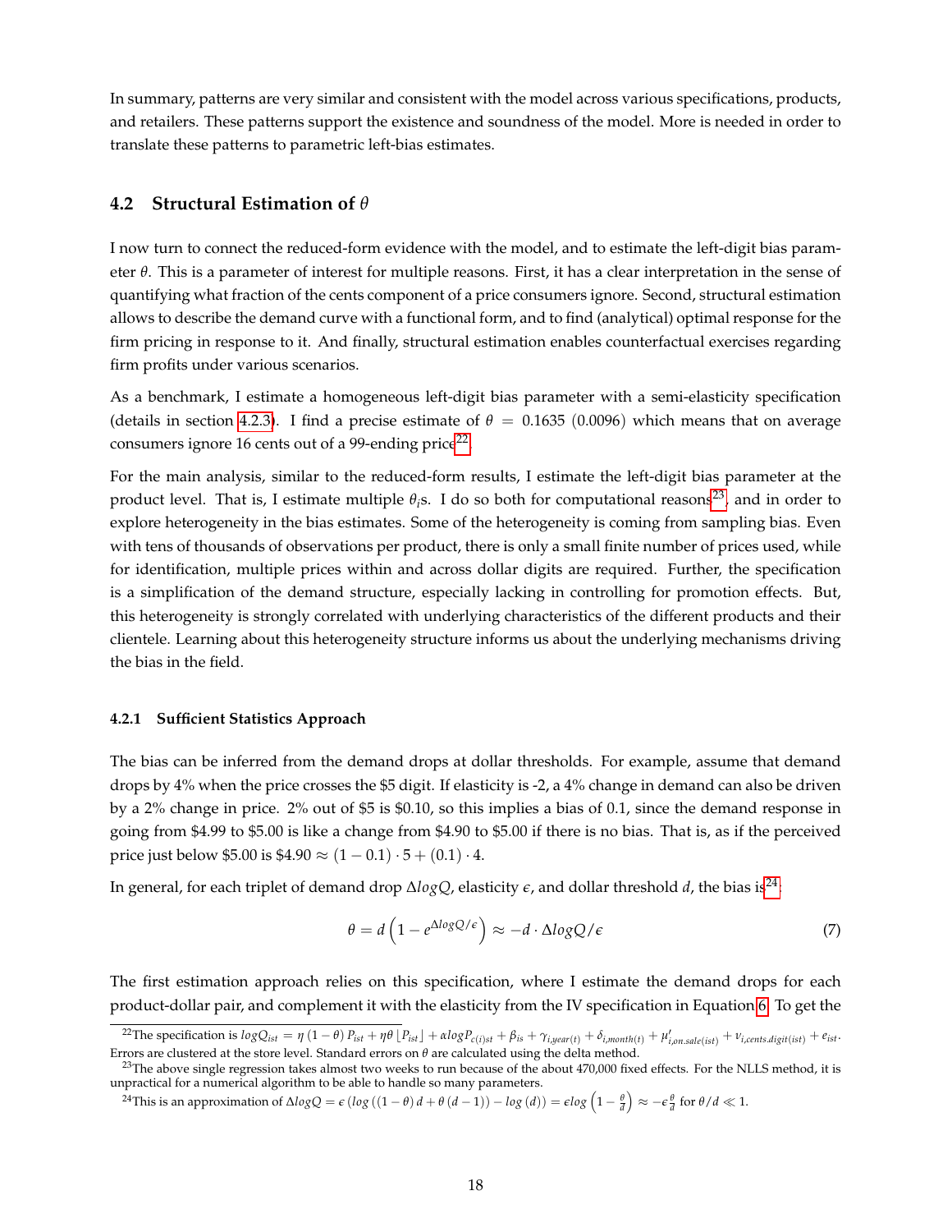In summary, patterns are very similar and consistent with the model across various specifications, products, and retailers. These patterns support the existence and soundness of the model. More is needed in order to translate these patterns to parametric left-bias estimates.

## 4.2 Structural Estimation of $\theta$

I now turn to connect the reduced-form evidence with the model, and to estimate the left-digit bias parameter $\theta$. This is a parameter of interest for multiple reasons. First, it has a clear interpretation in the sense of quantifying what fraction of the cents component of a price consumers ignore. Second, structural estimation allows to describe the demand curve with a functional form, and to find (analytical) optimal response for the firm pricing in response to it. And finally, structural estimation enables counterfactual exercises regarding firm profits under various scenarios.

As a benchmark, I estimate a homogeneous left-digit bias parameter with a semi-elasticity specification (details in section 4.2.3). I find a precise estimate of $\theta = 0.1635$ $(0.0096)$ which means that on average consumers ignore 16 cents out of a 99-ending price[22].

For the main analysis, similar to the reduced-form results, I estimate the left-digit bias parameter at the product level. That is, I estimate multiple $\theta_i$s. I do so both for computational reasons[23], and in order to explore heterogeneity in the bias estimates. Some of the heterogeneity is coming from sampling bias. Even with tens of thousands of observations per product, there is only a small finite number of prices used, while for identification, multiple prices within and across dollar digits are required. Further, the specification is a simplification of the demand structure, especially lacking in controlling for promotion effects. But, this heterogeneity is strongly correlated with underlying characteristics of the different products and their clientele. Learning about this heterogeneity structure informs us about the underlying mechanisms driving the bias in the field.

### 4.2.1 Sufficient Statistics Approach

The bias can be inferred from the demand drops at dollar thresholds. For example, assume that demand drops by 4% when the price crosses the \$5 digit. If elasticity is -2, a 4% change in demand can also be driven by a 2% change in price. 2% out of \$5 is \$0.10, so this implies a bias of 0.1, since the demand response in going from \$4.99 to \$5.00 is like a change from \$4.90 to \$5.00 if there is no bias. That is, as if the perceived price just below \$5.00 is \$4.90 $\approx (1-0.1)\cdot 5 + (0.1)\cdot 4$.

In general, for each triplet of demand drop $\Delta logQ$, elasticity $\epsilon$, and dollar threshold $d$, the bias is[24]:

$$\theta = d\left(1 - e^{\Delta logQ/\epsilon}\right) \approx -d \cdot \Delta logQ/\epsilon \tag{7}$$

The first estimation approach relies on this specification, where I estimate the demand drops for each product-dollar pair, and complement it with the elasticity from the IV specification in Equation 6. To get the

[22] The specification is $logQ_{ist} = \eta(1-\theta)P_{ist} + \eta\theta\lfloor P_{ist}\rfloor + \alpha logP_{c(i)st} + \beta_{is} + \gamma_{i,year(t)} + \delta_{i,month(t)} + \mu'_{i,on.sale(ist)} + \nu_{i,cents.digit(ist)} + e_{ist}$. Errors are clustered at the store level. Standard errors on $\theta$ are calculated using the delta method.

[23] The above single regression takes almost two weeks to run because of the about 470,000 fixed effects. For the NLLS method, it is unpractical for a numerical algorithm to be able to handle so many parameters.

[24] This is an approximation of $\Delta logQ = \epsilon\left(log\left((1-\theta)d + \theta(d-1)\right) - log(d)\right) = \epsilon log\left(1 - \frac{\theta}{d}\right) \approx -\epsilon\frac{\theta}{d}$ for $\theta/d \ll 1$.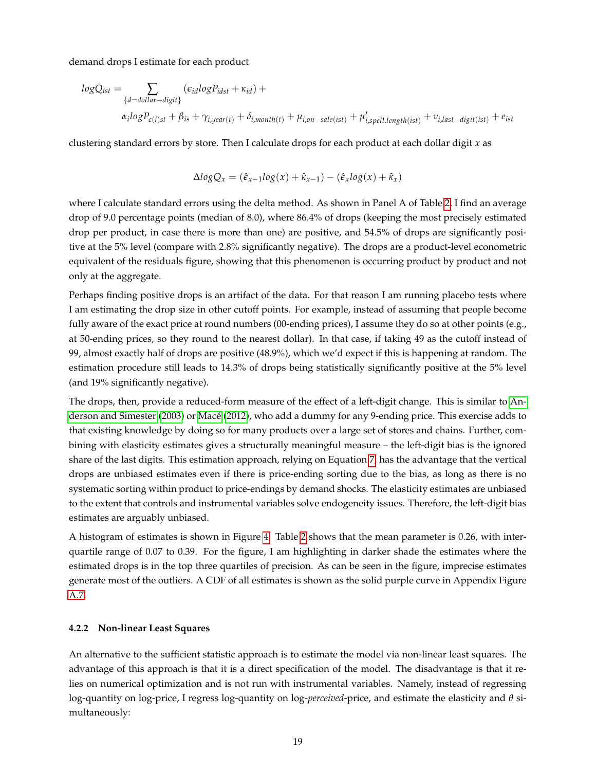demand drops I estimate for each product

$$
\begin{aligned}
logQ_{ist} = & \sum_{\{d=dollar-digit\}} (\epsilon_{id} logP_{idst} + \kappa_{id}) + \\
& \alpha_i logP_{c(i)st} + \beta_{is} + \gamma_{i,year(t)} + \delta_{i,month(t)} + \mu_{i,on-sale(ist)} + \mu'_{i,spell.length(ist)} + \nu_{i,last-digit(ist)} + e_{ist}
\end{aligned}
$$

clustering standard errors by store. Then I calculate drops for each product at each dollar digit $x$ as

$$
\Delta logQ_x = (\hat{\epsilon}_{x-1} log(x) + \hat{\kappa}_{x-1}) - (\hat{\epsilon}_x log(x) + \hat{\kappa}_x)
$$

where I calculate standard errors using the delta method. As shown in Panel A of Table 2, I find an average drop of 9.0 percentage points (median of 8.0), where 86.4% of drops (keeping the most precisely estimated drop per product, in case there is more than one) are positive, and 54.5% of drops are significantly positive at the 5% level (compare with 2.8% significantly negative). The drops are a product-level econometric equivalent of the residuals figure, showing that this phenomenon is occurring product by product and not only at the aggregate.

Perhaps finding positive drops is an artifact of the data. For that reason I am running placebo tests where I am estimating the drop size in other cutoff points. For example, instead of assuming that people become fully aware of the exact price at round numbers (00-ending prices), I assume they do so at other points (e.g., at 50-ending prices, so they round to the nearest dollar). In that case, if taking 49 as the cutoff instead of 99, almost exactly half of drops are positive (48.9%), which we'd expect if this is happening at random. The estimation procedure still leads to 14.3% of drops being statistically significantly positive at the 5% level (and 19% significantly negative).

The drops, then, provide a reduced-form measure of the effect of a left-digit change. This is similar to Anderson and Simester (2003) or Macé (2012), who add a dummy for any 9-ending price. This exercise adds to that existing knowledge by doing so for many products over a large set of stores and chains. Further, combining with elasticity estimates gives a structurally meaningful measure – the left-digit bias is the ignored share of the last digits. This estimation approach, relying on Equation 7, has the advantage that the vertical drops are unbiased estimates even if there is price-ending sorting due to the bias, as long as there is no systematic sorting within product to price-endings by demand shocks. The elasticity estimates are unbiased to the extent that controls and instrumental variables solve endogeneity issues. Therefore, the left-digit bias estimates are arguably unbiased.

A histogram of estimates is shown in Figure 4. Table 2 shows that the mean parameter is 0.26, with interquartile range of 0.07 to 0.39. For the figure, I am highlighting in darker shade the estimates where the estimated drops is in the top three quartiles of precision. As can be seen in the figure, imprecise estimates generate most of the outliers. A CDF of all estimates is shown as the solid purple curve in Appendix Figure A.7.

#### 4.2.2 Non-linear Least Squares

An alternative to the sufficient statistic approach is to estimate the model via non-linear least squares. The advantage of this approach is that it is a direct specification of the model. The disadvantage is that it relies on numerical optimization and is not run with instrumental variables. Namely, instead of regressing log-quantity on log-price, I regress log-quantity on log-*perceived*-price, and estimate the elasticity and $\theta$ simultaneously: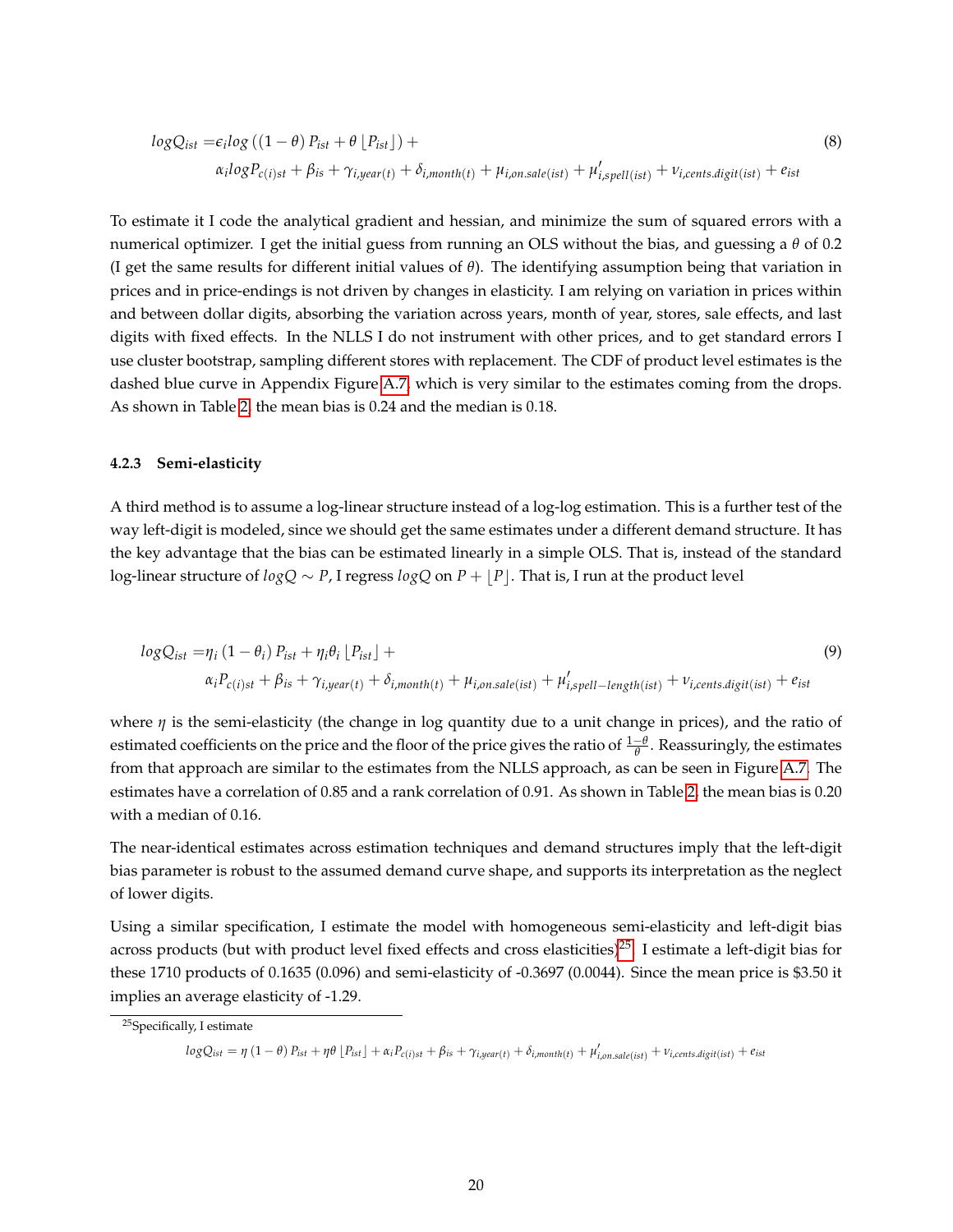$$
\begin{aligned}
logQ_{ist} =& \epsilon_i log\left(\left(1-\theta\right)P_{ist} + \theta\left\lfloor P_{ist}\right\rfloor\right) + \\
& \alpha_i logP_{c(i)st} + \beta_{is} + \gamma_{i,year(t)} + \delta_{i,month(t)} + \mu_{i,on.sale(ist)} + \mu'_{i,spell(ist)} + \nu_{i,cents.digit(ist)} + e_{ist}
\end{aligned} \tag{8}
$$

To estimate it I code the analytical gradient and hessian, and minimize the sum of squared errors with a numerical optimizer. I get the initial guess from running an OLS without the bias, and guessing a $\theta$ of 0.2 (I get the same results for different initial values of $\theta$). The identifying assumption being that variation in prices and in price-endings is not driven by changes in elasticity. I am relying on variation in prices within and between dollar digits, absorbing the variation across years, month of year, stores, sale effects, and last digits with fixed effects. In the NLLS I do not instrument with other prices, and to get standard errors I use cluster bootstrap, sampling different stores with replacement. The CDF of product level estimates is the dashed blue curve in Appendix Figure A.7, which is very similar to the estimates coming from the drops. As shown in Table 2, the mean bias is 0.24 and the median is 0.18.

### 4.2.3 Semi-elasticity

A third method is to assume a log-linear structure instead of a log-log estimation. This is a further test of the way left-digit is modeled, since we should get the same estimates under a different demand structure. It has the key advantage that the bias can be estimated linearly in a simple OLS. That is, instead of the standard log-linear structure of $logQ \sim P$, I regress $logQ$ on $P + \lfloor P \rfloor$. That is, I run at the product level

$$
\begin{aligned}
logQ_{ist} =& \eta_i\left(1-\theta_i\right)P_{ist} + \eta_i\theta_i\left\lfloor P_{ist}\right\rfloor + \\
& \alpha_i P_{c(i)st} + \beta_{is} + \gamma_{i,year(t)} + \delta_{i,month(t)} + \mu_{i,on.sale(ist)} + \mu'_{i,spell-length(ist)} + \nu_{i,cents.digit(ist)} + e_{ist}
\end{aligned} \tag{9}
$$

where $\eta$ is the semi-elasticity (the change in log quantity due to a unit change in prices), and the ratio of estimated coefficients on the price and the floor of the price gives the ratio of $\frac{1-\theta}{\theta}$. Reassuringly, the estimates from that approach are similar to the estimates from the NLLS approach, as can be seen in Figure A.7. The estimates have a correlation of 0.85 and a rank correlation of 0.91. As shown in Table 2, the mean bias is 0.20 with a median of 0.16.

The near-identical estimates across estimation techniques and demand structures imply that the left-digit bias parameter is robust to the assumed demand curve shape, and supports its interpretation as the neglect of lower digits.

Using a similar specification, I estimate the model with homogeneous semi-elasticity and left-digit bias across products (but with product level fixed effects and cross elasticities)[25]. I estimate a left-digit bias for these 1710 products of 0.1635 (0.096) and semi-elasticity of -0.3697 (0.0044). Since the mean price is \$3.50 it implies an average elasticity of -1.29.

[25] Specifically, I estimate

$$
logQ_{ist} = \eta\left(1-\theta\right)P_{ist} + \eta\theta\left\lfloor P_{ist}\right\rfloor + \alpha_i P_{c(i)st} + \beta_{is} + \gamma_{i,year(t)} + \delta_{i,month(t)} + \mu'_{i,on.sale(ist)} + \nu_{i,cents.digit(ist)} + e_{ist}
$$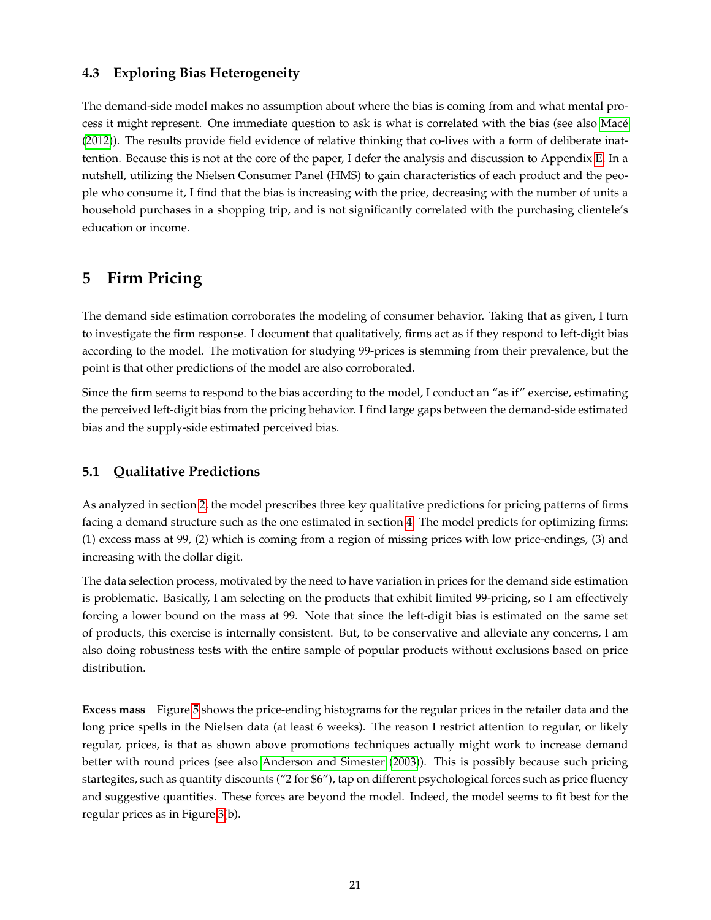### 4.3 Exploring Bias Heterogeneity

The demand-side model makes no assumption about where the bias is coming from and what mental process it might represent. One immediate question to ask is what is correlated with the bias (see also Macé (2012)). The results provide field evidence of relative thinking that co-lives with a form of deliberate inattention. Because this is not at the core of the paper, I defer the analysis and discussion to Appendix E. In a nutshell, utilizing the Nielsen Consumer Panel (HMS) to gain characteristics of each product and the people who consume it, I find that the bias is increasing with the price, decreasing with the number of units a household purchases in a shopping trip, and is not significantly correlated with the purchasing clientele's education or income.

## 5 Firm Pricing

The demand side estimation corroborates the modeling of consumer behavior. Taking that as given, I turn to investigate the firm response. I document that qualitatively, firms act as if they respond to left-digit bias according to the model. The motivation for studying 99-prices is stemming from their prevalence, but the point is that other predictions of the model are also corroborated.

Since the firm seems to respond to the bias according to the model, I conduct an "as if" exercise, estimating the perceived left-digit bias from the pricing behavior. I find large gaps between the demand-side estimated bias and the supply-side estimated perceived bias.

### 5.1 Qualitative Predictions

As analyzed in section 2, the model prescribes three key qualitative predictions for pricing patterns of firms facing a demand structure such as the one estimated in section 4. The model predicts for optimizing firms: (1) excess mass at 99, (2) which is coming from a region of missing prices with low price-endings, (3) and increasing with the dollar digit.

The data selection process, motivated by the need to have variation in prices for the demand side estimation is problematic. Basically, I am selecting on the products that exhibit limited 99-pricing, so I am effectively forcing a lower bound on the mass at 99. Note that since the left-digit bias is estimated on the same set of products, this exercise is internally consistent. But, to be conservative and alleviate any concerns, I am also doing robustness tests with the entire sample of popular products without exclusions based on price distribution.

**Excess mass** Figure 5 shows the price-ending histograms for the regular prices in the retailer data and the long price spells in the Nielsen data (at least 6 weeks). The reason I restrict attention to regular, or likely regular, prices, is that as shown above promotions techniques actually might work to increase demand better with round prices (see also Anderson and Simester (2003)). This is possibly because such pricing startegites, such as quantity discounts ("2 for $6"), tap on different psychological forces such as price fluency and suggestive quantities. These forces are beyond the model. Indeed, the model seems to fit best for the regular prices as in Figure 3(b).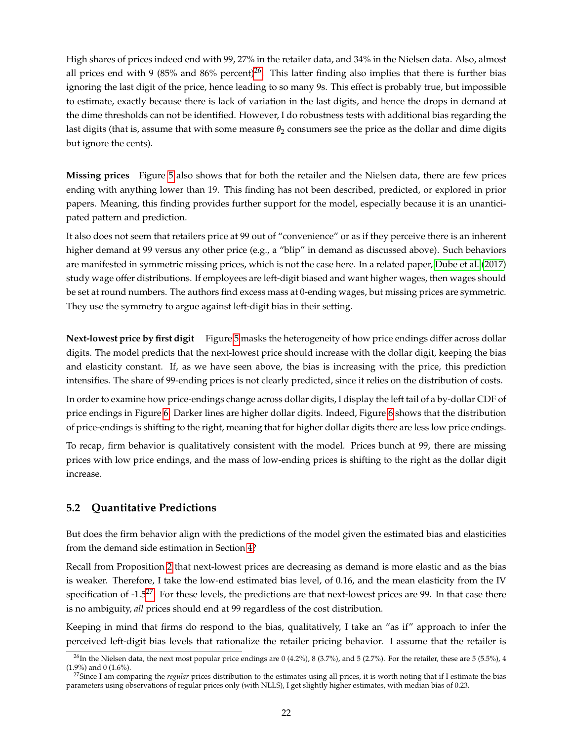High shares of prices indeed end with 99, 27% in the retailer data, and 34% in the Nielsen data. Also, almost all prices end with 9 (85% and 86% percent)[26]. This latter finding also implies that there is further bias ignoring the last digit of the price, hence leading to so many 9s. This effect is probably true, but impossible to estimate, exactly because there is lack of variation in the last digits, and hence the drops in demand at the dime thresholds can not be identified. However, I do robustness tests with additional bias regarding the last digits (that is, assume that with some measure $\theta_2$ consumers see the price as the dollar and dime digits but ignore the cents).

**Missing prices** Figure 5 also shows that for both the retailer and the Nielsen data, there are few prices ending with anything lower than 19. This finding has not been described, predicted, or explored in prior papers. Meaning, this finding provides further support for the model, especially because it is an unanticipated pattern and prediction.

It also does not seem that retailers price at 99 out of "convenience" or as if they perceive there is an inherent higher demand at 99 versus any other price (e.g., a "blip" in demand as discussed above). Such behaviors are manifested in symmetric missing prices, which is not the case here. In a related paper, Dube et al. (2017) study wage offer distributions. If employees are left-digit biased and want higher wages, then wages should be set at round numbers. The authors find excess mass at 0-ending wages, but missing prices are symmetric. They use the symmetry to argue against left-digit bias in their setting.

**Next-lowest price by first digit** Figure 5 masks the heterogeneity of how price endings differ across dollar digits. The model predicts that the next-lowest price should increase with the dollar digit, keeping the bias and elasticity constant. If, as we have seen above, the bias is increasing with the price, this prediction intensifies. The share of 99-ending prices is not clearly predicted, since it relies on the distribution of costs.

In order to examine how price-endings change across dollar digits, I display the left tail of a by-dollar CDF of price endings in Figure 6. Darker lines are higher dollar digits. Indeed, Figure 6 shows that the distribution of price-endings is shifting to the right, meaning that for higher dollar digits there are less low price endings.

To recap, firm behavior is qualitatively consistent with the model. Prices bunch at 99, there are missing prices with low price endings, and the mass of low-ending prices is shifting to the right as the dollar digit increase.

## 5.2 Quantitative Predictions

But does the firm behavior align with the predictions of the model given the estimated bias and elasticities from the demand side estimation in Section 4?

Recall from Proposition 2 that next-lowest prices are decreasing as demand is more elastic and as the bias is weaker. Therefore, I take the low-end estimated bias level, of 0.16, and the mean elasticity from the IV specification of -1.5[27]. For these levels, the predictions are that next-lowest prices are 99. In that case there is no ambiguity, *all* prices should end at 99 regardless of the cost distribution.

Keeping in mind that firms do respond to the bias, qualitatively, I take an "as if" approach to infer the perceived left-digit bias levels that rationalize the retailer pricing behavior. I assume that the retailer is

[26] In the Nielsen data, the next most popular price endings are 0 (4.2%), 8 (3.7%), and 5 (2.7%). For the retailer, these are 5 (5.5%), 4 (1.9%) and 0 (1.6%).

[27] Since I am comparing the *regular* prices distribution to the estimates using all prices, it is worth noting that if I estimate the bias parameters using observations of regular prices only (with NLLS), I get slightly higher estimates, with median bias of 0.23.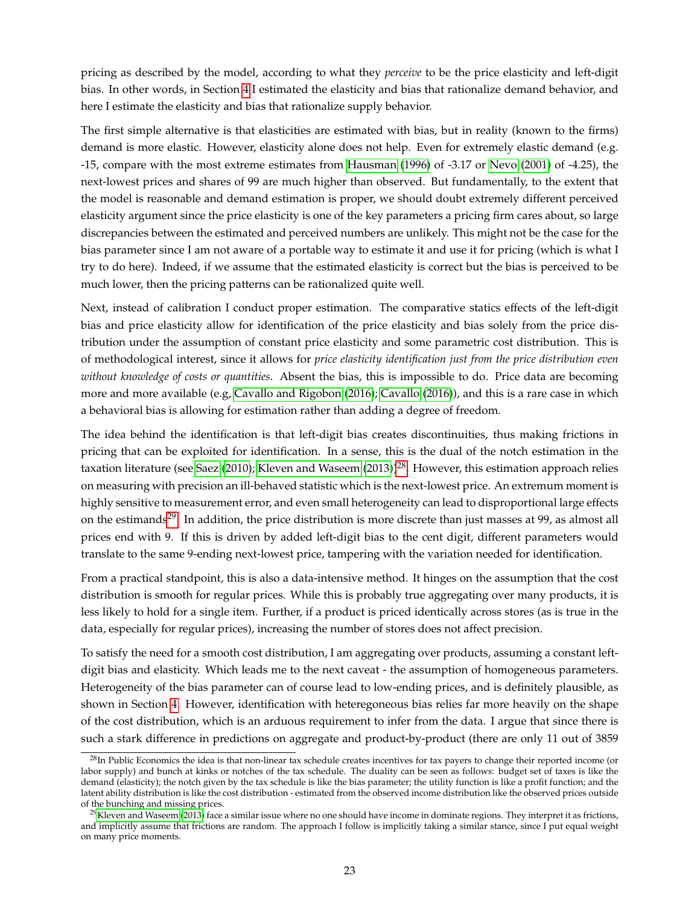pricing as described by the model, according to what they *perceive* to be the price elasticity and left-digit bias. In other words, in Section 4 I estimated the elasticity and bias that rationalize demand behavior, and here I estimate the elasticity and bias that rationalize supply behavior.

The first simple alternative is that elasticities are estimated with bias, but in reality (known to the firms) demand is more elastic. However, elasticity alone does not help. Even for extremely elastic demand (e.g. -15, compare with the most extreme estimates from Hausman (1996) of -3.17 or Nevo (2001) of -4.25), the next-lowest prices and shares of 99 are much higher than observed. But fundamentally, to the extent that the model is reasonable and demand estimation is proper, we should doubt extremely different perceived elasticity argument since the price elasticity is one of the key parameters a pricing firm cares about, so large discrepancies between the estimated and perceived numbers are unlikely. This might not be the case for the bias parameter since I am not aware of a portable way to estimate it and use it for pricing (which is what I try to do here). Indeed, if we assume that the estimated elasticity is correct but the bias is perceived to be much lower, then the pricing patterns can be rationalized quite well.

Next, instead of calibration I conduct proper estimation. The comparative statics effects of the left-digit bias and price elasticity allow for identification of the price elasticity and bias solely from the price distribution under the assumption of constant price elasticity and some parametric cost distribution. This is of methodological interest, since it allows for *price elasticity identification just from the price distribution even without knowledge of costs or quantities*. Absent the bias, this is impossible to do. Price data are becoming more and more available (e.g, Cavallo and Rigobon (2016); Cavallo (2016)), and this is a rare case in which a behavioral bias is allowing for estimation rather than adding a degree of freedom.

The idea behind the identification is that left-digit bias creates discontinuities, thus making frictions in pricing that can be exploited for identification. In a sense, this is the dual of the notch estimation in the taxation literature (see Saez (2010); Kleven and Waseem (2013))[28]. However, this estimation approach relies on measuring with precision an ill-behaved statistic which is the next-lowest price. An extremum moment is highly sensitive to measurement error, and even small heterogeneity can lead to disproportional large effects on the estimands[29]. In addition, the price distribution is more discrete than just masses at 99, as almost all prices end with 9. If this is driven by added left-digit bias to the cent digit, different parameters would translate to the same 9-ending next-lowest price, tampering with the variation needed for identification.

From a practical standpoint, this is also a data-intensive method. It hinges on the assumption that the cost distribution is smooth for regular prices. While this is probably true aggregating over many products, it is less likely to hold for a single item. Further, if a product is priced identically across stores (as is true in the data, especially for regular prices), increasing the number of stores does not affect precision.

To satisfy the need for a smooth cost distribution, I am aggregating over products, assuming a constant left-digit bias and elasticity. Which leads me to the next caveat - the assumption of homogeneous parameters. Heterogeneity of the bias parameter can of course lead to low-ending prices, and is definitely plausible, as shown in Section 4. However, identification with heteregoneous bias relies far more heavily on the shape of the cost distribution, which is an arduous requirement to infer from the data. I argue that since there is such a stark difference in predictions on aggregate and product-by-product (there are only 11 out of 3859

[28] In Public Economics the idea is that non-linear tax schedule creates incentives for tax payers to change their reported income (or labor supply) and bunch at kinks or notches of the tax schedule. The duality can be seen as follows: budget set of taxes is like the demand (elasticity); the notch given by the tax schedule is like the bias parameter; the utility function is like a profit function; and the latent ability distribution is like the cost distribution - estimated from the observed income distribution like the observed prices outside of the bunching and missing prices.

[29] Kleven and Waseem (2013) face a similar issue where no one should have income in dominate regions. They interpret it as frictions, and implicitly assume that frictions are random. The approach I follow is implicitly taking a similar stance, since I put equal weight on many price moments.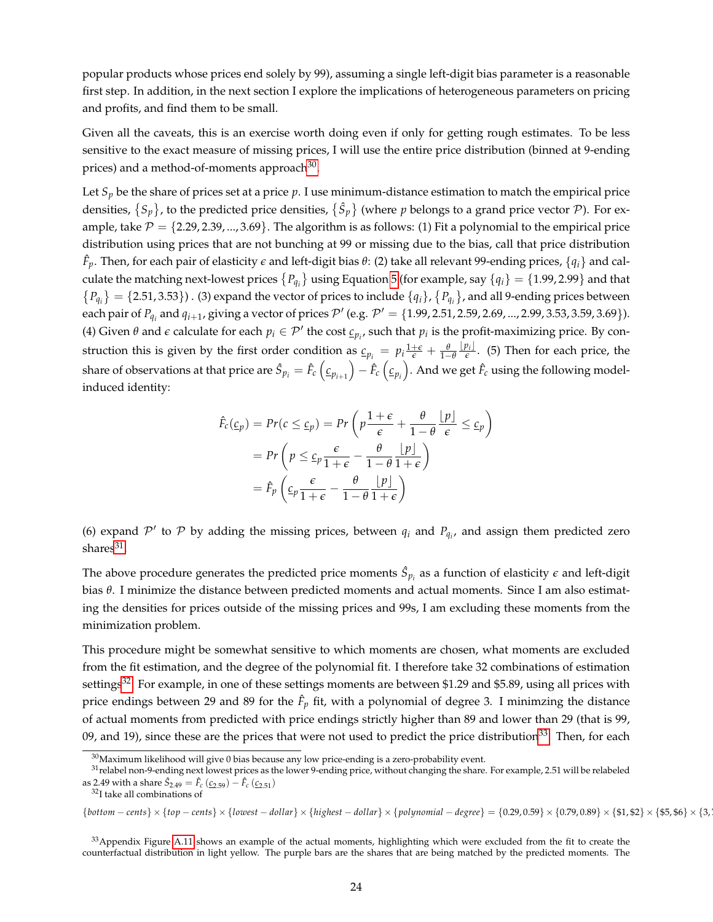popular products whose prices end solely by 99), assuming a single left-digit bias parameter is a reasonable first step. In addition, in the next section I explore the implications of heterogeneous parameters on pricing and profits, and find them to be small.

Given all the caveats, this is an exercise worth doing even if only for getting rough estimates. To be less sensitive to the exact measure of missing prices, I will use the entire price distribution (binned at 9-ending prices) and a method-of-moments approach[30].

Let $S_p$ be the share of prices set at a price $p$. I use minimum-distance estimation to match the empirical price densities, $\{S_p\}$, to the predicted price densities, $\{\hat{S}_p\}$ (where $p$ belongs to a grand price vector $\mathcal{P}$). For example, take $\mathcal{P} = \{2.29, 2.39, ..., 3.69\}$. The algorithm is as follows: (1) Fit a polynomial to the empirical price distribution using prices that are not bunching at 99 or missing due to the bias, call that price distribution $\hat{F}_p$. Then, for each pair of elasticity $\epsilon$ and left-digit bias $\theta$: (2) take all relevant 99-ending prices, $\{q_i\}$ and calculate the matching next-lowest prices $\{P_{q_i}\}$ using Equation 5 (for example, say $\{q_i\} = \{1.99, 2.99\}$ and that $\{P_{q_i}\} = \{2.51, 3.53\}$) . (3) expand the vector of prices to include $\{q_i\}$, $\{P_{q_i}\}$, and all 9-ending prices between each pair of $P_{q_i}$ and $q_{i+1}$, giving a vector of prices $\mathcal{P}'$ (e.g. $\mathcal{P}' = \{1.99, 2.51, 2.59, 2.69, ..., 2.99, 3.53, 3.59, 3.69\}$). (4) Given $\theta$ and $\epsilon$ calculate for each $p_i \in \mathcal{P}'$ the cost $\underline{c}_{p_i}$, such that $p_i$ is the profit-maximizing price. By construction this is given by the first order condition as $\underline{c}_{p_i} = p_i \frac{1+\epsilon}{\epsilon} + \frac{\theta}{1-\theta} \frac{\lfloor p_i \rfloor}{\epsilon}$. (5) Then for each price, the share of observations at that price are $\hat{S}_{p_i} = \hat{F}_c\left(\underline{c}_{p_{i+1}}\right) - \hat{F}_c\left(\underline{c}_{p_i}\right)$. And we get $\hat{F}_c$ using the following model-induced identity:

$$
\begin{aligned}
\hat{F}_c(\underline{c}_p) = Pr(c \leq \underline{c}_p) &= Pr\left(p\frac{1+\epsilon}{\epsilon} + \frac{\theta}{1-\theta}\frac{\lfloor p \rfloor}{\epsilon} \leq \underline{c}_p\right) \\
&= Pr\left(p \leq \underline{c}_p \frac{\epsilon}{1+\epsilon} - \frac{\theta}{1-\theta}\frac{\lfloor p \rfloor}{1+\epsilon}\right) \\
&= \hat{F}_p\left(\underline{c}_p \frac{\epsilon}{1+\epsilon} - \frac{\theta}{1-\theta}\frac{\lfloor p \rfloor}{1+\epsilon}\right)
\end{aligned}
$$

(6) expand $\mathcal{P}'$ to $\mathcal{P}$ by adding the missing prices, between $q_i$ and $P_{q_i}$, and assign them predicted zero shares[31].

The above procedure generates the predicted price moments $\hat{S}_{p_i}$ as a function of elasticity $\epsilon$ and left-digit bias $\theta$. I minimize the distance between predicted moments and actual moments. Since I am also estimating the densities for prices outside of the missing prices and 99s, I am excluding these moments from the minimization problem.

This procedure might be somewhat sensitive to which moments are chosen, what moments are excluded from the fit estimation, and the degree of the polynomial fit. I therefore take 32 combinations of estimation settings[32]. For example, in one of these settings moments are between \$1.29 and \$5.89, using all prices with price endings between 29 and 89 for the $\hat{F}_p$ fit, with a polynomial of degree 3. I minimzing the distance of actual moments from predicted with price endings strictly higher than 89 and lower than 29 (that is 99, 09, and 19), since these are the prices that were not used to predict the price distribution[33]. Then, for each

[30] Maximum likelihood will give 0 bias because any low price-ending is a zero-probability event.

[31] relabel non-9-ending next lowest prices as the lower 9-ending price, without changing the share. For example, 2.51 will be relabeled as 2.49 with a share $\hat{S}_{2.49} = \hat{F}_c\left(\underline{c}_{2.59}\right) - \hat{F}_c\left(\underline{c}_{2.51}\right)$

[32] I take all combinations of

$\{bottom-cents\} \times \{top-cents\} \times \{lowest-dollar\} \times \{highest-dollar\} \times \{polynomial-degree\} = \{0.29, 0.59\} \times \{0.79, 0.89\} \times \{\$1, \$2\} \times \{\$5, \$6\} \times \{3,$

[33] Appendix Figure A.11 shows an example of the actual moments, highlighting which were excluded from the fit to create the counterfactual distribution in light yellow. The purple bars are the shares that are being matched by the predicted moments. The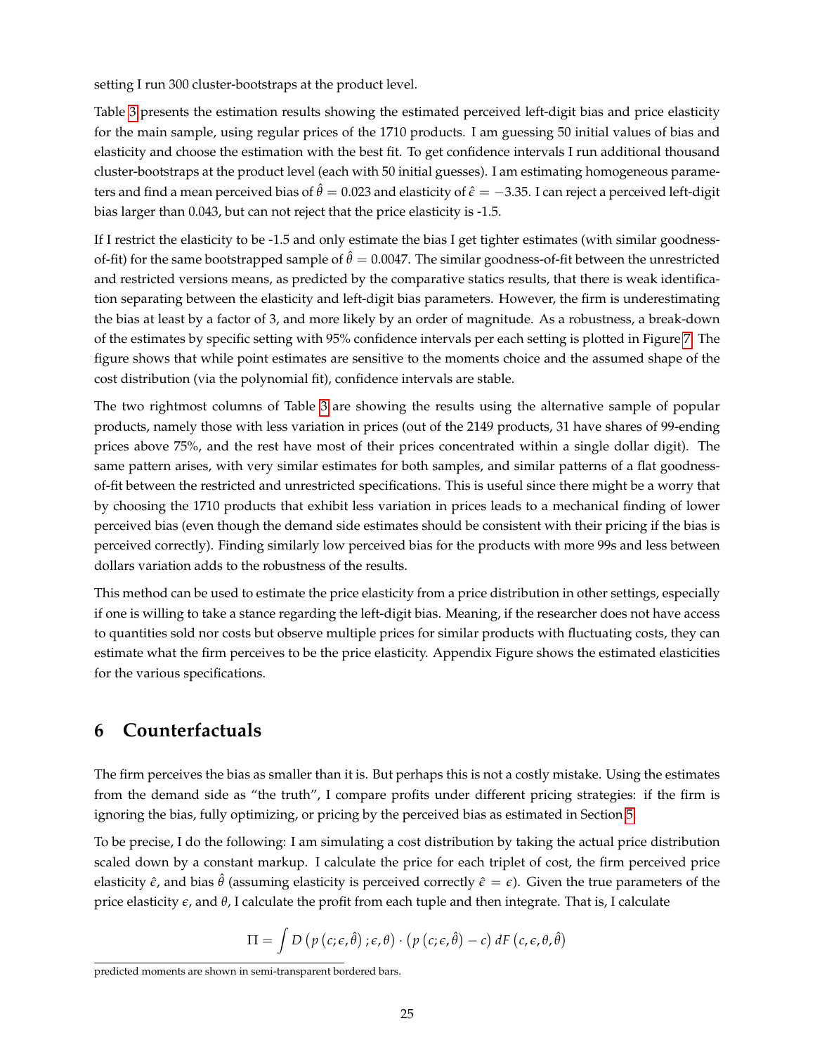setting I run 300 cluster-bootstraps at the product level.

Table 3 presents the estimation results showing the estimated perceived left-digit bias and price elasticity for the main sample, using regular prices of the 1710 products. I am guessing 50 initial values of bias and elasticity and choose the estimation with the best fit. To get confidence intervals I run additional thousand cluster-bootstraps at the product level (each with 50 initial guesses). I am estimating homogeneous parameters and find a mean perceived bias of $\hat{\theta} = 0.023$ and elasticity of $\hat{\epsilon} = -3.35$. I can reject a perceived left-digit bias larger than 0.043, but can not reject that the price elasticity is -1.5.

If I restrict the elasticity to be -1.5 and only estimate the bias I get tighter estimates (with similar goodness-of-fit) for the same bootstrapped sample of $\hat{\theta} = 0.0047$. The similar goodness-of-fit between the unrestricted and restricted versions means, as predicted by the comparative statics results, that there is weak identification separating between the elasticity and left-digit bias parameters. However, the firm is underestimating the bias at least by a factor of 3, and more likely by an order of magnitude. As a robustness, a break-down of the estimates by specific setting with 95% confidence intervals per each setting is plotted in Figure 7. The figure shows that while point estimates are sensitive to the moments choice and the assumed shape of the cost distribution (via the polynomial fit), confidence intervals are stable.

The two rightmost columns of Table 3 are showing the results using the alternative sample of popular products, namely those with less variation in prices (out of the 2149 products, 31 have shares of 99-ending prices above 75%, and the rest have most of their prices concentrated within a single dollar digit). The same pattern arises, with very similar estimates for both samples, and similar patterns of a flat goodness-of-fit between the restricted and unrestricted specifications. This is useful since there might be a worry that by choosing the 1710 products that exhibit less variation in prices leads to a mechanical finding of lower perceived bias (even though the demand side estimates should be consistent with their pricing if the bias is perceived correctly). Finding similarly low perceived bias for the products with more 99s and less between dollars variation adds to the robustness of the results.

This method can be used to estimate the price elasticity from a price distribution in other settings, especially if one is willing to take a stance regarding the left-digit bias. Meaning, if the researcher does not have access to quantities sold nor costs but observe multiple prices for similar products with fluctuating costs, they can estimate what the firm perceives to be the price elasticity. Appendix Figure shows the estimated elasticities for the various specifications.

# 6 Counterfactuals

The firm perceives the bias as smaller than it is. But perhaps this is not a costly mistake. Using the estimates from the demand side as "the truth", I compare profits under different pricing strategies: if the firm is ignoring the bias, fully optimizing, or pricing by the perceived bias as estimated in Section 5.

To be precise, I do the following: I am simulating a cost distribution by taking the actual price distribution scaled down by a constant markup. I calculate the price for each triplet of cost, the firm perceived price elasticity $\hat{\epsilon}$, and bias $\hat{\theta}$ (assuming elasticity is perceived correctly $\hat{\epsilon} = \epsilon$). Given the true parameters of the price elasticity $\epsilon$, and $\theta$, I calculate the profit from each tuple and then integrate. That is, I calculate

$$\Pi = \int D\left(p\left(c;\epsilon,\hat{\theta}\right);\epsilon,\theta\right) \cdot \left(p\left(c;\epsilon,\hat{\theta}\right) - c\right) dF\left(c,\epsilon,\theta,\hat{\theta}\right)$$

predicted moments are shown in semi-transparent bordered bars.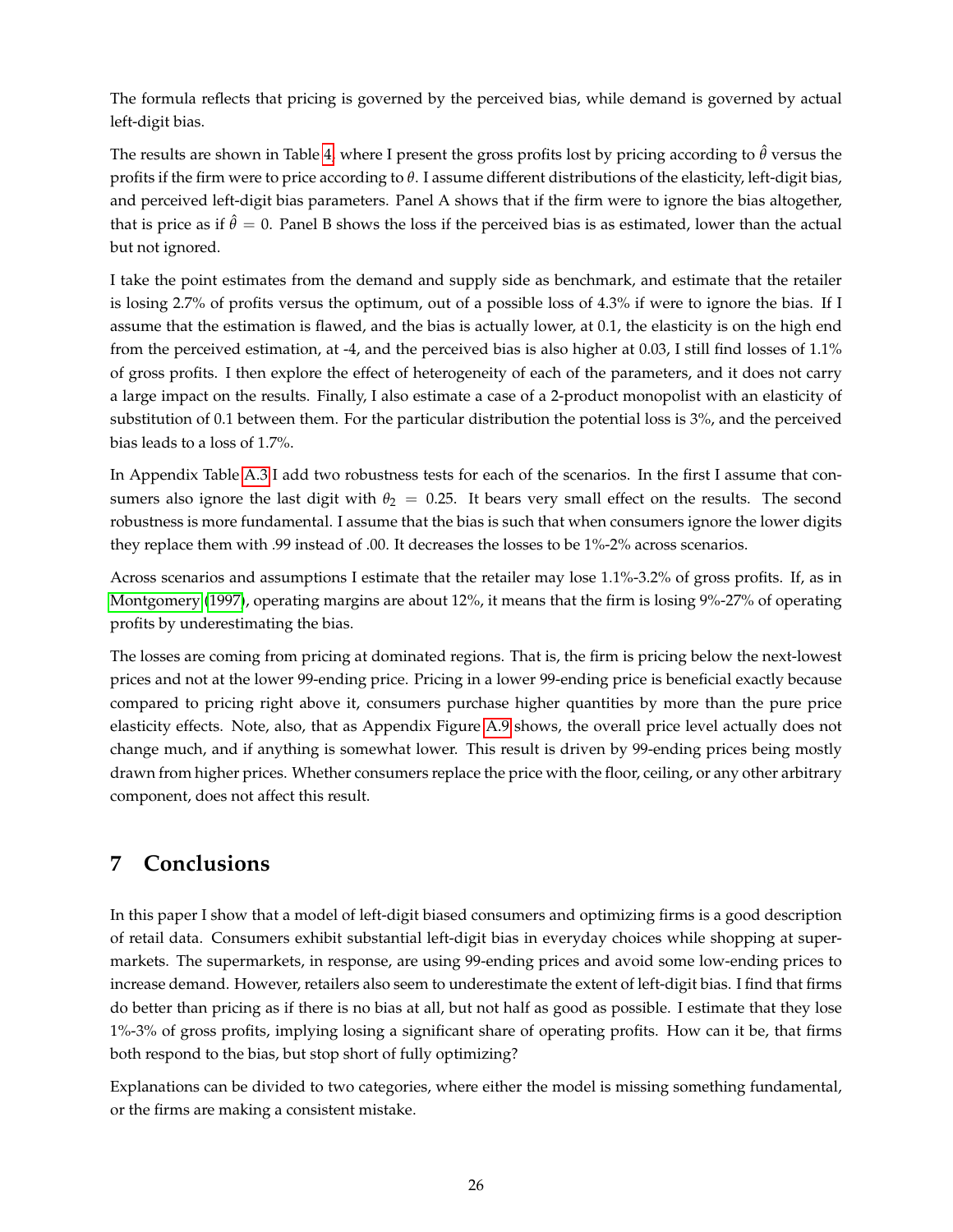The formula reflects that pricing is governed by the perceived bias, while demand is governed by actual left-digit bias.

The results are shown in Table 4, where I present the gross profits lost by pricing according to $\hat{\theta}$ versus the profits if the firm were to price according to $\theta$. I assume different distributions of the elasticity, left-digit bias, and perceived left-digit bias parameters. Panel A shows that if the firm were to ignore the bias altogether, that is price as if $\hat{\theta} = 0$. Panel B shows the loss if the perceived bias is as estimated, lower than the actual but not ignored.

I take the point estimates from the demand and supply side as benchmark, and estimate that the retailer is losing 2.7% of profits versus the optimum, out of a possible loss of 4.3% if were to ignore the bias. If I assume that the estimation is flawed, and the bias is actually lower, at 0.1, the elasticity is on the high end from the perceived estimation, at -4, and the perceived bias is also higher at 0.03, I still find losses of 1.1% of gross profits. I then explore the effect of heterogeneity of each of the parameters, and it does not carry a large impact on the results. Finally, I also estimate a case of a 2-product monopolist with an elasticity of substitution of 0.1 between them. For the particular distribution the potential loss is 3%, and the perceived bias leads to a loss of 1.7%.

In Appendix Table A.3 I add two robustness tests for each of the scenarios. In the first I assume that consumers also ignore the last digit with $\theta_2 = 0.25$. It bears very small effect on the results. The second robustness is more fundamental. I assume that the bias is such that when consumers ignore the lower digits they replace them with .99 instead of .00. It decreases the losses to be 1%-2% across scenarios.

Across scenarios and assumptions I estimate that the retailer may lose 1.1%-3.2% of gross profits. If, as in Montgomery (1997), operating margins are about 12%, it means that the firm is losing 9%-27% of operating profits by underestimating the bias.

The losses are coming from pricing at dominated regions. That is, the firm is pricing below the next-lowest prices and not at the lower 99-ending price. Pricing in a lower 99-ending price is beneficial exactly because compared to pricing right above it, consumers purchase higher quantities by more than the pure price elasticity effects. Note, also, that as Appendix Figure A.9 shows, the overall price level actually does not change much, and if anything is somewhat lower. This result is driven by 99-ending prices being mostly drawn from higher prices. Whether consumers replace the price with the floor, ceiling, or any other arbitrary component, does not affect this result.

## 7 Conclusions

In this paper I show that a model of left-digit biased consumers and optimizing firms is a good description of retail data. Consumers exhibit substantial left-digit bias in everyday choices while shopping at supermarkets. The supermarkets, in response, are using 99-ending prices and avoid some low-ending prices to increase demand. However, retailers also seem to underestimate the extent of left-digit bias. I find that firms do better than pricing as if there is no bias at all, but not half as good as possible. I estimate that they lose 1%-3% of gross profits, implying losing a significant share of operating profits. How can it be, that firms both respond to the bias, but stop short of fully optimizing?

Explanations can be divided to two categories, where either the model is missing something fundamental, or the firms are making a consistent mistake.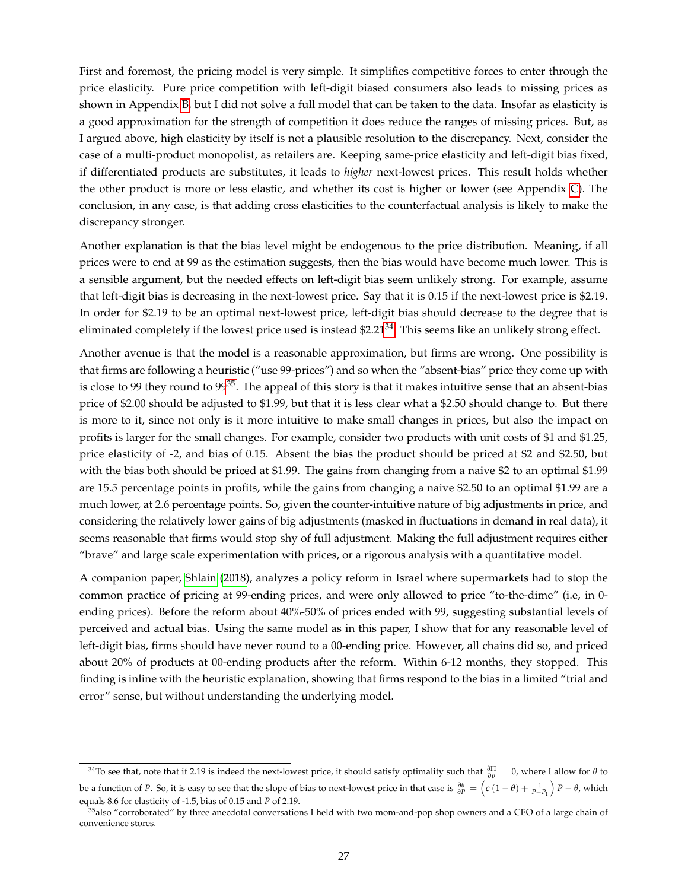First and foremost, the pricing model is very simple. It simplifies competitive forces to enter through the price elasticity. Pure price competition with left-digit biased consumers also leads to missing prices as shown in Appendix B, but I did not solve a full model that can be taken to the data. Insofar as elasticity is a good approximation for the strength of competition it does reduce the ranges of missing prices. But, as I argued above, high elasticity by itself is not a plausible resolution to the discrepancy. Next, consider the case of a multi-product monopolist, as retailers are. Keeping same-price elasticity and left-digit bias fixed, if differentiated products are substitutes, it leads to *higher* next-lowest prices. This result holds whether the other product is more or less elastic, and whether its cost is higher or lower (see Appendix C). The conclusion, in any case, is that adding cross elasticities to the counterfactual analysis is likely to make the discrepancy stronger.

Another explanation is that the bias level might be endogenous to the price distribution. Meaning, if all prices were to end at 99 as the estimation suggests, then the bias would have become much lower. This is a sensible argument, but the needed effects on left-digit bias seem unlikely strong. For example, assume that left-digit bias is decreasing in the next-lowest price. Say that it is 0.15 if the next-lowest price is \$2.19. In order for \$2.19 to be an optimal next-lowest price, left-digit bias should decrease to the degree that is eliminated completely if the lowest price used is instead \$2.21[34]. This seems like an unlikely strong effect.

Another avenue is that the model is a reasonable approximation, but firms are wrong. One possibility is that firms are following a heuristic ("use 99-prices") and so when the "absent-bias" price they come up with is close to 99 they round to 99[35]. The appeal of this story is that it makes intuitive sense that an absent-bias price of \$2.00 should be adjusted to \$1.99, but that it is less clear what a \$2.50 should change to. But there is more to it, since not only is it more intuitive to make small changes in prices, but also the impact on profits is larger for the small changes. For example, consider two products with unit costs of \$1 and \$1.25, price elasticity of -2, and bias of 0.15. Absent the bias the product should be priced at \$2 and \$2.50, but with the bias both should be priced at \$1.99. The gains from changing from a naive \$2 to an optimal \$1.99 are 15.5 percentage points in profits, while the gains from changing a naive \$2.50 to an optimal \$1.99 are a much lower, at 2.6 percentage points. So, given the counter-intuitive nature of big adjustments in price, and considering the relatively lower gains of big adjustments (masked in fluctuations in demand in real data), it seems reasonable that firms would stop shy of full adjustment. Making the full adjustment requires either "brave" and large scale experimentation with prices, or a rigorous analysis with a quantitative model.

A companion paper, Shlain (2018), analyzes a policy reform in Israel where supermarkets had to stop the common practice of pricing at 99-ending prices, and were only allowed to price "to-the-dime" (i.e, in 0-ending prices). Before the reform about 40%-50% of prices ended with 99, suggesting substantial levels of perceived and actual bias. Using the same model as in this paper, I show that for any reasonable level of left-digit bias, firms should have never round to a 00-ending price. However, all chains did so, and priced about 20% of products at 00-ending products after the reform. Within 6-12 months, they stopped. This finding is inline with the heuristic explanation, showing that firms respond to the bias in a limited "trial and error" sense, but without understanding the underlying model.

---

[34] To see that, note that if 2.19 is indeed the next-lowest price, it should satisfy optimality such that $\frac{\partial \Pi}{\partial p} = 0$, where I allow for $\theta$ to be a function of $P$. So, it is easy to see that the slope of bias to next-lowest price in that case is $\frac{\partial \theta}{\partial P} = \left( \epsilon \left(1 - \theta\right) + \frac{1}{P - P_1} \right) P - \theta$, which equals 8.6 for elasticity of -1.5, bias of 0.15 and $P$ of 2.19.

[35] also "corroborated" by three anecdotal conversations I held with two mom-and-pop shop owners and a CEO of a large chain of convenience stores.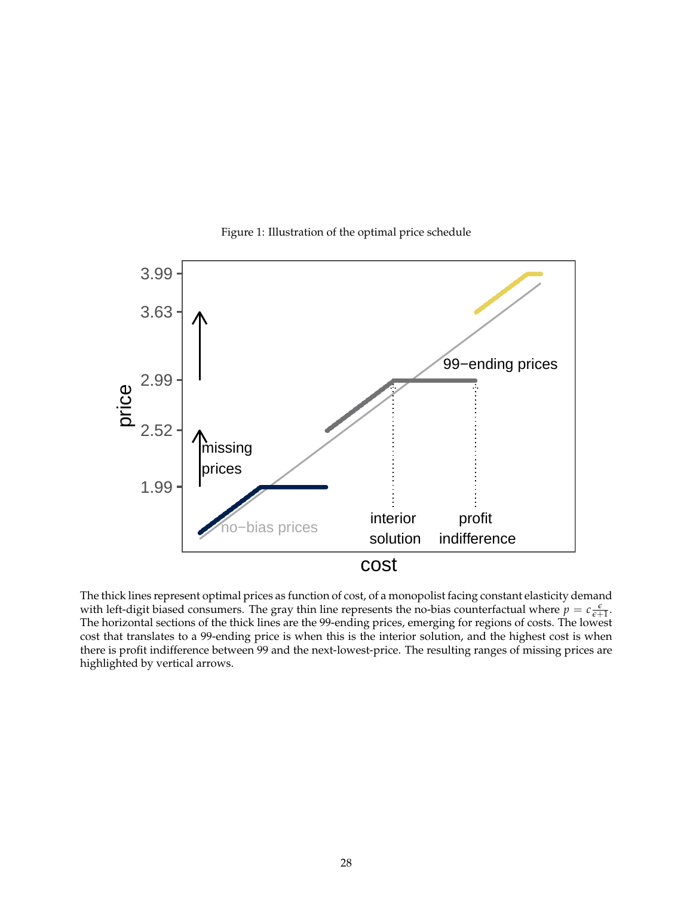Figure 1: Illustration of the optimal price schedule

The thick lines represent optimal prices as function of cost, of a monopolist facing constant elasticity demand with left-digit biased consumers. The gray thin line represents the no-bias counterfactual where $p = c\frac{\epsilon}{\epsilon+1}$. The horizontal sections of the thick lines are the 99-ending prices, emerging for regions of costs. The lowest cost that translates to a 99-ending price is when this is the interior solution, and the highest cost is when there is profit indifference between 99 and the next-lowest-price. The resulting ranges of missing prices are highlighted by vertical arrows.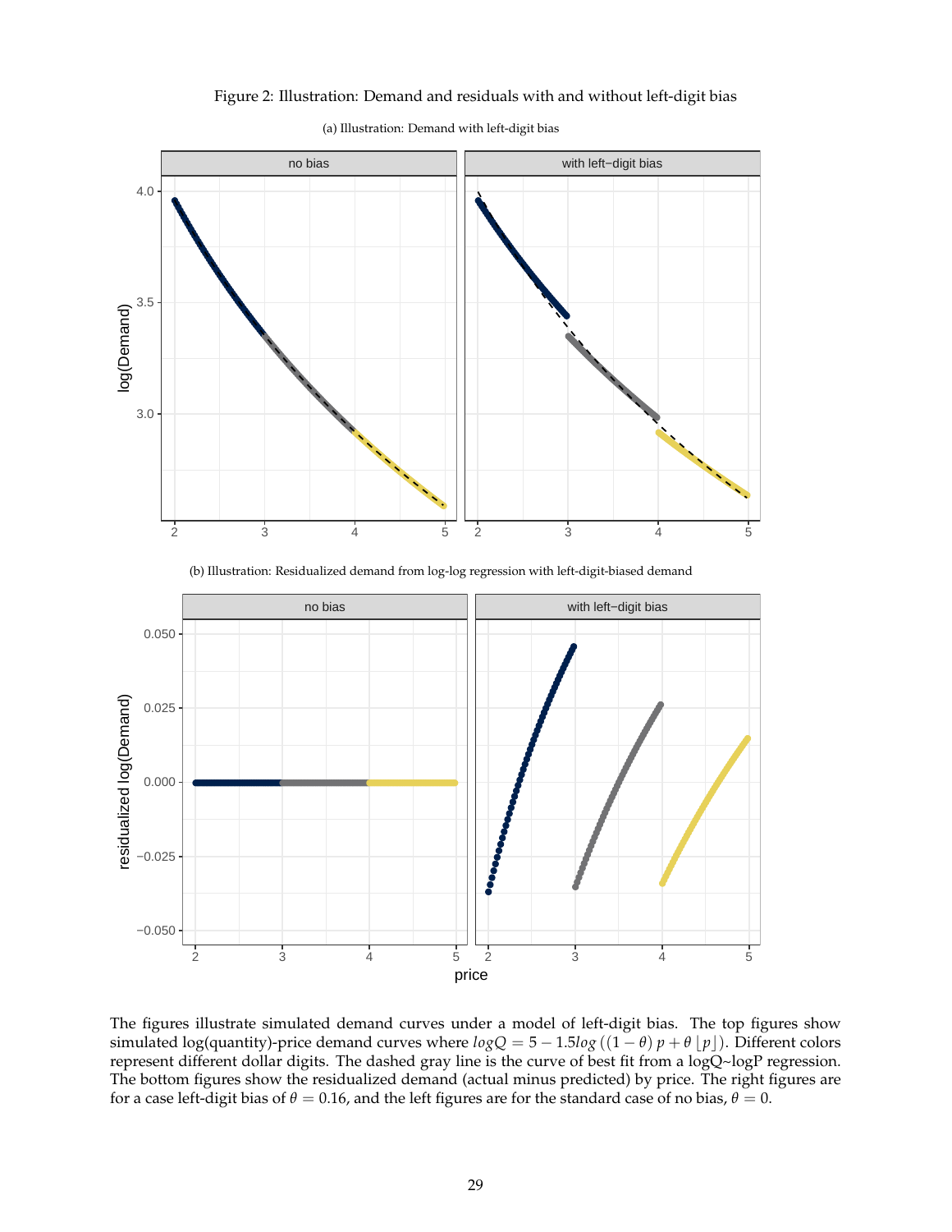Figure 2: Illustration: Demand and residuals with and without left-digit bias

(a) Illustration: Demand with left-digit bias

(b) Illustration: Residualized demand from log-log regression with left-digit-biased demand

The figures illustrate simulated demand curves under a model of left-digit bias. The top figures show simulated log(quantity)-price demand curves where $logQ = 5 - 1.5log\left((1-\theta)\,p + \theta\,\lfloor p \rfloor\right)$. Different colors represent different dollar digits. The dashed gray line is the curve of best fit from a logQ~logP regression. The bottom figures show the residualized demand (actual minus predicted) by price. The right figures are for a case left-digit bias of $\theta = 0.16$, and the left figures are for the standard case of no bias, $\theta = 0$.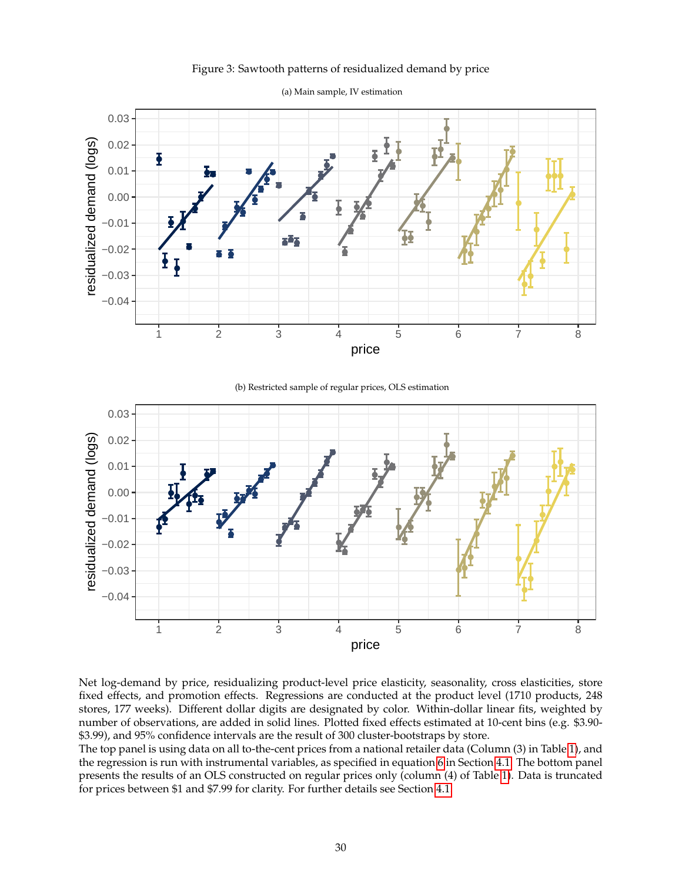Figure 3: Sawtooth patterns of residualized demand by price

(a) Main sample, IV estimation

(b) Restricted sample of regular prices, OLS estimation

Net log-demand by price, residualizing product-level price elasticity, seasonality, cross elasticities, store fixed effects, and promotion effects. Regressions are conducted at the product level (1710 products, 248 stores, 177 weeks). Different dollar digits are designated by color. Within-dollar linear fits, weighted by number of observations, are added in solid lines. Plotted fixed effects estimated at 10-cent bins (e.g. $3.90-$3.99), and 95% confidence intervals are the result of 300 cluster-bootstraps by store.

The top panel is using data on all to-the-cent prices from a national retailer data (Column (3) in Table 1), and the regression is run with instrumental variables, as specified in equation 6 in Section 4.1. The bottom panel presents the results of an OLS constructed on regular prices only (column (4) of Table 1). Data is truncated for prices between $1 and $7.99 for clarity. For further details see Section 4.1.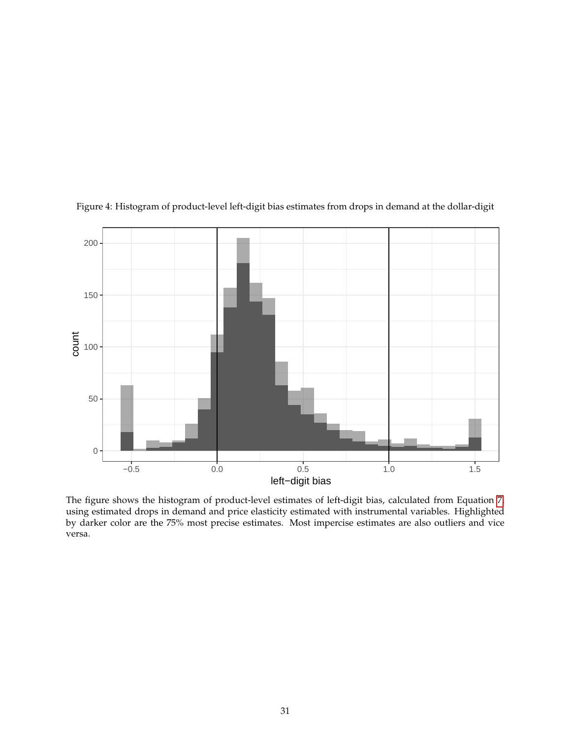Figure 4: Histogram of product-level left-digit bias estimates from drops in demand at the dollar-digit

The figure shows the histogram of product-level estimates of left-digit bias, calculated from Equation 7, using estimated drops in demand and price elasticity estimated with instrumental variables. Highlighted by darker color are the 75% most precise estimates. Most impercise estimates are also outliers and vice versa.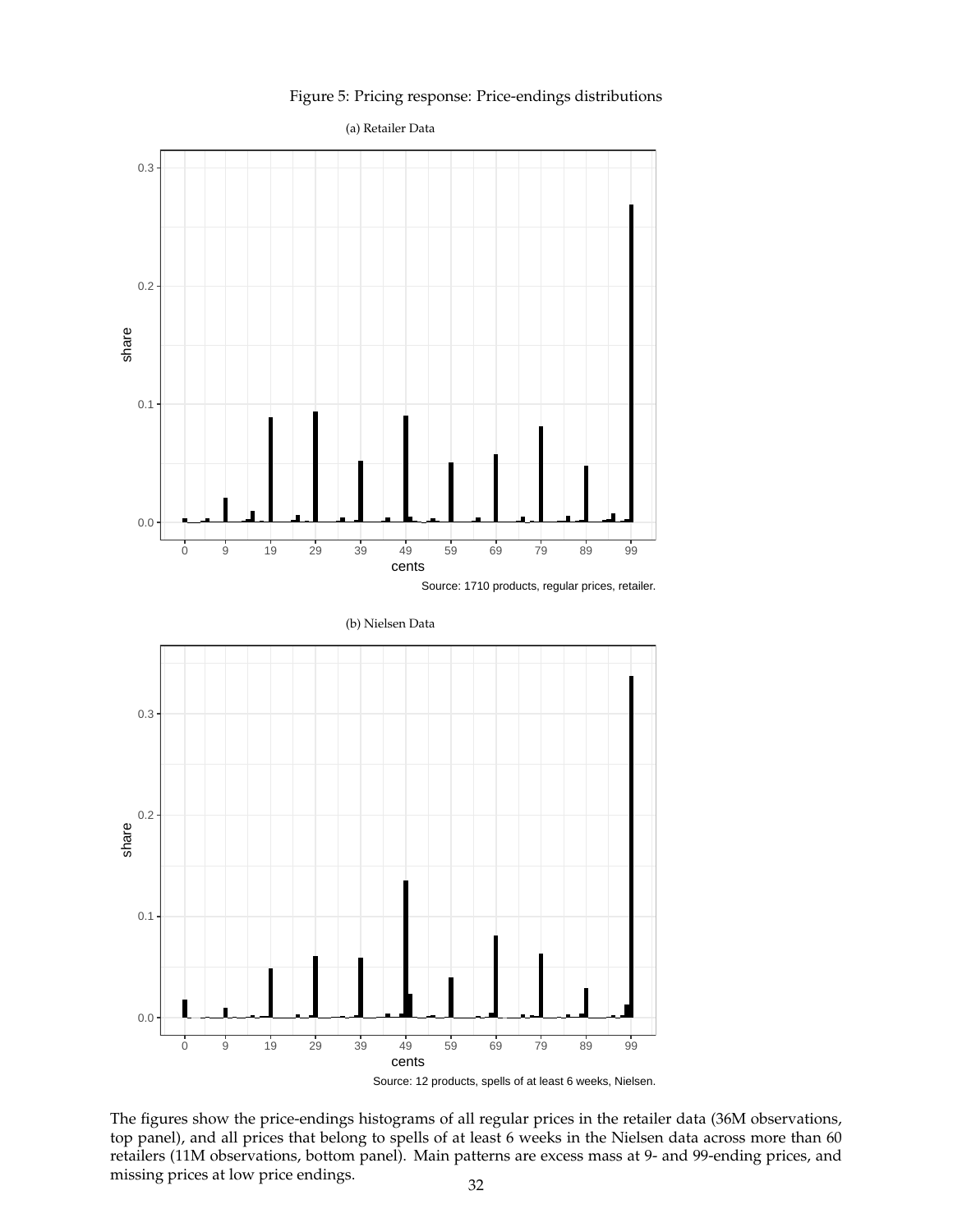Figure 5: Pricing response: Price-endings distributions

(a) Retailer Data

Source: 1710 products, regular prices, retailer.

(b) Nielsen Data

Source: 12 products, spells of at least 6 weeks, Nielsen.

The figures show the price-endings histograms of all regular prices in the retailer data (36M observations, top panel), and all prices that belong to spells of at least 6 weeks in the Nielsen data across more than 60 retailers (11M observations, bottom panel). Main patterns are excess mass at 9- and 99-ending prices, and missing prices at low price endings.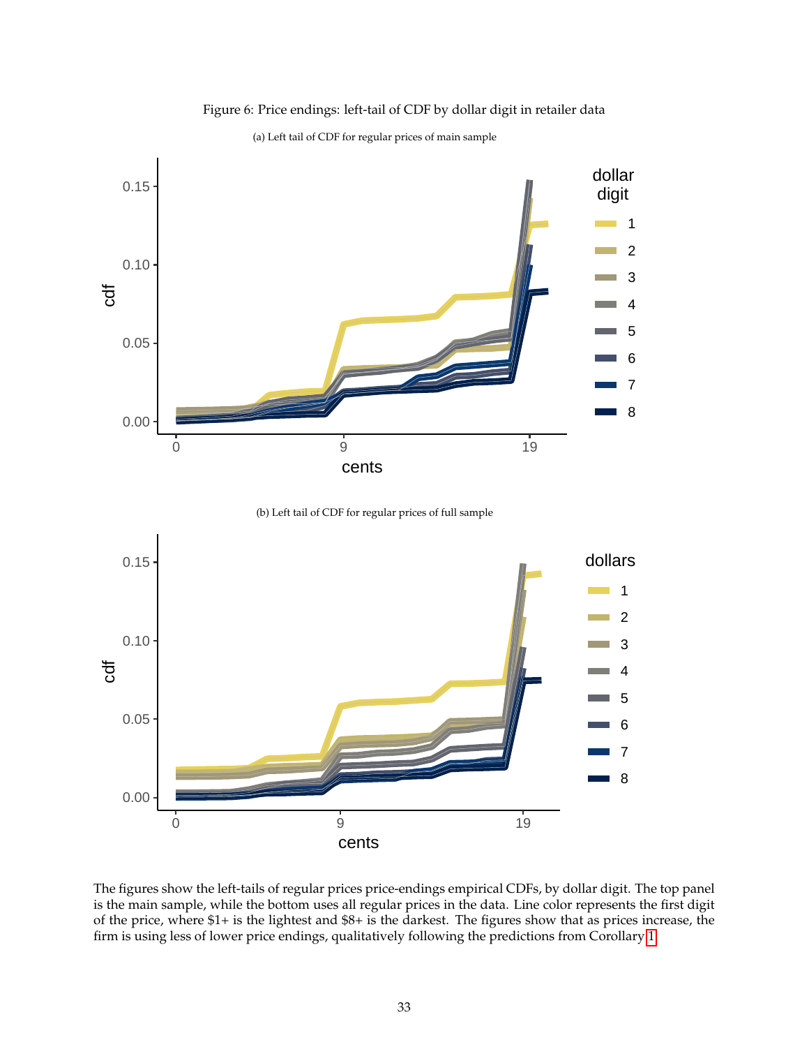Figure 6: Price endings: left-tail of CDF by dollar digit in retailer data

(a) Left tail of CDF for regular prices of main sample

(b) Left tail of CDF for regular prices of full sample

The figures show the left-tails of regular prices price-endings empirical CDFs, by dollar digit. The top panel is the main sample, while the bottom uses all regular prices in the data. Line color represents the first digit of the price, where $1+ is the lightest and $8+ is the darkest. The figures show that as prices increase, the firm is using less of lower price endings, qualitatively following the predictions from Corollary 1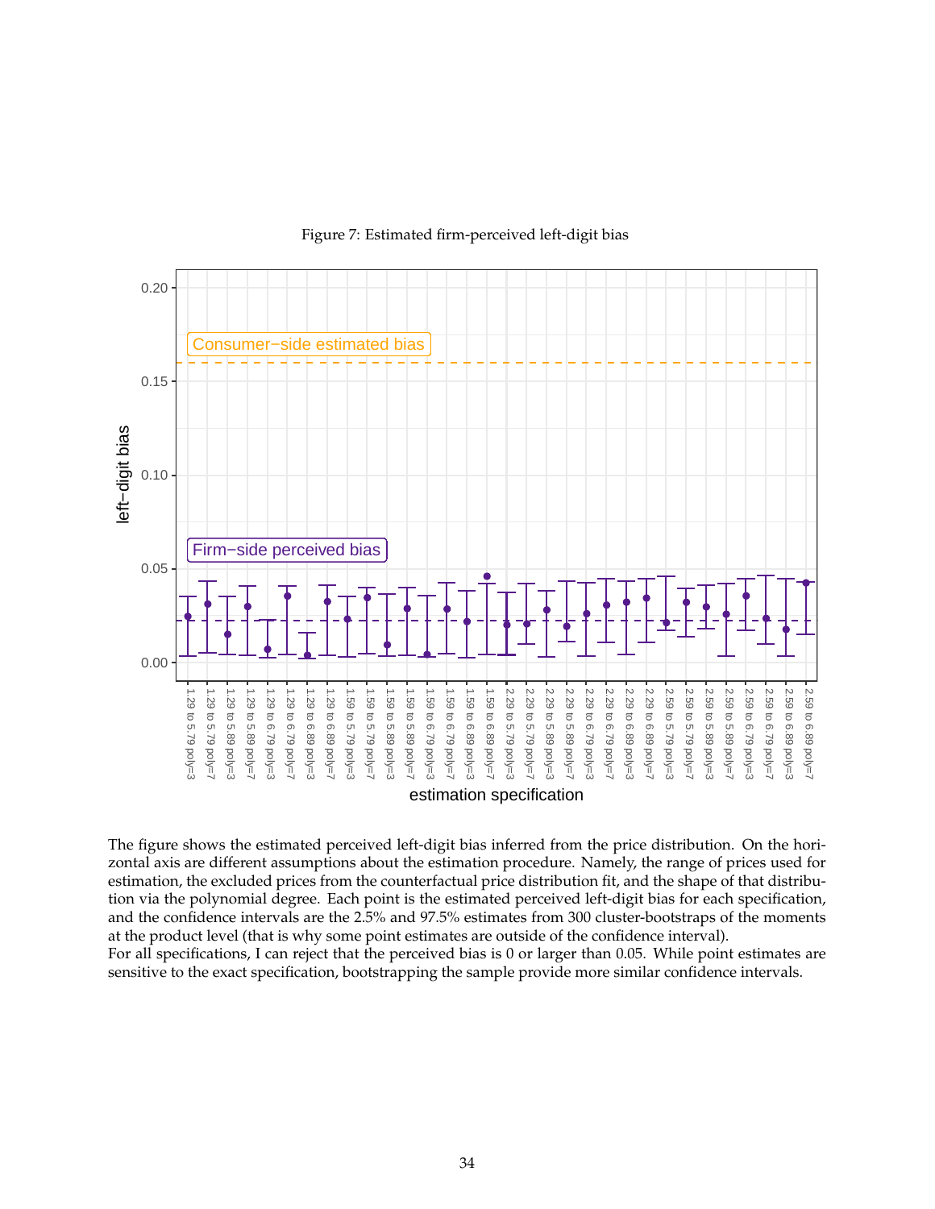Figure 7: Estimated firm-perceived left-digit bias

The figure shows the estimated perceived left-digit bias inferred from the price distribution. On the horizontal axis are different assumptions about the estimation procedure. Namely, the range of prices used for estimation, the excluded prices from the counterfactual price distribution fit, and the shape of that distribution via the polynomial degree. Each point is the estimated perceived left-digit bias for each specification, and the confidence intervals are the 2.5% and 97.5% estimates from 300 cluster-bootstraps of the moments at the product level (that is why some point estimates are outside of the confidence interval).
For all specifications, I can reject that the perceived bias is 0 or larger than 0.05. While point estimates are sensitive to the exact specification, bootstrapping the sample provide more similar confidence intervals.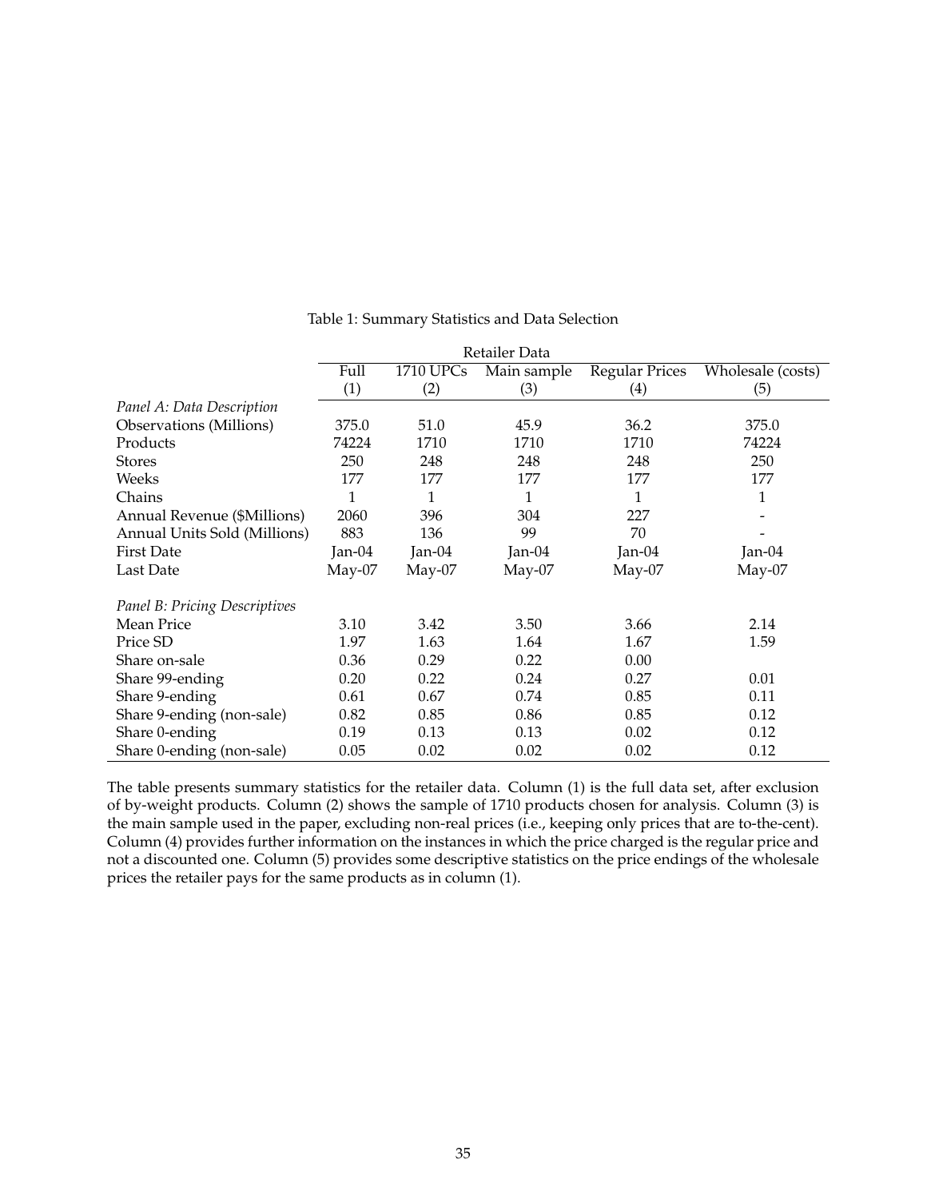Table 1: Summary Statistics and Data Selection

| | Retailer Data | | | | |
|---|---|---|---|---|---|
| | Full | 1710 UPCs | Main sample | Regular Prices | Wholesale (costs) |
| | (1) | (2) | (3) | (4) | (5) |
| *Panel A: Data Description* | | | | | |
| Observations (Millions) | 375.0 | 51.0 | 45.9 | 36.2 | 375.0 |
| Products | 74224 | 1710 | 1710 | 1710 | 74224 |
| Stores | 250 | 248 | 248 | 248 | 250 |
| Weeks | 177 | 177 | 177 | 177 | 177 |
| Chains | 1 | 1 | 1 | 1 | 1 |
| Annual Revenue ($Millions) | 2060 | 396 | 304 | 227 | - |
| Annual Units Sold (Millions) | 883 | 136 | 99 | 70 | - |
| First Date | Jan-04 | Jan-04 | Jan-04 | Jan-04 | Jan-04 |
| Last Date | May-07 | May-07 | May-07 | May-07 | May-07 |
| | | | | | |
| *Panel B: Pricing Descriptives* | | | | | |
| Mean Price | 3.10 | 3.42 | 3.50 | 3.66 | 2.14 |
| Price SD | 1.97 | 1.63 | 1.64 | 1.67 | 1.59 |
| Share on-sale | 0.36 | 0.29 | 0.22 | 0.00 | |
| Share 99-ending | 0.20 | 0.22 | 0.24 | 0.27 | 0.01 |
| Share 9-ending | 0.61 | 0.67 | 0.74 | 0.85 | 0.11 |
| Share 9-ending (non-sale) | 0.82 | 0.85 | 0.86 | 0.85 | 0.12 |
| Share 0-ending | 0.19 | 0.13 | 0.13 | 0.02 | 0.12 |
| Share 0-ending (non-sale) | 0.05 | 0.02 | 0.02 | 0.02 | 0.12 |

The table presents summary statistics for the retailer data. Column (1) is the full data set, after exclusion of by-weight products. Column (2) shows the sample of 1710 products chosen for analysis. Column (3) is the main sample used in the paper, excluding non-real prices (i.e., keeping only prices that are to-the-cent). Column (4) provides further information on the instances in which the price charged is the regular price and not a discounted one. Column (5) provides some descriptive statistics on the price endings of the wholesale prices the retailer pays for the same products as in column (1).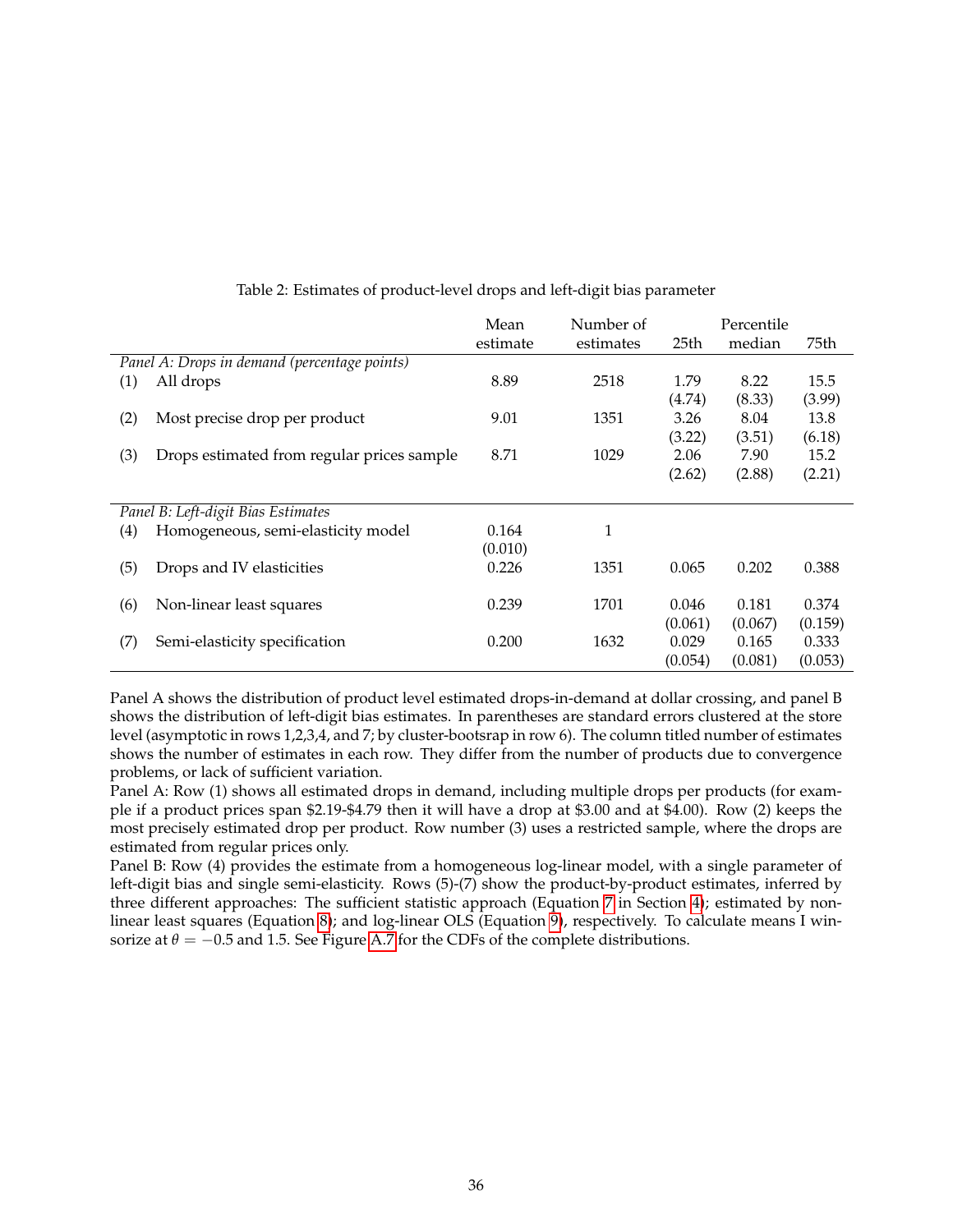Table 2: Estimates of product-level drops and left-digit bias parameter

| | | Mean estimate | Number of estimates | Percentile 25th | median | 75th |
|---|---|---|---|---|---|---|
| *Panel A: Drops in demand (percentage points)* | | | | | | |
| (1) | All drops | 8.89 | 2518 | 1.79 | 8.22 | 15.5 |
| | | | | (4.74) | (8.33) | (3.99) |
| (2) | Most precise drop per product | 9.01 | 1351 | 3.26 | 8.04 | 13.8 |
| | | | | (3.22) | (3.51) | (6.18) |
| (3) | Drops estimated from regular prices sample | 8.71 | 1029 | 2.06 | 7.90 | 15.2 |
| | | | | (2.62) | (2.88) | (2.21) |
| *Panel B: Left-digit Bias Estimates* | | | | | | |
| (4) | Homogeneous, semi-elasticity model | 0.164 | 1 | | | |
| | | (0.010) | | | | |
| (5) | Drops and IV elasticities | 0.226 | 1351 | 0.065 | 0.202 | 0.388 |
| (6) | Non-linear least squares | 0.239 | 1701 | 0.046 | 0.181 | 0.374 |
| | | | | (0.061) | (0.067) | (0.159) |
| (7) | Semi-elasticity specification | 0.200 | 1632 | 0.029 | 0.165 | 0.333 |
| | | | | (0.054) | (0.081) | (0.053) |

Panel A shows the distribution of product level estimated drops-in-demand at dollar crossing, and panel B shows the distribution of left-digit bias estimates. In parentheses are standard errors clustered at the store level (asymptotic in rows 1,2,3,4, and 7; by cluster-bootsrap in row 6). The column titled number of estimates shows the number of estimates in each row. They differ from the number of products due to convergence problems, or lack of sufficient variation.

Panel A: Row (1) shows all estimated drops in demand, including multiple drops per products (for example if a product prices span \$2.19-\$4.79 then it will have a drop at \$3.00 and at \$4.00). Row (2) keeps the most precisely estimated drop per product. Row number (3) uses a restricted sample, where the drops are estimated from regular prices only.

Panel B: Row (4) provides the estimate from a homogeneous log-linear model, with a single parameter of left-digit bias and single semi-elasticity. Rows (5)-(7) show the product-by-product estimates, inferred by three different approaches: The sufficient statistic approach (Equation 7 in Section 4); estimated by non-linear least squares (Equation 8); and log-linear OLS (Equation 9), respectively. To calculate means I winsorize at $\theta = -0.5$ and 1.5. See Figure A.7 for the CDFs of the complete distributions.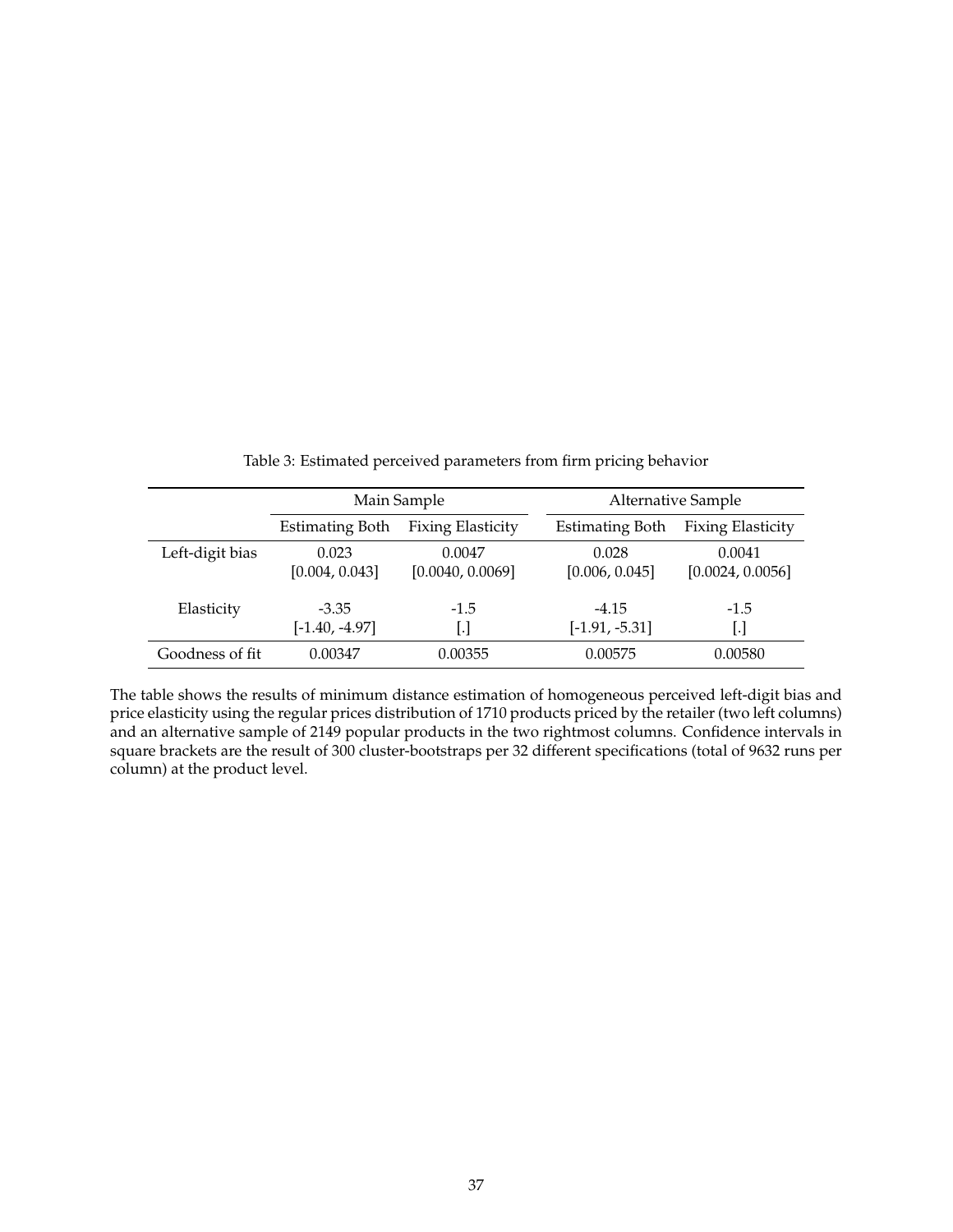Table 3: Estimated perceived parameters from firm pricing behavior

| | Main Sample | | Alternative Sample | |
|---|---|---|---|---|
| | Estimating Both | Fixing Elasticity | Estimating Both | Fixing Elasticity |
| Left-digit bias | 0.023 | 0.0047 | 0.028 | 0.0041 |
| | [0.004, 0.043] | [0.0040, 0.0069] | [0.006, 0.045] | [0.0024, 0.0056] |
| Elasticity | -3.35 | -1.5 | -4.15 | -1.5 |
| | [-1.40, -4.97] | [.] | [-1.91, -5.31] | [.] |
| Goodness of fit | 0.00347 | 0.00355 | 0.00575 | 0.00580 |

The table shows the results of minimum distance estimation of homogeneous perceived left-digit bias and price elasticity using the regular prices distribution of 1710 products priced by the retailer (two left columns) and an alternative sample of 2149 popular products in the two rightmost columns. Confidence intervals in square brackets are the result of 300 cluster-bootstraps per 32 different specifications (total of 9632 runs per column) at the product level.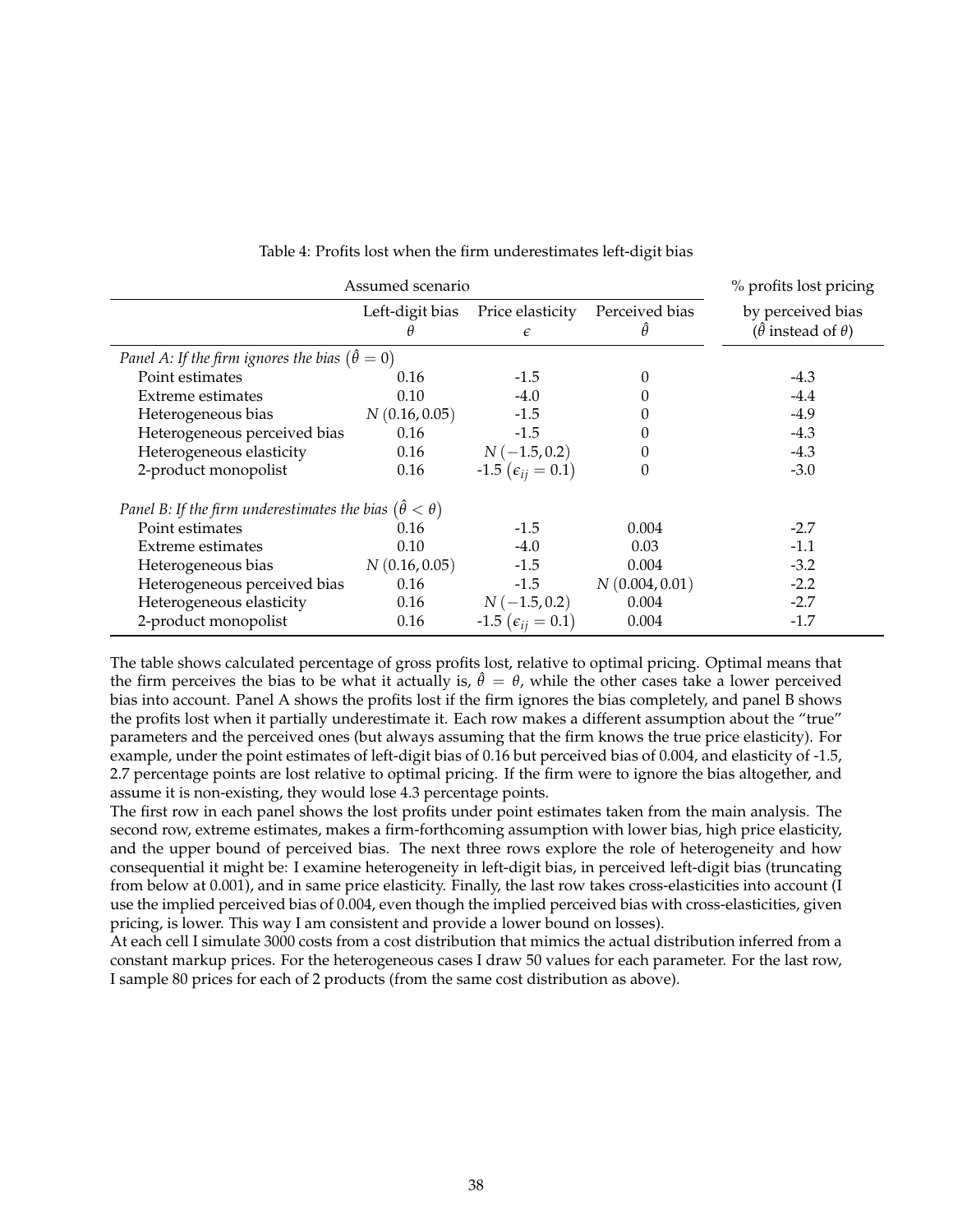Table 4: Profits lost when the firm underestimates left-digit bias

| Assumed scenario | | | | % profits lost pricing |
|---|---|---|---|---|
| | Left-digit bias $\theta$ | Price elasticity $\epsilon$ | Perceived bias $\hat{\theta}$ | by perceived bias ($\hat{\theta}$ instead of $\theta$) |
| *Panel A: If the firm ignores the bias $\left(\hat{\theta}=0\right)$* | | | | |
| Point estimates | 0.16 | -1.5 | 0 | -4.3 |
| Extreme estimates | 0.10 | -4.0 | 0 | -4.4 |
| Heterogeneous bias | $N\left(0.16, 0.05\right)$ | -1.5 | 0 | -4.9 |
| Heterogeneous perceived bias | 0.16 | -1.5 | 0 | -4.3 |
| Heterogeneous elasticity | 0.16 | $N\left(-1.5, 0.2\right)$ | 0 | -4.3 |
| 2-product monopolist | 0.16 | -1.5 $\left(\epsilon_{ij}=0.1\right)$ | 0 | -3.0 |
| *Panel B: If the firm underestimates the bias $\left(\hat{\theta}<\theta\right)$* | | | | |
| Point estimates | 0.16 | -1.5 | 0.004 | -2.7 |
| Extreme estimates | 0.10 | -4.0 | 0.03 | -1.1 |
| Heterogeneous bias | $N\left(0.16, 0.05\right)$ | -1.5 | 0.004 | -3.2 |
| Heterogeneous perceived bias | 0.16 | -1.5 | $N\left(0.004, 0.01\right)$ | -2.2 |
| Heterogeneous elasticity | 0.16 | $N\left(-1.5, 0.2\right)$ | 0.004 | -2.7 |
| 2-product monopolist | 0.16 | -1.5 $\left(\epsilon_{ij}=0.1\right)$ | 0.004 | -1.7 |

The table shows calculated percentage of gross profits lost, relative to optimal pricing. Optimal means that the firm perceives the bias to be what it actually is, $\hat{\theta}=\theta$, while the other cases take a lower perceived bias into account. Panel A shows the profits lost if the firm ignores the bias completely, and panel B shows the profits lost when it partially underestimate it. Each row makes a different assumption about the "true" parameters and the perceived ones (but always assuming that the firm knows the true price elasticity). For example, under the point estimates of left-digit bias of 0.16 but perceived bias of 0.004, and elasticity of -1.5, 2.7 percentage points are lost relative to optimal pricing. If the firm were to ignore the bias altogether, and assume it is non-existing, they would lose 4.3 percentage points.

The first row in each panel shows the lost profits under point estimates taken from the main analysis. The second row, extreme estimates, makes a firm-forthcoming assumption with lower bias, high price elasticity, and the upper bound of perceived bias. The next three rows explore the role of heterogeneity and how consequential it might be: I examine heterogeneity in left-digit bias, in perceived left-digit bias (truncating from below at 0.001), and in same price elasticity. Finally, the last row takes cross-elasticities into account (I use the implied perceived bias of 0.004, even though the implied perceived bias with cross-elasticities, given pricing, is lower. This way I am consistent and provide a lower bound on losses).

At each cell I simulate 3000 costs from a cost distribution that mimics the actual distribution inferred from a constant markup prices. For the heterogeneous cases I draw 50 values for each parameter. For the last row, I sample 80 prices for each of 2 products (from the same cost distribution as above).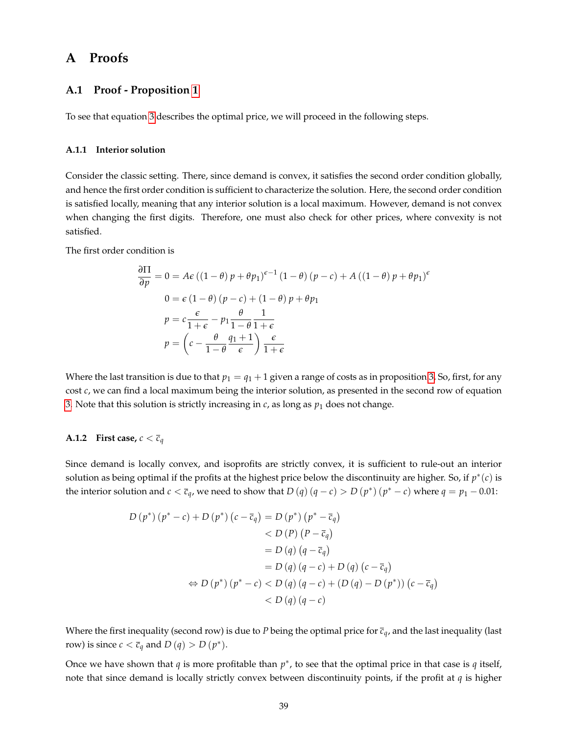# A Proofs

## A.1 Proof - Proposition 1

To see that equation 3 describes the optimal price, we will proceed in the following steps.

### A.1.1 Interior solution

Consider the classic setting. There, since demand is convex, it satisfies the second order condition globally, and hence the first order condition is sufficient to characterize the solution. Here, the second order condition is satisfied locally, meaning that any interior solution is a local maximum. However, demand is not convex when changing the first digits. Therefore, one must also check for other prices, where convexity is not satisfied.

The first order condition is

$$
\begin{aligned}
\frac{\partial \Pi}{\partial p} = 0 &= A\epsilon \left((1-\theta)\, p + \theta p_1\right)^{\epsilon - 1} (1-\theta)\,(p-c) + A\left((1-\theta)\, p + \theta p_1\right)^{\epsilon} \\
0 &= \epsilon\,(1-\theta)\,(p-c) + (1-\theta)\, p + \theta p_1 \\
p &= c\frac{\epsilon}{1+\epsilon} - p_1 \frac{\theta}{1-\theta}\frac{1}{1+\epsilon} \\
p &= \left(c - \frac{\theta}{1-\theta}\frac{q_1+1}{\epsilon}\right)\frac{\epsilon}{1+\epsilon}
\end{aligned}
$$

Where the last transition is due to that $p_1 = q_1 + 1$ given a range of costs as in proposition 3. So, first, for any cost $c$, we can find a local maximum being the interior solution, as presented in the second row of equation 3. Note that this solution is strictly increasing in $c$, as long as $p_1$ does not change.

### A.1.2 First case, $c < \overline{c}_q$

Since demand is locally convex, and isoprofits are strictly convex, it is sufficient to rule-out an interior solution as being optimal if the profits at the highest price below the discontinuity are higher. So, if $p^*(c)$ is the interior solution and $c < \overline{c}_q$, we need to show that $D(q)(q-c) > D(p^*)(p^*-c)$ where $q = p_1 - 0.01$:

$$
\begin{aligned}
D(p^*)(p^*-c) + D(p^*)\left(c - \overline{c}_q\right) &= D(p^*)\left(p^* - \overline{c}_q\right) \\
&< D(P)\left(P - \overline{c}_q\right) \\
&= D(q)\left(q - \overline{c}_q\right) \\
&= D(q)(q-c) + D(q)\left(c - \overline{c}_q\right) \\
\Leftrightarrow D(p^*)(p^*-c) &< D(q)(q-c) + \left(D(q) - D(p^*)\right)\left(c - \overline{c}_q\right) \\
&< D(q)(q-c)
\end{aligned}
$$

Where the first inequality (second row) is due to $P$ being the optimal price for $\overline{c}_q$, and the last inequality (last row) is since $c < \overline{c}_q$ and $D(q) > D(p^*)$.

Once we have shown that $q$ is more profitable than $p^*$, to see that the optimal price in that case is $q$ itself, note that since demand is locally strictly convex between discontinuity points, if the profit at $q$ is higher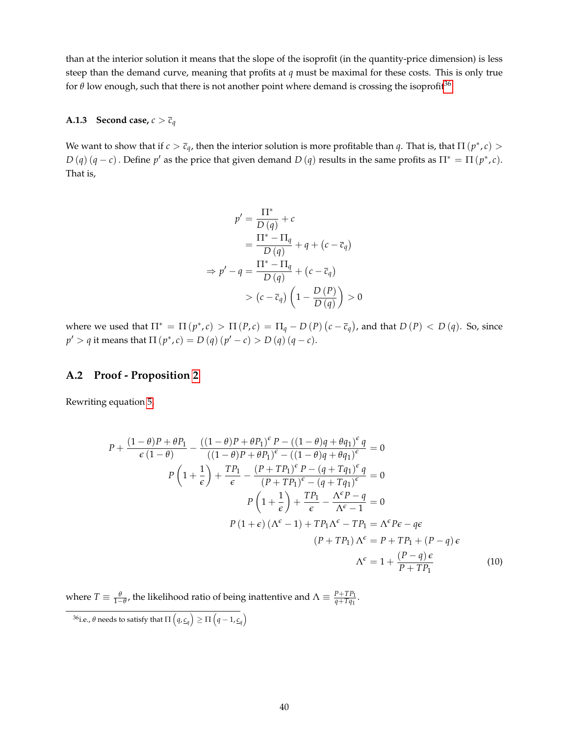than at the interior solution it means that the slope of the isoprofit (in the quantity-price dimension) is less steep than the demand curve, meaning that profits at $q$ must be maximal for these costs. This is only true for $\theta$ low enough, such that there is not another point where demand is crossing the isoprofit[36]

#### A.1.3 Second case, $c > \bar{c}_q$

We want to show that if $c > \bar{c}_q$, then the interior solution is more profitable than $q$. That is, that $\Pi(p^*, c) > D(q)(q - c)$. Define $p'$ as the price that given demand $D(q)$ results in the same profits as $\Pi^* = \Pi(p^*, c)$. That is,

$$
\begin{aligned}
p' &= \frac{\Pi^*}{D(q)} + c \\
&= \frac{\Pi^* - \Pi_q}{D(q)} + q + (c - \bar{c}_q) \\
\Rightarrow p' - q &= \frac{\Pi^* - \Pi_q}{D(q)} + (c - \bar{c}_q) \\
&> (c - \bar{c}_q)\left(1 - \frac{D(P)}{D(q)}\right) > 0
\end{aligned}
$$

where we used that $\Pi^* = \Pi(p^*, c) > \Pi(P, c) = \Pi_q - D(P)(c - \bar{c}_q)$, and that $D(P) < D(q)$. So, since $p' > q$ it means that $\Pi(p^*, c) = D(q)(p' - c) > D(q)(q - c)$.

## A.2 Proof - Proposition 2

Rewriting equation 5.

$$
\begin{aligned}
P + \frac{(1-\theta)P + \theta P_1}{\epsilon(1-\theta)} - \frac{((1-\theta)P + \theta P_1)^{\epsilon} P - ((1-\theta)q + \theta q_1)^{\epsilon} q}{((1-\theta)P + \theta P_1)^{\epsilon} - ((1-\theta)q + \theta q_1)^{\epsilon}} &= 0 \\
P\left(1 + \frac{1}{\epsilon}\right) + \frac{TP_1}{\epsilon} - \frac{(P + TP_1)^{\epsilon} P - (q + Tq_1)^{\epsilon} q}{(P + TP_1)^{\epsilon} - (q + Tq_1)^{\epsilon}} &= 0 \\
P\left(1 + \frac{1}{\epsilon}\right) + \frac{TP_1}{\epsilon} - \frac{\Lambda^{\epsilon} P - q}{\Lambda^{\epsilon} - 1} &= 0 \\
P(1+\epsilon)(\Lambda^{\epsilon} - 1) + TP_1\Lambda^{\epsilon} - TP_1 &= \Lambda^{\epsilon} P\epsilon - q\epsilon \\
(P + TP_1)\Lambda^{\epsilon} &= P + TP_1 + (P - q)\epsilon \\
\Lambda^{\epsilon} &= 1 + \frac{(P-q)\epsilon}{P + TP_1} \qquad (10)
\end{aligned}
$$

where $T \equiv \frac{\theta}{1-\theta}$, the likelihood ratio of being inattentive and $\Lambda \equiv \frac{P + TP_1}{q + Tq_1}$.

[36] i.e., $\theta$ needs to satisfy that $\Pi\left(q, \underline{c}_q\right) \geq \Pi\left(q - 1, \underline{c}_q\right)$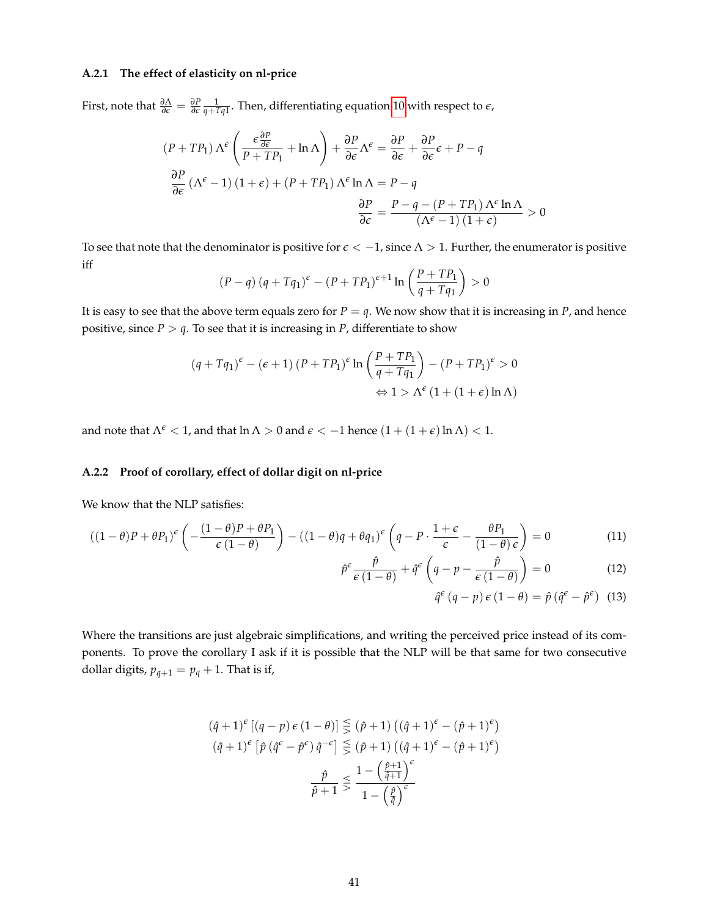### A.2.1 The effect of elasticity on nl-price

First, note that $\frac{\partial \Lambda}{\partial \epsilon} = \frac{\partial P}{\partial \epsilon} \frac{1}{q+Tq1}$. Then, differentiating equation 10 with respect to $\epsilon$,

$$
\begin{aligned}
(P+TP_1)\Lambda^{\epsilon}\left(\frac{\epsilon\frac{\partial P}{\partial \epsilon}}{P+TP_1}+\ln\Lambda\right)+\frac{\partial P}{\partial \epsilon}\Lambda^{\epsilon} &= \frac{\partial P}{\partial \epsilon}+\frac{\partial P}{\partial \epsilon}\epsilon+P-q \\
\frac{\partial P}{\partial \epsilon}\left(\Lambda^{\epsilon}-1\right)(1+\epsilon)+(P+TP_1)\Lambda^{\epsilon}\ln\Lambda &= P-q \\
\frac{\partial P}{\partial \epsilon} &= \frac{P-q-(P+TP_1)\Lambda^{\epsilon}\ln\Lambda}{\left(\Lambda^{\epsilon}-1\right)(1+\epsilon)} > 0
\end{aligned}
$$

To see that note that the denominator is positive for $\epsilon < -1$, since $\Lambda > 1$. Further, the enumerator is positive iff

$$
(P-q)(q+Tq_1)^{\epsilon} - (P+TP_1)^{\epsilon+1}\ln\left(\frac{P+TP_1}{q+Tq_1}\right) > 0
$$

It is easy to see that the above term equals zero for $P = q$. We now show that it is increasing in $P$, and hence positive, since $P > q$. To see that it is increasing in $P$, differentiate to show

$$
\begin{aligned}
(q+Tq_1)^{\epsilon} - (\epsilon+1)(P+TP_1)^{\epsilon}\ln\left(\frac{P+TP_1}{q+Tq_1}\right) - (P+TP_1)^{\epsilon} &> 0 \\
\Leftrightarrow 1 > \Lambda^{\epsilon}\left(1+(1+\epsilon)\ln\Lambda\right)
\end{aligned}
$$

and note that $\Lambda^{\epsilon} < 1$, and that $\ln\Lambda > 0$ and $\epsilon < -1$ hence $(1+(1+\epsilon)\ln\Lambda) < 1$.

### A.2.2 Proof of corollary, effect of dollar digit on nl-price

We know that the NLP satisfies:

$$
((1-\theta)P+\theta P_1)^{\epsilon}\left(-\frac{(1-\theta)P+\theta P_1}{\epsilon(1-\theta)}\right) - ((1-\theta)q+\theta q_1)^{\epsilon}\left(q-P\cdot\frac{1+\epsilon}{\epsilon}-\frac{\theta P_1}{(1-\theta)\epsilon}\right) = 0 \tag{11}
$$

$$
\hat{p}^{\epsilon}\frac{\hat{p}}{\epsilon(1-\theta)} + \hat{q}^{\epsilon}\left(q-p-\frac{\hat{p}}{\epsilon(1-\theta)}\right) = 0 \tag{12}
$$

$$
\hat{q}^{\epsilon}(q-p)\epsilon(1-\theta) = \hat{p}\left(\hat{q}^{\epsilon}-\hat{p}^{\epsilon}\right) \tag{13}
$$

Where the transitions are just algebraic simplifications, and writing the perceived price instead of its components. To prove the corollary I ask if it is possible that the NLP will be that same for two consecutive dollar digits, $p_{q+1} = p_q + 1$. That is if,

$$
\begin{aligned}
(\hat{q}+1)^{\epsilon}\left[(q-p)\epsilon(1-\theta)\right] &\lesseqgtr (\hat{p}+1)\left((\hat{q}+1)^{\epsilon}-(\hat{p}+1)^{\epsilon}\right) \\
(\hat{q}+1)^{\epsilon}\left[\hat{p}\left(\hat{q}^{\epsilon}-\hat{p}^{\epsilon}\right)\hat{q}^{-\epsilon}\right] &\lesseqgtr (\hat{p}+1)\left((\hat{q}+1)^{\epsilon}-(\hat{p}+1)^{\epsilon}\right) \\
\frac{\hat{p}}{\hat{p}+1} &\lesseqgtr \frac{1-\left(\frac{\hat{p}+1}{\hat{q}+1}\right)^{\epsilon}}{1-\left(\frac{\hat{p}}{\hat{q}}\right)^{\epsilon}}
\end{aligned}
$$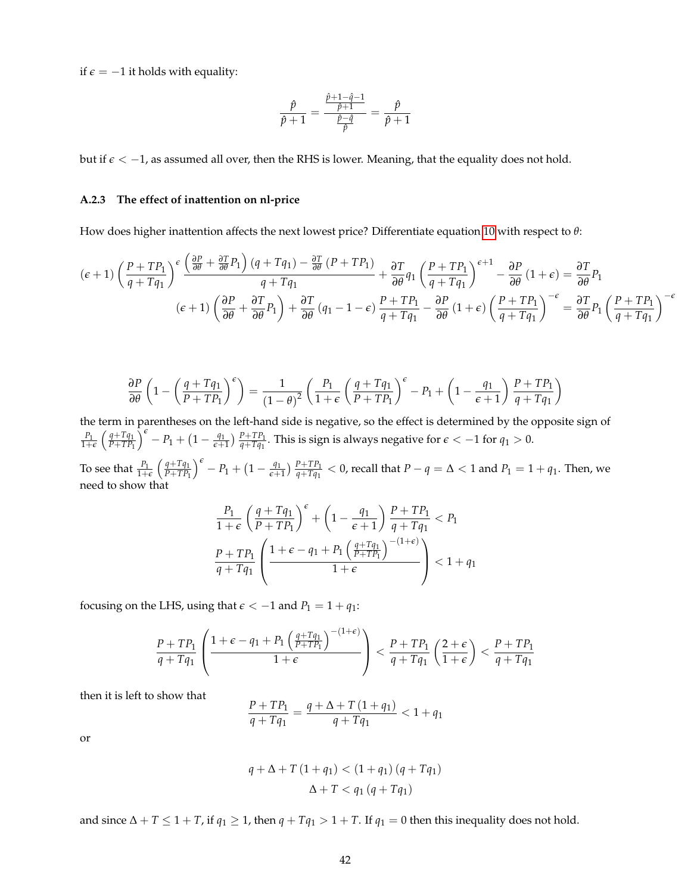if $\epsilon = -1$ it holds with equality:

$$\frac{\hat{p}}{\hat{p}+1} = \frac{\frac{\hat{p}+1-\hat{q}-1}{\hat{p}+1}}{\frac{\hat{p}-\hat{q}}{\hat{p}}} = \frac{\hat{p}}{\hat{p}+1}$$

but if $\epsilon < -1$, as assumed all over, then the RHS is lower. Meaning, that the equality does not hold.

### A.2.3 The effect of inattention on nl-price

How does higher inattention affects the next lowest price? Differentiate equation 10 with respect to $\theta$:

$$(\epsilon+1)\left(\frac{P+TP_1}{q+Tq_1}\right)^{\epsilon}\frac{\left(\frac{\partial P}{\partial \theta}+\frac{\partial T}{\partial \theta}P_1\right)(q+Tq_1)-\frac{\partial T}{\partial \theta}(P+TP_1)}{q+Tq_1}+\frac{\partial T}{\partial \theta}q_1\left(\frac{P+TP_1}{q+Tq_1}\right)^{\epsilon+1}-\frac{\partial P}{\partial \theta}(1+\epsilon)=\frac{\partial T}{\partial \theta}P_1$$

$$(\epsilon+1)\left(\frac{\partial P}{\partial \theta}+\frac{\partial T}{\partial \theta}P_1\right)+\frac{\partial T}{\partial \theta}(q_1-1-\epsilon)\frac{P+TP_1}{q+Tq_1}-\frac{\partial P}{\partial \theta}(1+\epsilon)\left(\frac{P+TP_1}{q+Tq_1}\right)^{-\epsilon}=\frac{\partial T}{\partial \theta}P_1\left(\frac{P+TP_1}{q+Tq_1}\right)^{-\epsilon}$$

$$\frac{\partial P}{\partial \theta}\left(1-\left(\frac{q+Tq_1}{P+TP_1}\right)^{\epsilon}\right)=\frac{1}{(1-\theta)^2}\left(\frac{P_1}{1+\epsilon}\left(\frac{q+Tq_1}{P+TP_1}\right)^{\epsilon}-P_1+\left(1-\frac{q_1}{\epsilon+1}\right)\frac{P+TP_1}{q+Tq_1}\right)$$

the term in parentheses on the left-hand side is negative, so the effect is determined by the opposite sign of $\frac{P_1}{1+\epsilon}\left(\frac{q+Tq_1}{P+TP_1}\right)^{\epsilon}-P_1+(1-\frac{q_1}{\epsilon+1})\frac{P+TP_1}{q+Tq_1}$. This is sign is always negative for $\epsilon < -1$ for $q_1 > 0$.

To see that $\frac{P_1}{1+\epsilon}\left(\frac{q+Tq_1}{P+TP_1}\right)^{\epsilon}-P_1+(1-\frac{q_1}{\epsilon+1})\frac{P+TP_1}{q+Tq_1} < 0$, recall that $P-q=\Delta < 1$ and $P_1 = 1+q_1$. Then, we need to show that

$$\frac{P_1}{1+\epsilon}\left(\frac{q+Tq_1}{P+TP_1}\right)^{\epsilon}+\left(1-\frac{q_1}{\epsilon+1}\right)\frac{P+TP_1}{q+Tq_1} < P_1$$

$$\frac{P+TP_1}{q+Tq_1}\left(\frac{1+\epsilon-q_1+P_1\left(\frac{q+Tq_1}{P+TP_1}\right)^{-(1+\epsilon)}}{1+\epsilon}\right) < 1+q_1$$

focusing on the LHS, using that $\epsilon < -1$ and $P_1 = 1+q_1$:

$$\frac{P+TP_1}{q+Tq_1}\left(\frac{1+\epsilon-q_1+P_1\left(\frac{q+Tq_1}{P+TP_1}\right)^{-(1+\epsilon)}}{1+\epsilon}\right) < \frac{P+TP_1}{q+Tq_1}\left(\frac{2+\epsilon}{1+\epsilon}\right) < \frac{P+TP_1}{q+Tq_1}$$

then it is left to show that
$$\frac{P+TP_1}{q+Tq_1} = \frac{q+\Delta+T(1+q_1)}{q+Tq_1} < 1+q_1$$

or

$$q+\Delta+T(1+q_1) < (1+q_1)(q+Tq_1)$$
$$\Delta+T < q_1(q+Tq_1)$$

and since $\Delta + T \leq 1+T$, if $q_1 \geq 1$, then $q+Tq_1 > 1+T$. If $q_1 = 0$ then this inequality does not hold.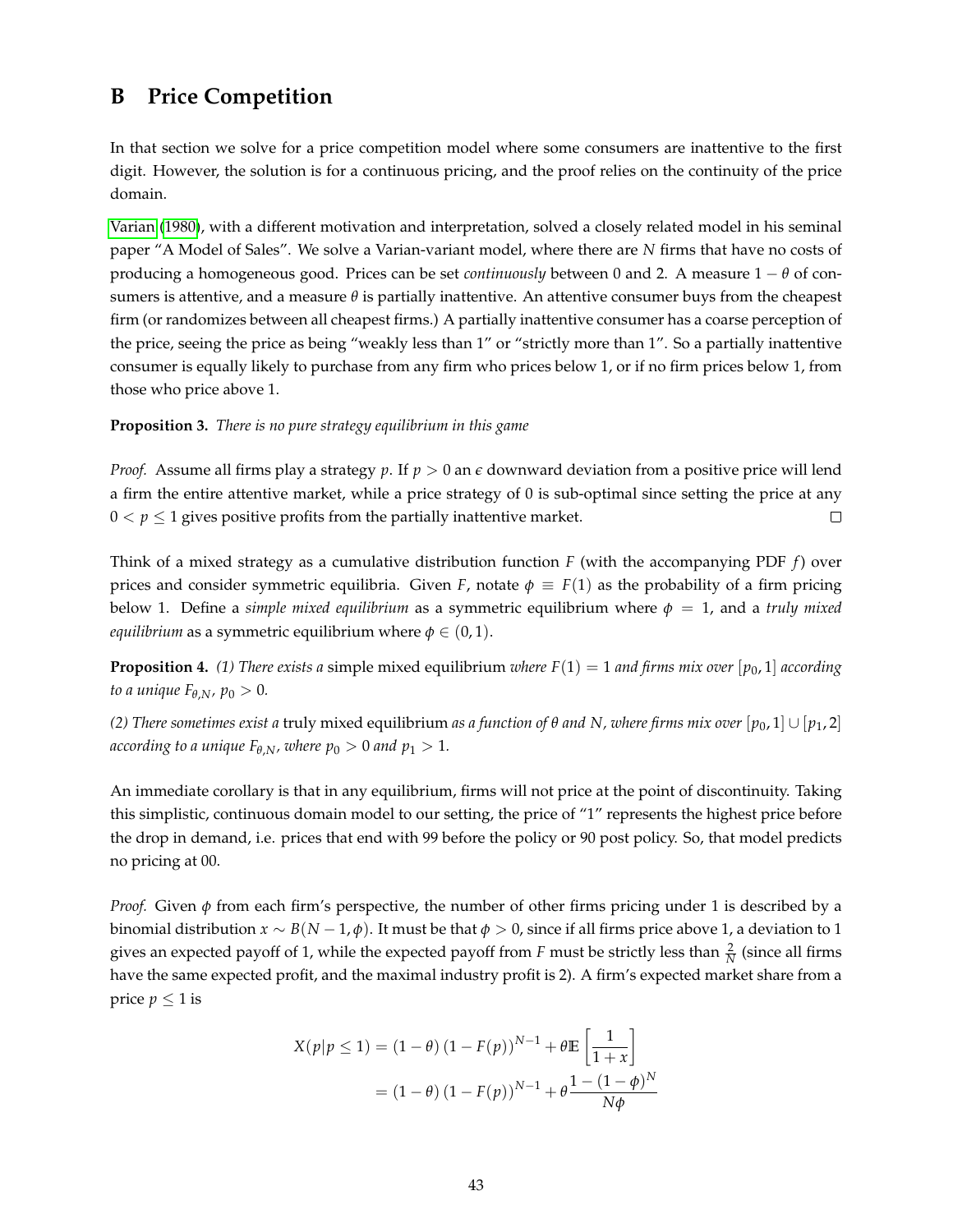# B Price Competition

In that section we solve for a price competition model where some consumers are inattentive to the first digit. However, the solution is for a continuous pricing, and the proof relies on the continuity of the price domain.

Varian (1980), with a different motivation and interpretation, solved a closely related model in his seminal paper "A Model of Sales". We solve a Varian-variant model, where there are $N$ firms that have no costs of producing a homogeneous good. Prices can be set *continuously* between 0 and 2. A measure $1-\theta$ of consumers is attentive, and a measure $\theta$ is partially inattentive. An attentive consumer buys from the cheapest firm (or randomizes between all cheapest firms.) A partially inattentive consumer has a coarse perception of the price, seeing the price as being "weakly less than 1" or "strictly more than 1". So a partially inattentive consumer is equally likely to purchase from any firm who prices below 1, or if no firm prices below 1, from those who price above 1.

**Proposition 3.** *There is no pure strategy equilibrium in this game*

*Proof.* Assume all firms play a strategy $p$. If $p > 0$ an $\epsilon$ downward deviation from a positive price will lend a firm the entire attentive market, while a price strategy of 0 is sub-optimal since setting the price at any $0 < p \leq 1$ gives positive profits from the partially inattentive market. □

Think of a mixed strategy as a cumulative distribution function $F$ (with the accompanying PDF $f$) over prices and consider symmetric equilibria. Given $F$, notate $\phi \equiv F(1)$ as the probability of a firm pricing below 1. Define a *simple mixed equilibrium* as a symmetric equilibrium where $\phi = 1$, and a *truly mixed equilibrium* as a symmetric equilibrium where $\phi \in (0, 1)$.

**Proposition 4.** *(1) There exists a* simple mixed equilibrium *where $F(1) = 1$ and firms mix over $[p_0, 1]$ according to a unique $F_{\theta,N}$, $p_0 > 0$.*

*(2) There sometimes exist a* truly mixed equilibrium *as a function of $\theta$ and $N$, where firms mix over $[p_0, 1] \cup [p_1, 2]$ according to a unique $F_{\theta,N}$, where $p_0 > 0$ and $p_1 > 1$.*

An immediate corollary is that in any equilibrium, firms will not price at the point of discontinuity. Taking this simplistic, continuous domain model to our setting, the price of "1" represents the highest price before the drop in demand, i.e. prices that end with 99 before the policy or 90 post policy. So, that model predicts no pricing at 00.

*Proof.* Given $\phi$ from each firm's perspective, the number of other firms pricing under 1 is described by a binomial distribution $x \sim B(N-1, \phi)$. It must be that $\phi > 0$, since if all firms price above 1, a deviation to 1 gives an expected payoff of 1, while the expected payoff from $F$ must be strictly less than $\frac{2}{N}$ (since all firms have the same expected profit, and the maximal industry profit is 2). A firm's expected market share from a price $p \leq 1$ is

$$
\begin{aligned}
X(p|p \leq 1) &= (1-\theta)\left(1-F(p)\right)^{N-1} + \theta \mathbb{E}\left[\frac{1}{1+x}\right] \\
&= (1-\theta)\left(1-F(p)\right)^{N-1} + \theta \frac{1-(1-\phi)^N}{N\phi}
\end{aligned}
$$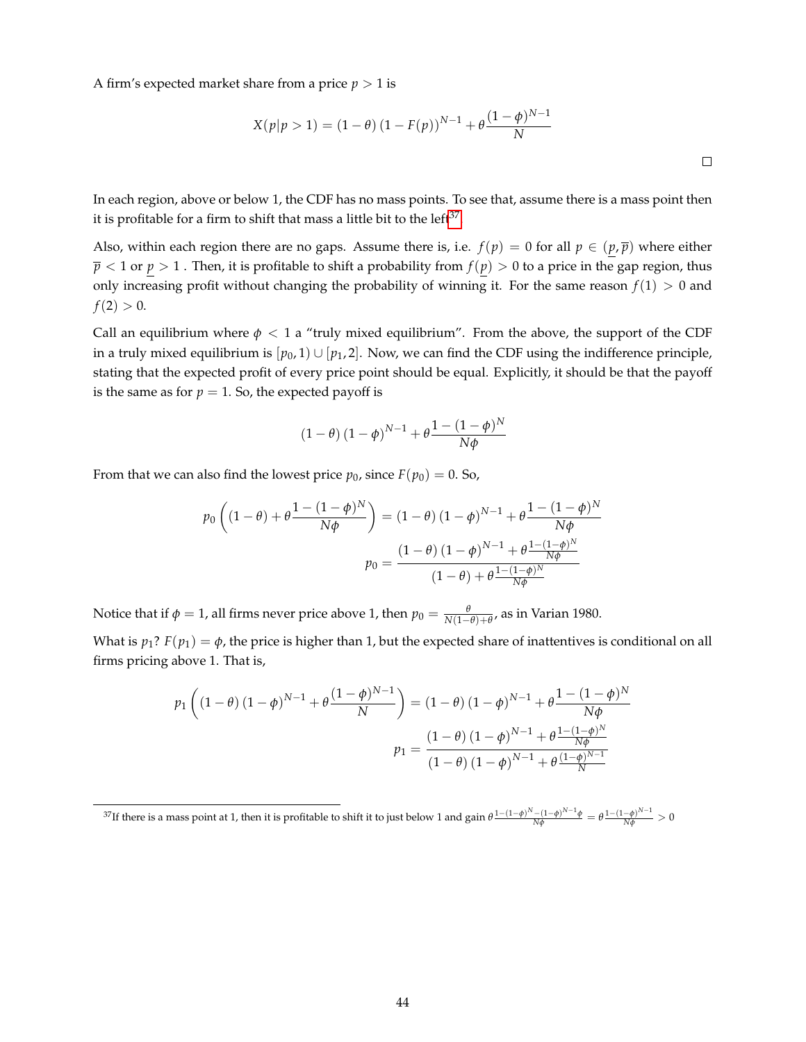A firm's expected market share from a price $p > 1$ is

$$X(p|p>1) = (1-\theta)(1-F(p))^{N-1} + \theta\frac{(1-\phi)^{N-1}}{N}$$

□

In each region, above or below 1, the CDF has no mass points. To see that, assume there is a mass point then it is profitable for a firm to shift that mass a little bit to the left[37].

Also, within each region there are no gaps. Assume there is, i.e. $f(p) = 0$ for all $p \in (\underline{p}, \overline{p})$ where either $\overline{p} < 1$ or $\underline{p} > 1$ . Then, it is profitable to shift a probability from $f(\underline{p}) > 0$ to a price in the gap region, thus only increasing profit without changing the probability of winning it. For the same reason $f(1) > 0$ and $f(2) > 0$.

Call an equilibrium where $\phi < 1$ a "truly mixed equilibrium". From the above, the support of the CDF in a truly mixed equilibrium is $[p_0, 1) \cup [p_1, 2]$. Now, we can find the CDF using the indifference principle, stating that the expected profit of every price point should be equal. Explicitly, it should be that the payoff is the same as for $p = 1$. So, the expected payoff is

$$(1-\theta)(1-\phi)^{N-1} + \theta\frac{1-(1-\phi)^N}{N\phi}$$

From that we can also find the lowest price $p_0$, since $F(p_0) = 0$. So,

$$p_0\left((1-\theta) + \theta\frac{1-(1-\phi)^N}{N\phi}\right) = (1-\theta)(1-\phi)^{N-1} + \theta\frac{1-(1-\phi)^N}{N\phi}$$

$$p_0 = \frac{(1-\theta)(1-\phi)^{N-1} + \theta\frac{1-(1-\phi)^N}{N\phi}}{(1-\theta) + \theta\frac{1-(1-\phi)^N}{N\phi}}$$

Notice that if $\phi = 1$, all firms never price above 1, then $p_0 = \frac{\theta}{N(1-\theta)+\theta}$, as in Varian 1980.

What is $p_1$? $F(p_1) = \phi$, the price is higher than 1, but the expected share of inattentives is conditional on all firms pricing above 1. That is,

$$p_1\left((1-\theta)(1-\phi)^{N-1} + \theta\frac{(1-\phi)^{N-1}}{N}\right) = (1-\theta)(1-\phi)^{N-1} + \theta\frac{1-(1-\phi)^N}{N\phi}$$

$$p_1 = \frac{(1-\theta)(1-\phi)^{N-1} + \theta\frac{1-(1-\phi)^N}{N\phi}}{(1-\theta)(1-\phi)^{N-1} + \theta\frac{(1-\phi)^{N-1}}{N}}$$

[37] If there is a mass point at 1, then it is profitable to shift it to just below 1 and gain $\theta\frac{1-(1-\phi)^N-(1-\phi)^{N-1}\phi}{N\phi} = \theta\frac{1-(1-\phi)^{N-1}}{N\phi} > 0$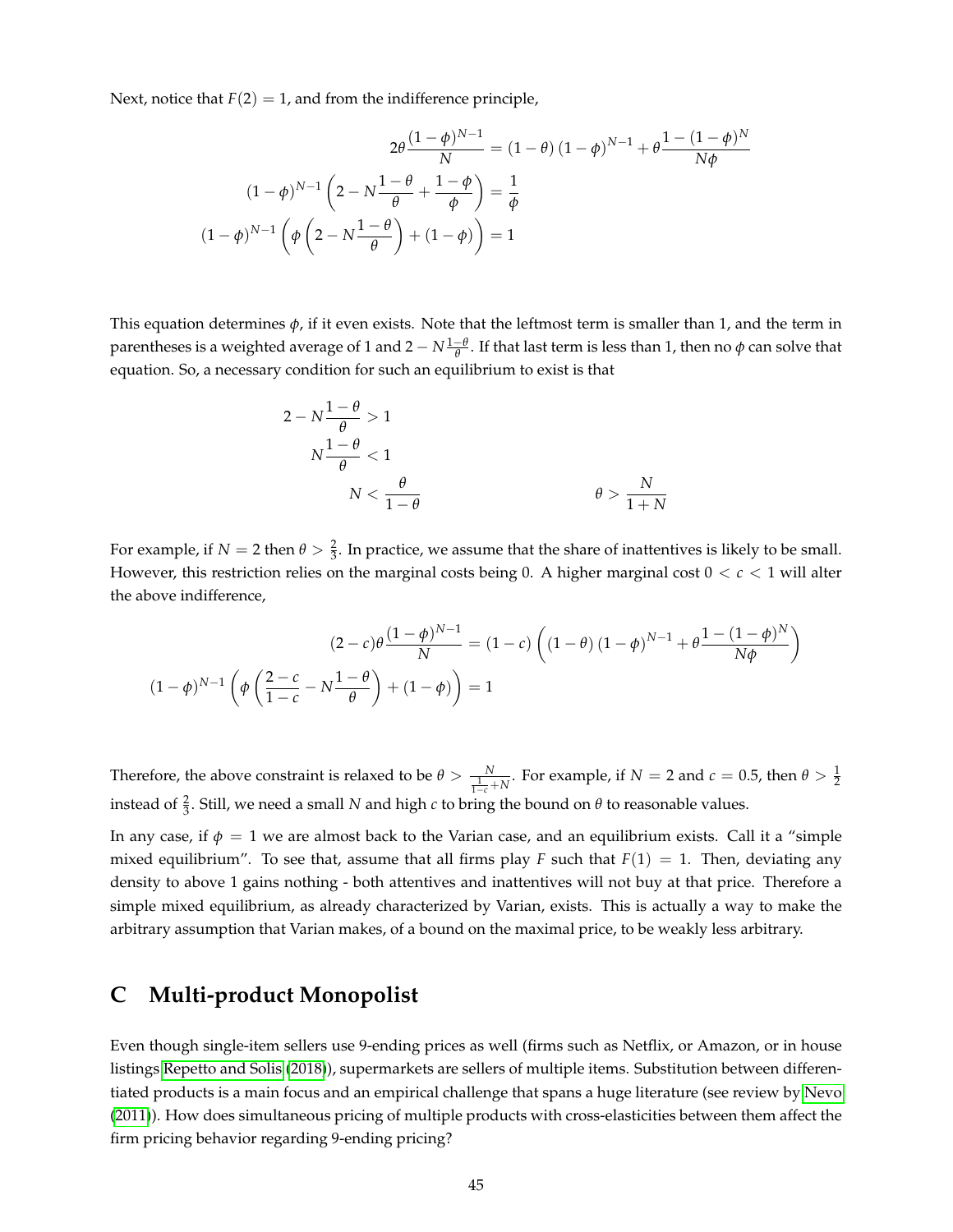Next, notice that $F(2) = 1$, and from the indifference principle,

$$2\theta \frac{(1-\phi)^{N-1}}{N} = (1-\theta)(1-\phi)^{N-1} + \theta \frac{1-(1-\phi)^N}{N\phi}$$

$$(1-\phi)^{N-1}\left(2 - N\frac{1-\theta}{\theta} + \frac{1-\phi}{\phi}\right) = \frac{1}{\phi}$$

$$(1-\phi)^{N-1}\left(\phi\left(2 - N\frac{1-\theta}{\theta}\right) + (1-\phi)\right) = 1$$

This equation determines $\phi$, if it even exists. Note that the leftmost term is smaller than 1, and the term in parentheses is a weighted average of 1 and $2 - N\frac{1-\theta}{\theta}$. If that last term is less than 1, then no $\phi$ can solve that equation. So, a necessary condition for such an equilibrium to exist is that

$$2 - N\frac{1-\theta}{\theta} > 1$$

$$N\frac{1-\theta}{\theta} < 1$$

$$N < \frac{\theta}{1-\theta} \qquad\qquad \theta > \frac{N}{1+N}$$

For example, if $N = 2$ then $\theta > \frac{2}{3}$. In practice, we assume that the share of inattentives is likely to be small. However, this restriction relies on the marginal costs being 0. A higher marginal cost $0 < c < 1$ will alter the above indifference,

$$(2-c)\theta \frac{(1-\phi)^{N-1}}{N} = (1-c)\left((1-\theta)(1-\phi)^{N-1} + \theta \frac{1-(1-\phi)^N}{N\phi}\right)$$

$$(1-\phi)^{N-1}\left(\phi\left(\frac{2-c}{1-c} - N\frac{1-\theta}{\theta}\right) + (1-\phi)\right) = 1$$

Therefore, the above constraint is relaxed to be $\theta > \frac{N}{\frac{1}{1-c}+N}$. For example, if $N = 2$ and $c = 0.5$, then $\theta > \frac{1}{2}$ instead of $\frac{2}{3}$. Still, we need a small $N$ and high $c$ to bring the bound on $\theta$ to reasonable values.

In any case, if $\phi = 1$ we are almost back to the Varian case, and an equilibrium exists. Call it a "simple mixed equilibrium". To see that, assume that all firms play $F$ such that $F(1) = 1$. Then, deviating any density to above 1 gains nothing - both attentives and inattentives will not buy at that price. Therefore a simple mixed equilibrium, as already characterized by Varian, exists. This is actually a way to make the arbitrary assumption that Varian makes, of a bound on the maximal price, to be weakly less arbitrary.

# C Multi-product Monopolist

Even though single-item sellers use 9-ending prices as well (firms such as Netflix, or Amazon, or in house listings Repetto and Solis (2018)), supermarkets are sellers of multiple items. Substitution between differentiated products is a main focus and an empirical challenge that spans a huge literature (see review by Nevo (2011)). How does simultaneous pricing of multiple products with cross-elasticities between them affect the firm pricing behavior regarding 9-ending pricing?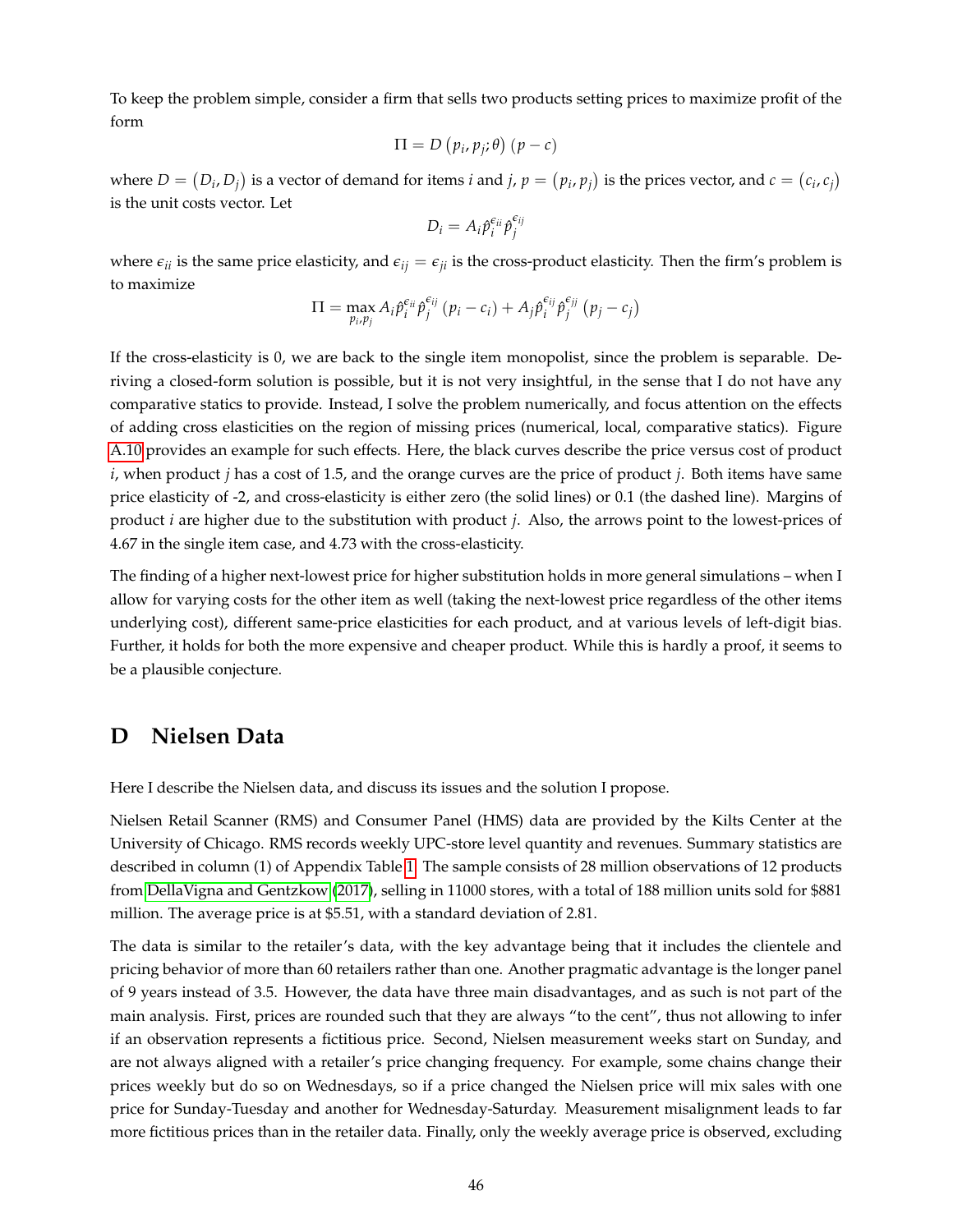To keep the problem simple, consider a firm that sells two products setting prices to maximize profit of the form

$$\Pi = D\left(p_i, p_j; \theta\right)\left(p - c\right)$$

where $D = \left(D_i, D_j\right)$ is a vector of demand for items $i$ and $j$, $p = \left(p_i, p_j\right)$ is the prices vector, and $c = \left(c_i, c_j\right)$ is the unit costs vector. Let

$$D_i = A_i \hat{p}_i^{\epsilon_{ii}} \hat{p}_j^{\epsilon_{ij}}$$

where $\epsilon_{ii}$ is the same price elasticity, and $\epsilon_{ij} = \epsilon_{ji}$ is the cross-product elasticity. Then the firm's problem is to maximize

$$\Pi = \max_{p_i, p_j} A_i \hat{p}_i^{\epsilon_{ii}} \hat{p}_j^{\epsilon_{ij}} \left(p_i - c_i\right) + A_j \hat{p}_i^{\epsilon_{ij}} \hat{p}_j^{\epsilon_{jj}} \left(p_j - c_j\right)$$

If the cross-elasticity is 0, we are back to the single item monopolist, since the problem is separable. Deriving a closed-form solution is possible, but it is not very insightful, in the sense that I do not have any comparative statics to provide. Instead, I solve the problem numerically, and focus attention on the effects of adding cross elasticities on the region of missing prices (numerical, local, comparative statics). Figure A.10 provides an example for such effects. Here, the black curves describe the price versus cost of product $i$, when product $j$ has a cost of 1.5, and the orange curves are the price of product $j$. Both items have same price elasticity of -2, and cross-elasticity is either zero (the solid lines) or 0.1 (the dashed line). Margins of product $i$ are higher due to the substitution with product $j$. Also, the arrows point to the lowest-prices of 4.67 in the single item case, and 4.73 with the cross-elasticity.

The finding of a higher next-lowest price for higher substitution holds in more general simulations – when I allow for varying costs for the other item as well (taking the next-lowest price regardless of the other items underlying cost), different same-price elasticities for each product, and at various levels of left-digit bias. Further, it holds for both the more expensive and cheaper product. While this is hardly a proof, it seems to be a plausible conjecture.

# D Nielsen Data

Here I describe the Nielsen data, and discuss its issues and the solution I propose.

Nielsen Retail Scanner (RMS) and Consumer Panel (HMS) data are provided by the Kilts Center at the University of Chicago. RMS records weekly UPC-store level quantity and revenues. Summary statistics are described in column (1) of Appendix Table 1. The sample consists of 28 million observations of 12 products from DellaVigna and Gentzkow (2017), selling in 11000 stores, with a total of 188 million units sold for $881 million. The average price is at $5.51, with a standard deviation of 2.81.

The data is similar to the retailer's data, with the key advantage being that it includes the clientele and pricing behavior of more than 60 retailers rather than one. Another pragmatic advantage is the longer panel of 9 years instead of 3.5. However, the data have three main disadvantages, and as such is not part of the main analysis. First, prices are rounded such that they are always "to the cent", thus not allowing to infer if an observation represents a fictitious price. Second, Nielsen measurement weeks start on Sunday, and are not always aligned with a retailer's price changing frequency. For example, some chains change their prices weekly but do so on Wednesdays, so if a price changed the Nielsen price will mix sales with one price for Sunday-Tuesday and another for Wednesday-Saturday. Measurement misalignment leads to far more fictitious prices than in the retailer data. Finally, only the weekly average price is observed, excluding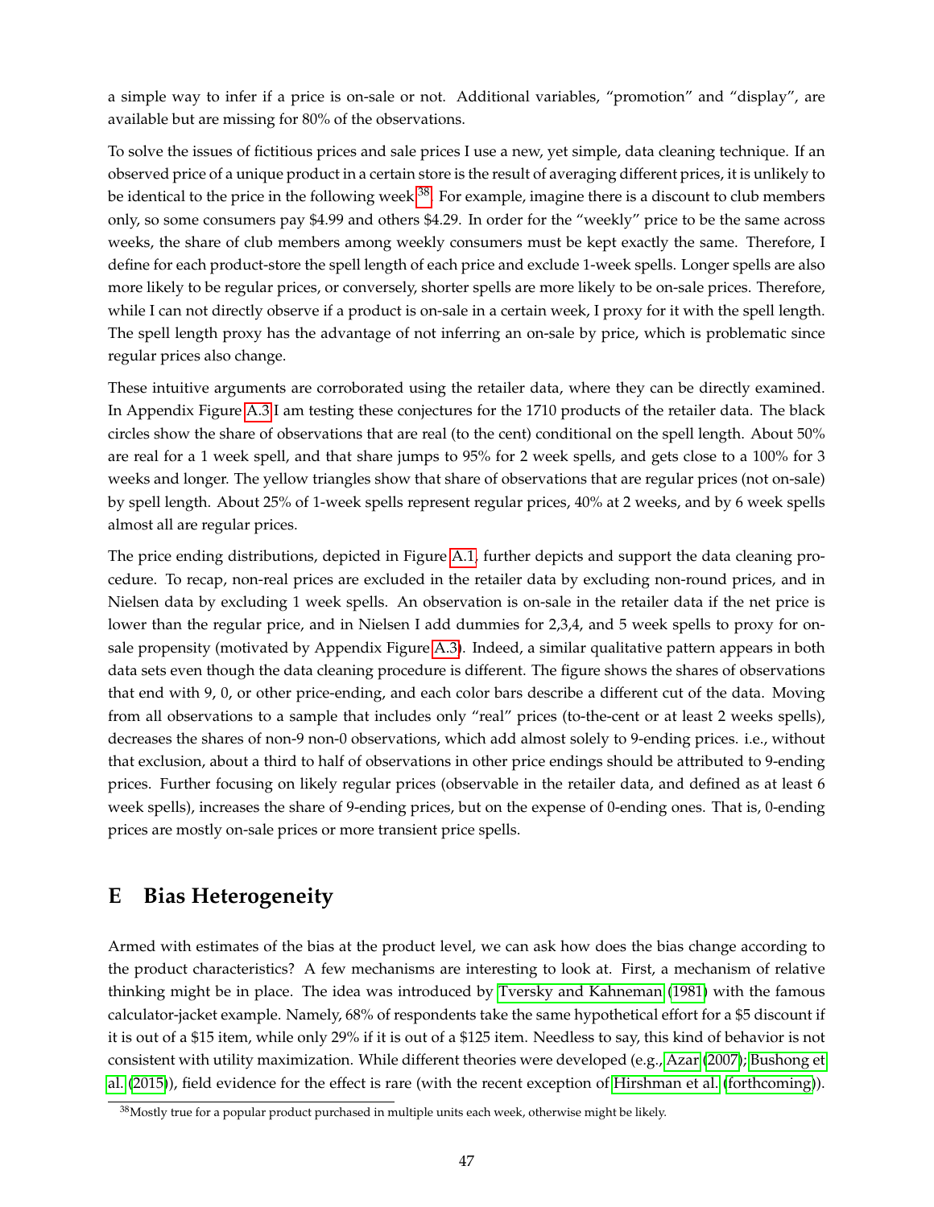a simple way to infer if a price is on-sale or not. Additional variables, "promotion" and "display", are available but are missing for 80% of the observations.

To solve the issues of fictitious prices and sale prices I use a new, yet simple, data cleaning technique. If an observed price of a unique product in a certain store is the result of averaging different prices, it is unlikely to be identical to the price in the following week[38]. For example, imagine there is a discount to club members only, so some consumers pay \$4.99 and others \$4.29. In order for the "weekly" price to be the same across weeks, the share of club members among weekly consumers must be kept exactly the same. Therefore, I define for each product-store the spell length of each price and exclude 1-week spells. Longer spells are also more likely to be regular prices, or conversely, shorter spells are more likely to be on-sale prices. Therefore, while I can not directly observe if a product is on-sale in a certain week, I proxy for it with the spell length. The spell length proxy has the advantage of not inferring an on-sale by price, which is problematic since regular prices also change.

These intuitive arguments are corroborated using the retailer data, where they can be directly examined. In Appendix Figure A.3 I am testing these conjectures for the 1710 products of the retailer data. The black circles show the share of observations that are real (to the cent) conditional on the spell length. About 50% are real for a 1 week spell, and that share jumps to 95% for 2 week spells, and gets close to a 100% for 3 weeks and longer. The yellow triangles show that share of observations that are regular prices (not on-sale) by spell length. About 25% of 1-week spells represent regular prices, 40% at 2 weeks, and by 6 week spells almost all are regular prices.

The price ending distributions, depicted in Figure A.1, further depicts and support the data cleaning procedure. To recap, non-real prices are excluded in the retailer data by excluding non-round prices, and in Nielsen data by excluding 1 week spells. An observation is on-sale in the retailer data if the net price is lower than the regular price, and in Nielsen I add dummies for 2,3,4, and 5 week spells to proxy for on-sale propensity (motivated by Appendix Figure A.3). Indeed, a similar qualitative pattern appears in both data sets even though the data cleaning procedure is different. The figure shows the shares of observations that end with 9, 0, or other price-ending, and each color bars describe a different cut of the data. Moving from all observations to a sample that includes only "real" prices (to-the-cent or at least 2 weeks spells), decreases the shares of non-9 non-0 observations, which add almost solely to 9-ending prices. i.e., without that exclusion, about a third to half of observations in other price endings should be attributed to 9-ending prices. Further focusing on likely regular prices (observable in the retailer data, and defined as at least 6 week spells), increases the share of 9-ending prices, but on the expense of 0-ending ones. That is, 0-ending prices are mostly on-sale prices or more transient price spells.

# E Bias Heterogeneity

Armed with estimates of the bias at the product level, we can ask how does the bias change according to the product characteristics? A few mechanisms are interesting to look at. First, a mechanism of relative thinking might be in place. The idea was introduced by Tversky and Kahneman (1981) with the famous calculator-jacket example. Namely, 68% of respondents take the same hypothetical effort for a \$5 discount if it is out of a \$15 item, while only 29% if it is out of a \$125 item. Needless to say, this kind of behavior is not consistent with utility maximization. While different theories were developed (e.g., Azar (2007); Bushong et al. (2015)), field evidence for the effect is rare (with the recent exception of Hirshman et al. (forthcoming)).

[38] Mostly true for a popular product purchased in multiple units each week, otherwise might be likely.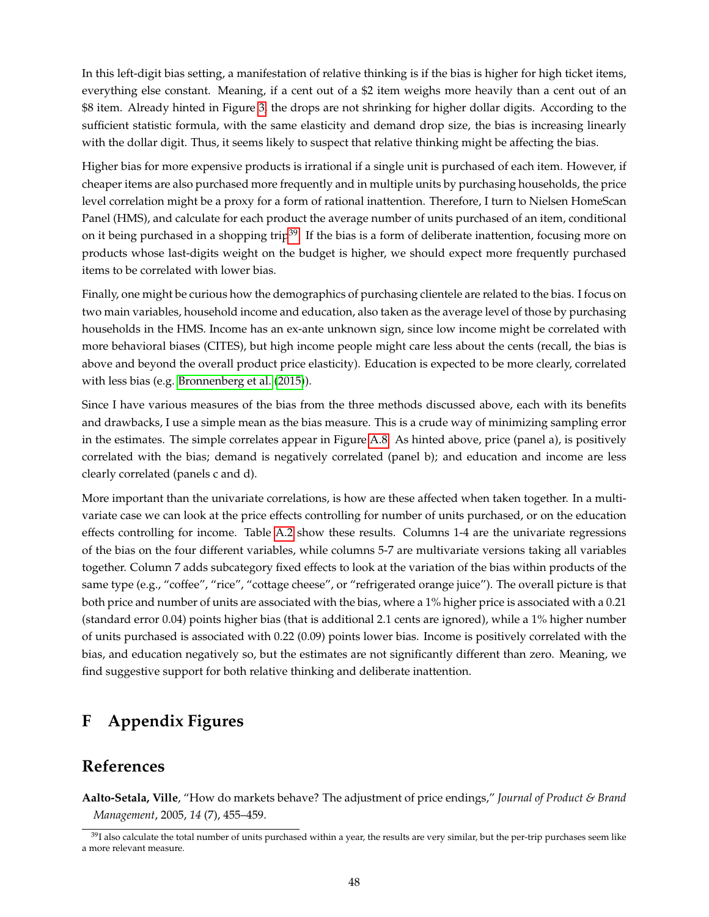In this left-digit bias setting, a manifestation of relative thinking is if the bias is higher for high ticket items, everything else constant. Meaning, if a cent out of a $2 item weighs more heavily than a cent out of an $8 item. Already hinted in Figure 3, the drops are not shrinking for higher dollar digits. According to the sufficient statistic formula, with the same elasticity and demand drop size, the bias is increasing linearly with the dollar digit. Thus, it seems likely to suspect that relative thinking might be affecting the bias.

Higher bias for more expensive products is irrational if a single unit is purchased of each item. However, if cheaper items are also purchased more frequently and in multiple units by purchasing households, the price level correlation might be a proxy for a form of rational inattention. Therefore, I turn to Nielsen HomeScan Panel (HMS), and calculate for each product the average number of units purchased of an item, conditional on it being purchased in a shopping trip[39]. If the bias is a form of deliberate inattention, focusing more on products whose last-digits weight on the budget is higher, we should expect more frequently purchased items to be correlated with lower bias.

Finally, one might be curious how the demographics of purchasing clientele are related to the bias. I focus on two main variables, household income and education, also taken as the average level of those by purchasing households in the HMS. Income has an ex-ante unknown sign, since low income might be correlated with more behavioral biases (CITES), but high income people might care less about the cents (recall, the bias is above and beyond the overall product price elasticity). Education is expected to be more clearly, correlated with less bias (e.g. Bronnenberg et al. (2015)).

Since I have various measures of the bias from the three methods discussed above, each with its benefits and drawbacks, I use a simple mean as the bias measure. This is a crude way of minimizing sampling error in the estimates. The simple correlates appear in Figure A.8. As hinted above, price (panel a), is positively correlated with the bias; demand is negatively correlated (panel b); and education and income are less clearly correlated (panels c and d).

More important than the univariate correlations, is how are these affected when taken together. In a multivariate case we can look at the price effects controlling for number of units purchased, or on the education effects controlling for income. Table A.2 show these results. Columns 1-4 are the univariate regressions of the bias on the four different variables, while columns 5-7 are multivariate versions taking all variables together. Column 7 adds subcategory fixed effects to look at the variation of the bias within products of the same type (e.g., "coffee", "rice", "cottage cheese", or "refrigerated orange juice"). The overall picture is that both price and number of units are associated with the bias, where a 1% higher price is associated with a 0.21 (standard error 0.04) points higher bias (that is additional 2.1 cents are ignored), while a 1% higher number of units purchased is associated with 0.22 (0.09) points lower bias. Income is positively correlated with the bias, and education negatively so, but the estimates are not significantly different than zero. Meaning, we find suggestive support for both relative thinking and deliberate inattention.

# F Appendix Figures

# References

**Aalto-Setala, Ville**, "How do markets behave? The adjustment of price endings," *Journal of Product & Brand Management*, 2005, *14* (7), 455–459.

[39] I also calculate the total number of units purchased within a year, the results are very similar, but the per-trip purchases seem like a more relevant measure.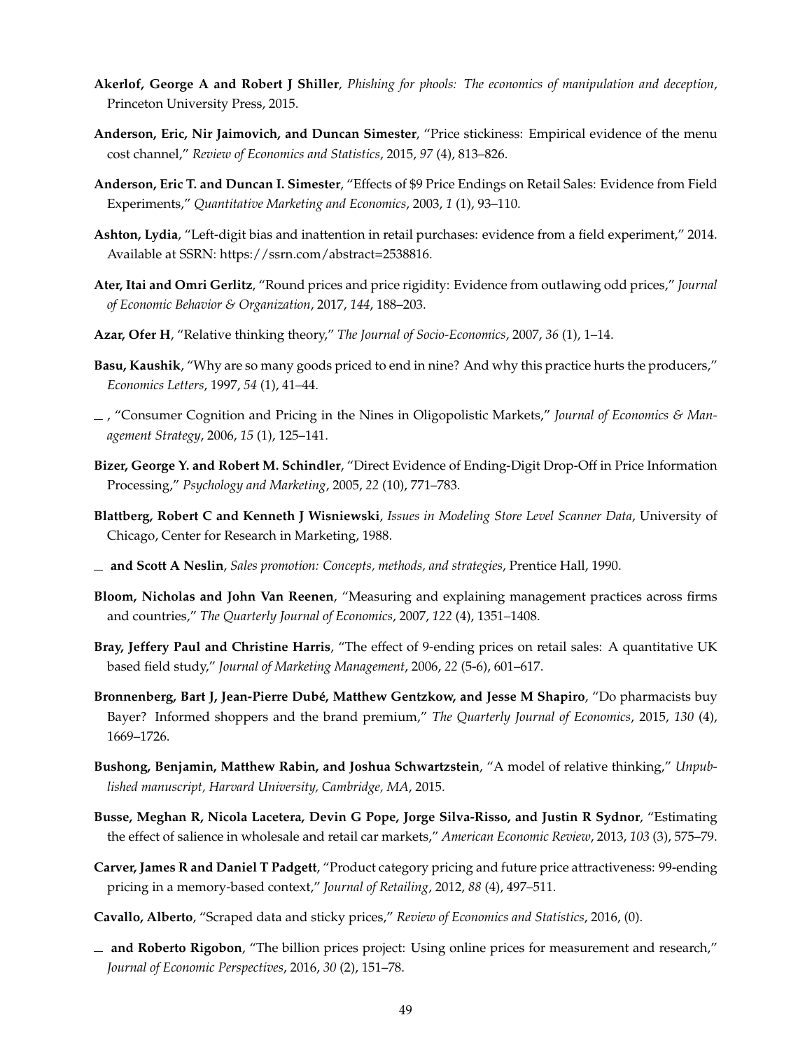**Akerlof, George A and Robert J Shiller**, *Phishing for phools: The economics of manipulation and deception*, Princeton University Press, 2015.

**Anderson, Eric, Nir Jaimovich, and Duncan Simester**, "Price stickiness: Empirical evidence of the menu cost channel," *Review of Economics and Statistics*, 2015, *97* (4), 813–826.

**Anderson, Eric T. and Duncan I. Simester**, "Effects of $9 Price Endings on Retail Sales: Evidence from Field Experiments," *Quantitative Marketing and Economics*, 2003, *1* (1), 93–110.

**Ashton, Lydia**, "Left-digit bias and inattention in retail purchases: evidence from a field experiment," 2014. Available at SSRN: https://ssrn.com/abstract=2538816.

**Ater, Itai and Omri Gerlitz**, "Round prices and price rigidity: Evidence from outlawing odd prices," *Journal of Economic Behavior & Organization*, 2017, *144*, 188–203.

**Azar, Ofer H**, "Relative thinking theory," *The Journal of Socio-Economics*, 2007, *36* (1), 1–14.

**Basu, Kaushik**, "Why are so many goods priced to end in nine? And why this practice hurts the producers," *Economics Letters*, 1997, *54* (1), 41–44.

— , "Consumer Cognition and Pricing in the Nines in Oligopolistic Markets," *Journal of Economics & Management Strategy*, 2006, *15* (1), 125–141.

**Bizer, George Y. and Robert M. Schindler**, "Direct Evidence of Ending-Digit Drop-Off in Price Information Processing," *Psychology and Marketing*, 2005, *22* (10), 771–783.

**Blattberg, Robert C and Kenneth J Wisniewski**, *Issues in Modeling Store Level Scanner Data*, University of Chicago, Center for Research in Marketing, 1988.

— **and Scott A Neslin**, *Sales promotion: Concepts, methods, and strategies*, Prentice Hall, 1990.

**Bloom, Nicholas and John Van Reenen**, "Measuring and explaining management practices across firms and countries," *The Quarterly Journal of Economics*, 2007, *122* (4), 1351–1408.

**Bray, Jeffery Paul and Christine Harris**, "The effect of 9-ending prices on retail sales: A quantitative UK based field study," *Journal of Marketing Management*, 2006, *22* (5-6), 601–617.

**Bronnenberg, Bart J, Jean-Pierre Dubé, Matthew Gentzkow, and Jesse M Shapiro**, "Do pharmacists buy Bayer? Informed shoppers and the brand premium," *The Quarterly Journal of Economics*, 2015, *130* (4), 1669–1726.

**Bushong, Benjamin, Matthew Rabin, and Joshua Schwartzstein**, "A model of relative thinking," *Unpublished manuscript, Harvard University, Cambridge, MA*, 2015.

**Busse, Meghan R, Nicola Lacetera, Devin G Pope, Jorge Silva-Risso, and Justin R Sydnor**, "Estimating the effect of salience in wholesale and retail car markets," *American Economic Review*, 2013, *103* (3), 575–79.

**Carver, James R and Daniel T Padgett**, "Product category pricing and future price attractiveness: 99-ending pricing in a memory-based context," *Journal of Retailing*, 2012, *88* (4), 497–511.

**Cavallo, Alberto**, "Scraped data and sticky prices," *Review of Economics and Statistics*, 2016, (0).

— **and Roberto Rigobon**, "The billion prices project: Using online prices for measurement and research," *Journal of Economic Perspectives*, 2016, *30* (2), 151–78.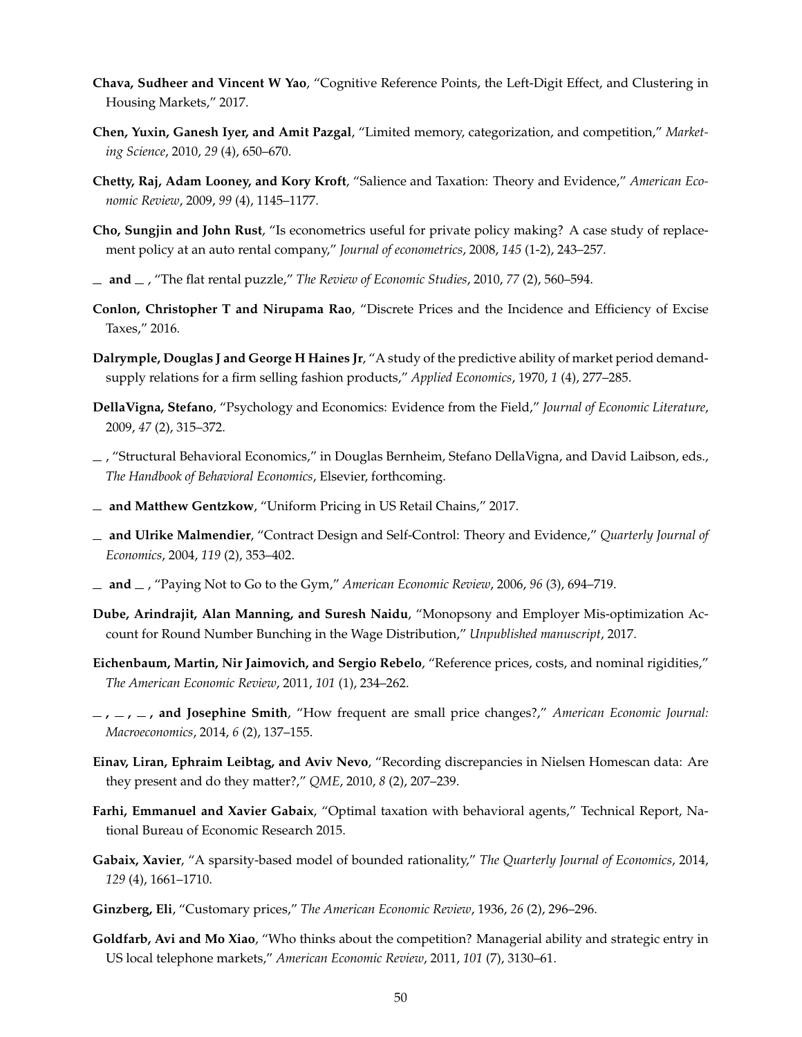**Chava, Sudheer and Vincent W Yao**, "Cognitive Reference Points, the Left-Digit Effect, and Clustering in Housing Markets," 2017.

**Chen, Yuxin, Ganesh Iyer, and Amit Pazgal**, "Limited memory, categorization, and competition," *Marketing Science*, 2010, *29* (4), 650–670.

**Chetty, Raj, Adam Looney, and Kory Kroft**, "Salience and Taxation: Theory and Evidence," *American Economic Review*, 2009, *99* (4), 1145–1177.

**Cho, Sungjin and John Rust**, "Is econometrics useful for private policy making? A case study of replacement policy at an auto rental company," *Journal of econometrics*, 2008, *145* (1-2), 243–257.

**_ and _** , "The flat rental puzzle," *The Review of Economic Studies*, 2010, *77* (2), 560–594.

**Conlon, Christopher T and Nirupama Rao**, "Discrete Prices and the Incidence and Efficiency of Excise Taxes," 2016.

**Dalrymple, Douglas J and George H Haines Jr**, "A study of the predictive ability of market period demand-supply relations for a firm selling fashion products," *Applied Economics*, 1970, *1* (4), 277–285.

**DellaVigna, Stefano**, "Psychology and Economics: Evidence from the Field," *Journal of Economic Literature*, 2009, *47* (2), 315–372.

**_** , "Structural Behavioral Economics," in Douglas Bernheim, Stefano DellaVigna, and David Laibson, eds., *The Handbook of Behavioral Economics*, Elsevier, forthcoming.

**_ and Matthew Gentzkow**, "Uniform Pricing in US Retail Chains," 2017.

**_ and Ulrike Malmendier**, "Contract Design and Self-Control: Theory and Evidence," *Quarterly Journal of Economics*, 2004, *119* (2), 353–402.

**_ and _** , "Paying Not to Go to the Gym," *American Economic Review*, 2006, *96* (3), 694–719.

**Dube, Arindrajit, Alan Manning, and Suresh Naidu**, "Monopsony and Employer Mis-optimization Account for Round Number Bunching in the Wage Distribution," *Unpublished manuscript*, 2017.

**Eichenbaum, Martin, Nir Jaimovich, and Sergio Rebelo**, "Reference prices, costs, and nominal rigidities," *The American Economic Review*, 2011, *101* (1), 234–262.

**_ , _ , _ , and Josephine Smith**, "How frequent are small price changes?," *American Economic Journal: Macroeconomics*, 2014, *6* (2), 137–155.

**Einav, Liran, Ephraim Leibtag, and Aviv Nevo**, "Recording discrepancies in Nielsen Homescan data: Are they present and do they matter?," *QME*, 2010, *8* (2), 207–239.

**Farhi, Emmanuel and Xavier Gabaix**, "Optimal taxation with behavioral agents," Technical Report, National Bureau of Economic Research 2015.

**Gabaix, Xavier**, "A sparsity-based model of bounded rationality," *The Quarterly Journal of Economics*, 2014, *129* (4), 1661–1710.

**Ginzberg, Eli**, "Customary prices," *The American Economic Review*, 1936, *26* (2), 296–296.

**Goldfarb, Avi and Mo Xiao**, "Who thinks about the competition? Managerial ability and strategic entry in US local telephone markets," *American Economic Review*, 2011, *101* (7), 3130–61.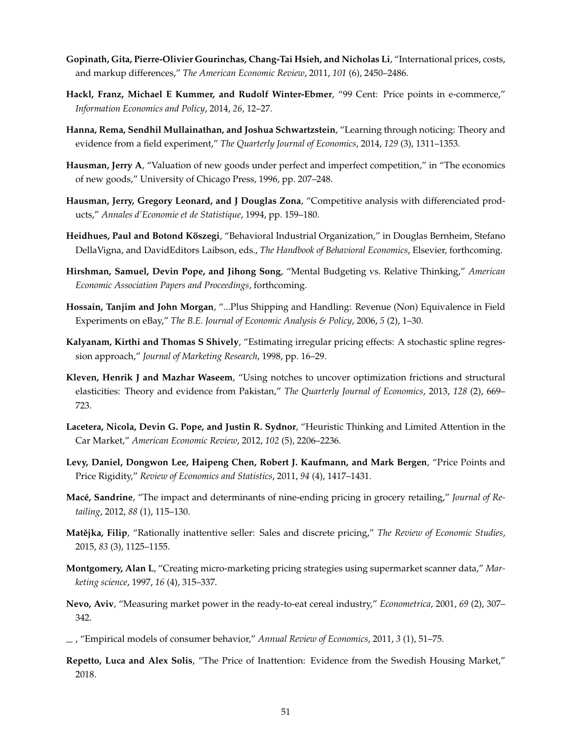**Gopinath, Gita, Pierre-Olivier Gourinchas, Chang-Tai Hsieh, and Nicholas Li**, "International prices, costs, and markup differences," *The American Economic Review*, 2011, *101* (6), 2450–2486.

**Hackl, Franz, Michael E Kummer, and Rudolf Winter-Ebmer**, "99 Cent: Price points in e-commerce," *Information Economics and Policy*, 2014, *26*, 12–27.

**Hanna, Rema, Sendhil Mullainathan, and Joshua Schwartzstein**, "Learning through noticing: Theory and evidence from a field experiment," *The Quarterly Journal of Economics*, 2014, *129* (3), 1311–1353.

**Hausman, Jerry A**, "Valuation of new goods under perfect and imperfect competition," in "The economics of new goods," University of Chicago Press, 1996, pp. 207–248.

**Hausman, Jerry, Gregory Leonard, and J Douglas Zona**, "Competitive analysis with differenciated products," *Annales d'Economie et de Statistique*, 1994, pp. 159–180.

**Heidhues, Paul and Botond Kőszegi**, "Behavioral Industrial Organization," in Douglas Bernheim, Stefano DellaVigna, and DavidEditors Laibson, eds., *The Handbook of Behavioral Economics*, Elsevier, forthcoming.

**Hirshman, Samuel, Devin Pope, and Jihong Song**, "Mental Budgeting vs. Relative Thinking," *American Economic Association Papers and Proceedings*, forthcoming.

**Hossain, Tanjim and John Morgan**, "...Plus Shipping and Handling: Revenue (Non) Equivalence in Field Experiments on eBay," *The B.E. Journal of Economic Analysis & Policy*, 2006, *5* (2), 1–30.

**Kalyanam, Kirthi and Thomas S Shively**, "Estimating irregular pricing effects: A stochastic spline regression approach," *Journal of Marketing Research*, 1998, pp. 16–29.

**Kleven, Henrik J and Mazhar Waseem**, "Using notches to uncover optimization frictions and structural elasticities: Theory and evidence from Pakistan," *The Quarterly Journal of Economics*, 2013, *128* (2), 669–723.

**Lacetera, Nicola, Devin G. Pope, and Justin R. Sydnor**, "Heuristic Thinking and Limited Attention in the Car Market," *American Economic Review*, 2012, *102* (5), 2206–2236.

**Levy, Daniel, Dongwon Lee, Haipeng Chen, Robert J. Kaufmann, and Mark Bergen**, "Price Points and Price Rigidity," *Review of Economics and Statistics*, 2011, *94* (4), 1417–1431.

**Macé, Sandrine**, "The impact and determinants of nine-ending pricing in grocery retailing," *Journal of Retailing*, 2012, *88* (1), 115–130.

**Matějka, Filip**, "Rationally inattentive seller: Sales and discrete pricing," *The Review of Economic Studies*, 2015, *83* (3), 1125–1155.

**Montgomery, Alan L**, "Creating micro-marketing pricing strategies using supermarket scanner data," *Marketing science*, 1997, *16* (4), 315–337.

**Nevo, Aviv**, "Measuring market power in the ready-to-eat cereal industry," *Econometrica*, 2001, *69* (2), 307–342.

_ , "Empirical models of consumer behavior," *Annual Review of Economics*, 2011, *3* (1), 51–75.

**Repetto, Luca and Alex Solis**, "The Price of Inattention: Evidence from the Swedish Housing Market," 2018.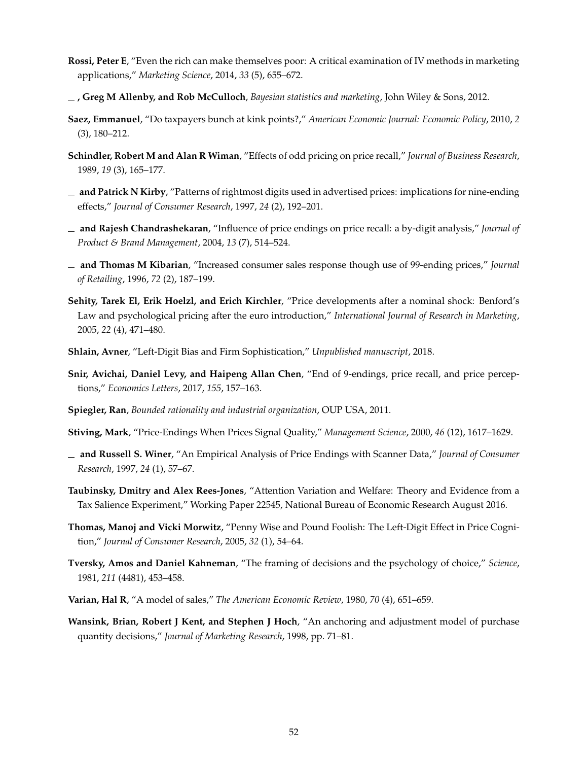**Rossi, Peter E**, "Even the rich can make themselves poor: A critical examination of IV methods in marketing applications," *Marketing Science*, 2014, *33* (5), 655–672.

**\_\_ , Greg M Allenby, and Rob McCulloch**, *Bayesian statistics and marketing*, John Wiley & Sons, 2012.

**Saez, Emmanuel**, "Do taxpayers bunch at kink points?," *American Economic Journal: Economic Policy*, 2010, *2* (3), 180–212.

**Schindler, Robert M and Alan R Wiman**, "Effects of odd pricing on price recall," *Journal of Business Research*, 1989, *19* (3), 165–177.

**\_\_ and Patrick N Kirby**, "Patterns of rightmost digits used in advertised prices: implications for nine-ending effects," *Journal of Consumer Research*, 1997, *24* (2), 192–201.

**\_\_ and Rajesh Chandrashekaran**, "Influence of price endings on price recall: a by-digit analysis," *Journal of Product & Brand Management*, 2004, *13* (7), 514–524.

**\_\_ and Thomas M Kibarian**, "Increased consumer sales response though use of 99-ending prices," *Journal of Retailing*, 1996, *72* (2), 187–199.

**Sehity, Tarek El, Erik Hoelzl, and Erich Kirchler**, "Price developments after a nominal shock: Benford's Law and psychological pricing after the euro introduction," *International Journal of Research in Marketing*, 2005, *22* (4), 471–480.

**Shlain, Avner**, "Left-Digit Bias and Firm Sophistication," *Unpublished manuscript*, 2018.

**Snir, Avichai, Daniel Levy, and Haipeng Allan Chen**, "End of 9-endings, price recall, and price perceptions," *Economics Letters*, 2017, *155*, 157–163.

**Spiegler, Ran**, *Bounded rationality and industrial organization*, OUP USA, 2011.

**Stiving, Mark**, "Price-Endings When Prices Signal Quality," *Management Science*, 2000, *46* (12), 1617–1629.

**\_\_ and Russell S. Winer**, "An Empirical Analysis of Price Endings with Scanner Data," *Journal of Consumer Research*, 1997, *24* (1), 57–67.

**Taubinsky, Dmitry and Alex Rees-Jones**, "Attention Variation and Welfare: Theory and Evidence from a Tax Salience Experiment," Working Paper 22545, National Bureau of Economic Research August 2016.

**Thomas, Manoj and Vicki Morwitz**, "Penny Wise and Pound Foolish: The Left-Digit Effect in Price Cognition," *Journal of Consumer Research*, 2005, *32* (1), 54–64.

**Tversky, Amos and Daniel Kahneman**, "The framing of decisions and the psychology of choice," *Science*, 1981, *211* (4481), 453–458.

**Varian, Hal R**, "A model of sales," *The American Economic Review*, 1980, *70* (4), 651–659.

**Wansink, Brian, Robert J Kent, and Stephen J Hoch**, "An anchoring and adjustment model of purchase quantity decisions," *Journal of Marketing Research*, 1998, pp. 71–81.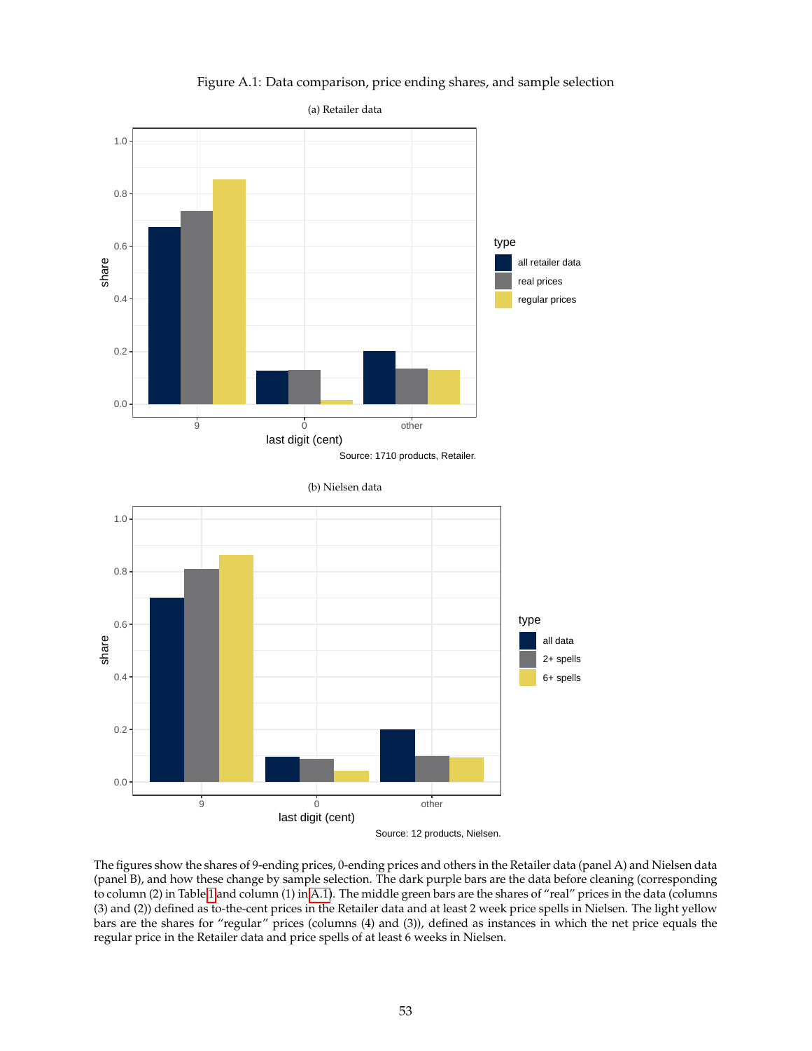Figure A.1: Data comparison, price ending shares, and sample selection

(a) Retailer data

Source: 1710 products, Retailer.

(b) Nielsen data

Source: 12 products, Nielsen.

The figures show the shares of 9-ending prices, 0-ending prices and others in the Retailer data (panel A) and Nielsen data (panel B), and how these change by sample selection. The dark purple bars are the data before cleaning (corresponding to column (2) in Table 1 and column (1) in A.1). The middle green bars are the shares of "real" prices in the data (columns (3) and (2)) defined as to-the-cent prices in the Retailer data and at least 2 week price spells in Nielsen. The light yellow bars are the shares for "regular" prices (columns (4) and (3)), defined as instances in which the net price equals the regular price in the Retailer data and price spells of at least 6 weeks in Nielsen.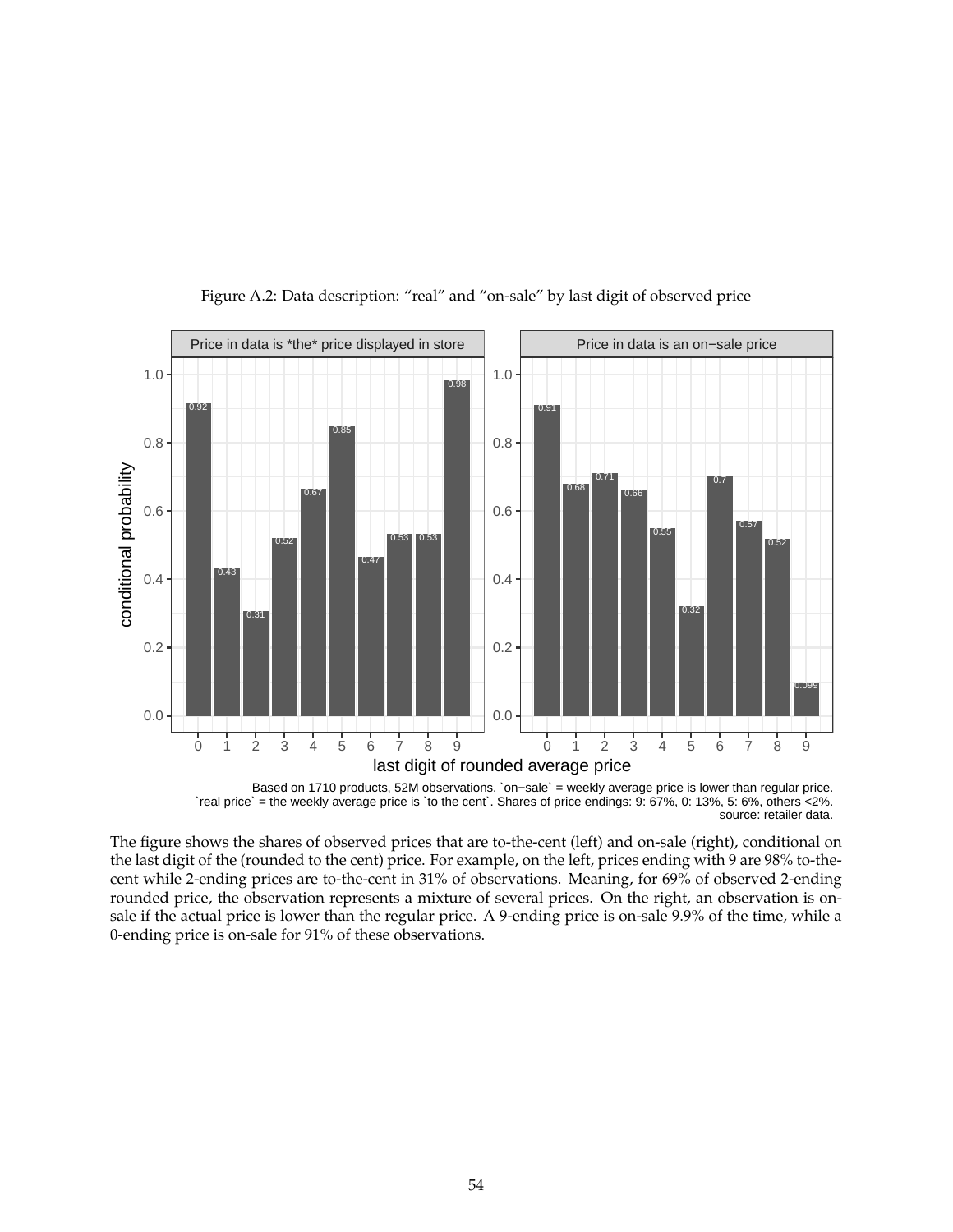Figure A.2: Data description: "real" and "on-sale" by last digit of observed price

| last digit of rounded average price | Price in data is *the* price displayed in store | Price in data is an on−sale price |
|---|---|---|
| 0 | 0.92 | 0.91 |
| 1 | 0.43 | 0.68 |
| 2 | 0.31 | 0.71 |
| 3 | 0.52 | 0.66 |
| 4 | 0.67 | 0.55 |
| 5 | 0.85 | 0.32 |
| 6 | 0.47 | 0.7 |
| 7 | 0.53 | 0.57 |
| 8 | 0.53 | 0.52 |
| 9 | 0.98 | 0.099 |

Based on 1710 products, 52M observations. `on−sale` = weekly average price is lower than regular price. `real price` = the weekly average price is `to the cent`. Shares of price endings: 9: 67%, 0: 13%, 5: 6%, others <2%. source: retailer data.

The figure shows the shares of observed prices that are to-the-cent (left) and on-sale (right), conditional on the last digit of the (rounded to the cent) price. For example, on the left, prices ending with 9 are 98% to-the-cent while 2-ending prices are to-the-cent in 31% of observations. Meaning, for 69% of observed 2-ending rounded price, the observation represents a mixture of several prices. On the right, an observation is on-sale if the actual price is lower than the regular price. A 9-ending price is on-sale 9.9% of the time, while a 0-ending price is on-sale for 91% of these observations.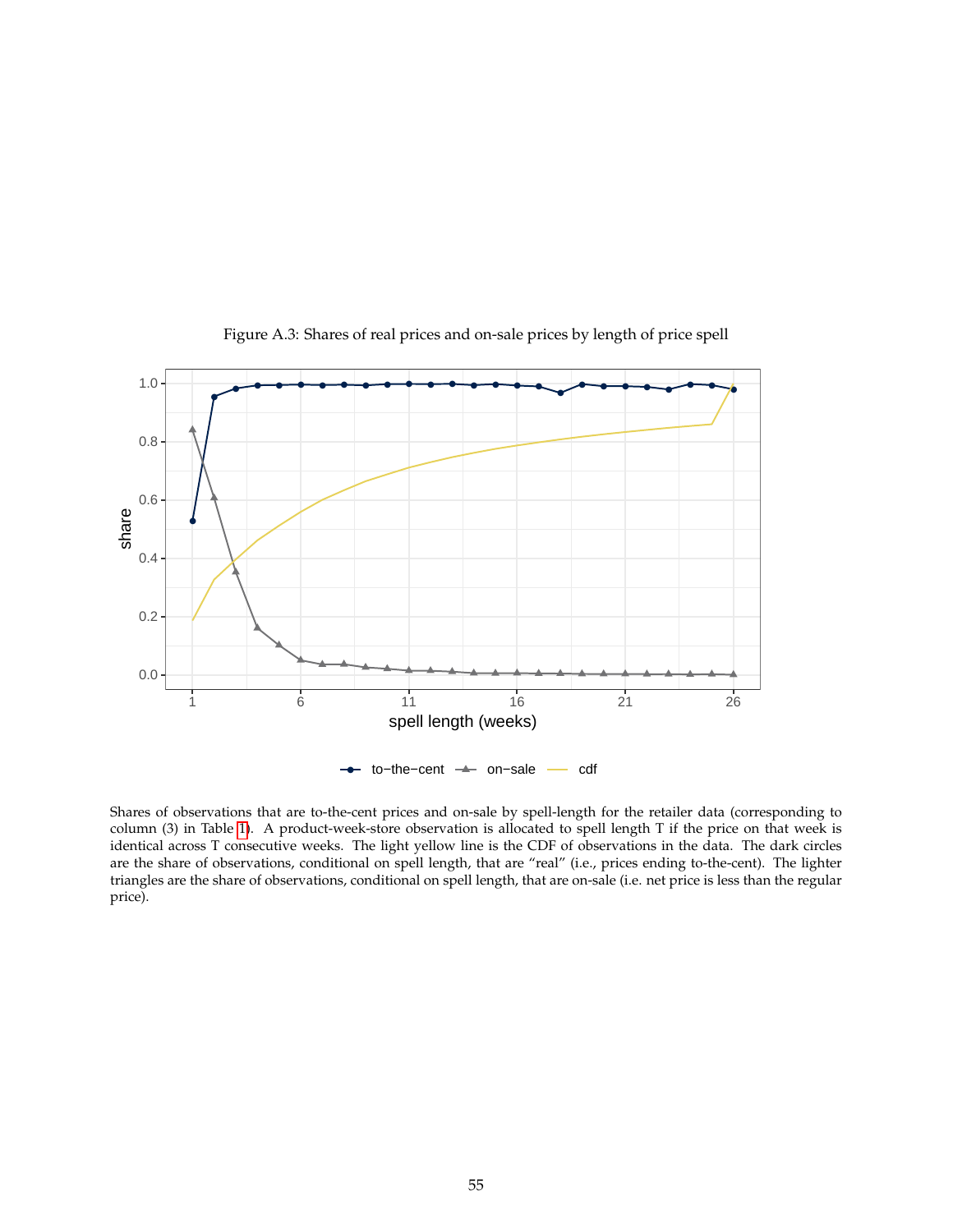Figure A.3: Shares of real prices and on-sale prices by length of price spell

Shares of observations that are to-the-cent prices and on-sale by spell-length for the retailer data (corresponding to column (3) in Table 1). A product-week-store observation is allocated to spell length T if the price on that week is identical across T consecutive weeks. The light yellow line is the CDF of observations in the data. The dark circles are the share of observations, conditional on spell length, that are "real" (i.e., prices ending to-the-cent). The lighter triangles are the share of observations, conditional on spell length, that are on-sale (i.e. net price is less than the regular price).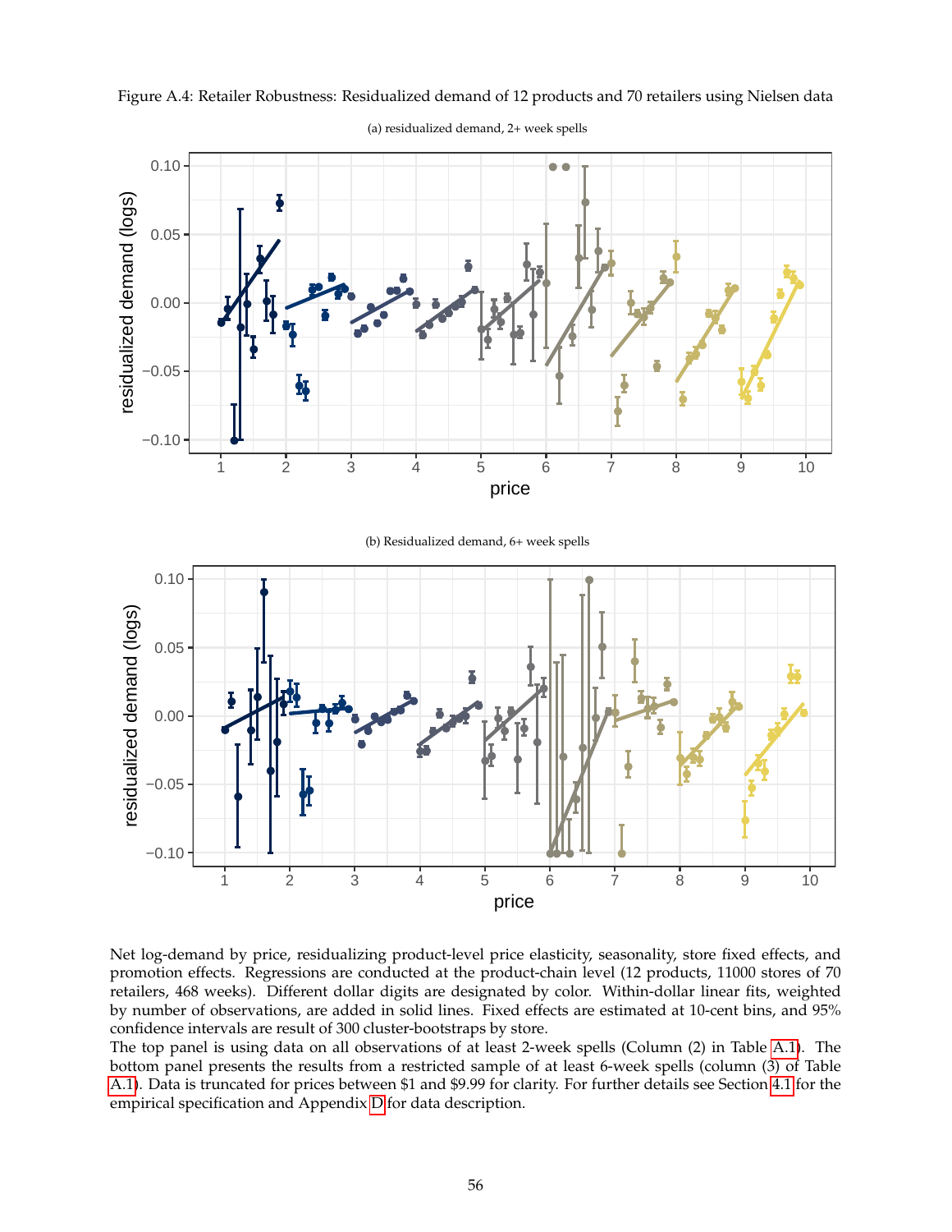Figure A.4: Retailer Robustness: Residualized demand of 12 products and 70 retailers using Nielsen data

(a) residualized demand, 2+ week spells

(b) Residualized demand, 6+ week spells

Net log-demand by price, residualizing product-level price elasticity, seasonality, store fixed effects, and promotion effects. Regressions are conducted at the product-chain level (12 products, 11000 stores of 70 retailers, 468 weeks). Different dollar digits are designated by color. Within-dollar linear fits, weighted by number of observations, are added in solid lines. Fixed effects are estimated at 10-cent bins, and 95% confidence intervals are result of 300 cluster-bootstraps by store.

The top panel is using data on all observations of at least 2-week spells (Column (2) in Table A.1). The bottom panel presents the results from a restricted sample of at least 6-week spells (column (3) of Table A.1). Data is truncated for prices between $1 and $9.99 for clarity. For further details see Section 4.1 for the empirical specification and Appendix D for data description.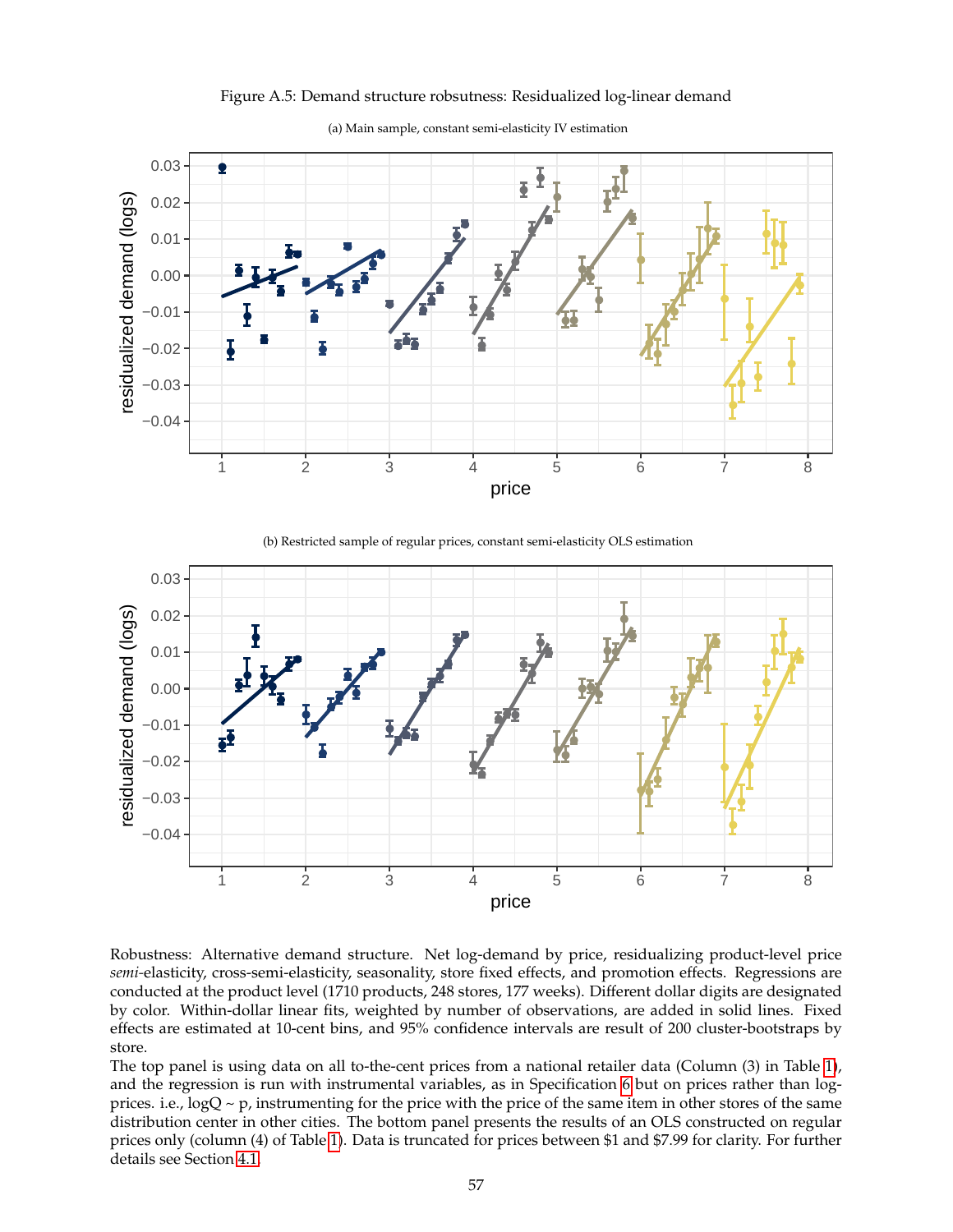Figure A.5: Demand structure robsutness: Residualized log-linear demand

(a) Main sample, constant semi-elasticity IV estimation

(b) Restricted sample of regular prices, constant semi-elasticity OLS estimation

Robustness: Alternative demand structure. Net log-demand by price, residualizing product-level price *semi*-elasticity, cross-semi-elasticity, seasonality, store fixed effects, and promotion effects. Regressions are conducted at the product level (1710 products, 248 stores, 177 weeks). Different dollar digits are designated by color. Within-dollar linear fits, weighted by number of observations, are added in solid lines. Fixed effects are estimated at 10-cent bins, and 95% confidence intervals are result of 200 cluster-bootstraps by store.

The top panel is using data on all to-the-cent prices from a national retailer data (Column (3) in Table 1), and the regression is run with instrumental variables, as in Specification 6 but on prices rather than log-prices. i.e., logQ ~ p, instrumenting for the price with the price of the same item in other stores of the same distribution center in other cities. The bottom panel presents the results of an OLS constructed on regular prices only (column (4) of Table 1). Data is truncated for prices between \$1 and \$7.99 for clarity. For further details see Section 4.1.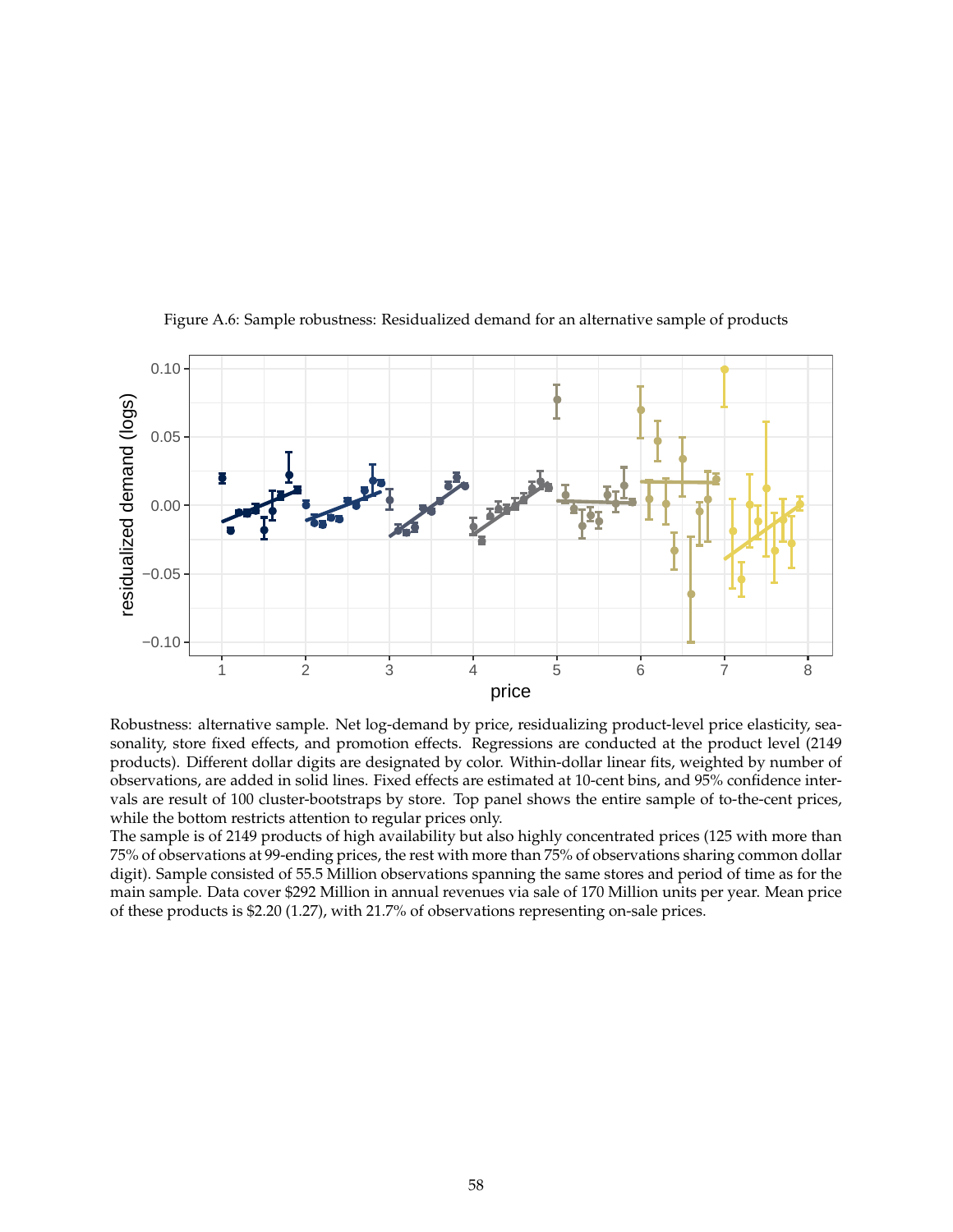Figure A.6: Sample robustness: Residualized demand for an alternative sample of products

Robustness: alternative sample. Net log-demand by price, residualizing product-level price elasticity, seasonality, store fixed effects, and promotion effects. Regressions are conducted at the product level (2149 products). Different dollar digits are designated by color. Within-dollar linear fits, weighted by number of observations, are added in solid lines. Fixed effects are estimated at 10-cent bins, and 95% confidence intervals are result of 100 cluster-bootstraps by store. Top panel shows the entire sample of to-the-cent prices, while the bottom restricts attention to regular prices only.

The sample is of 2149 products of high availability but also highly concentrated prices (125 with more than 75% of observations at 99-ending prices, the rest with more than 75% of observations sharing common dollar digit). Sample consisted of 55.5 Million observations spanning the same stores and period of time as for the main sample. Data cover $292 Million in annual revenues via sale of 170 Million units per year. Mean price of these products is $2.20 (1.27), with 21.7% of observations representing on-sale prices.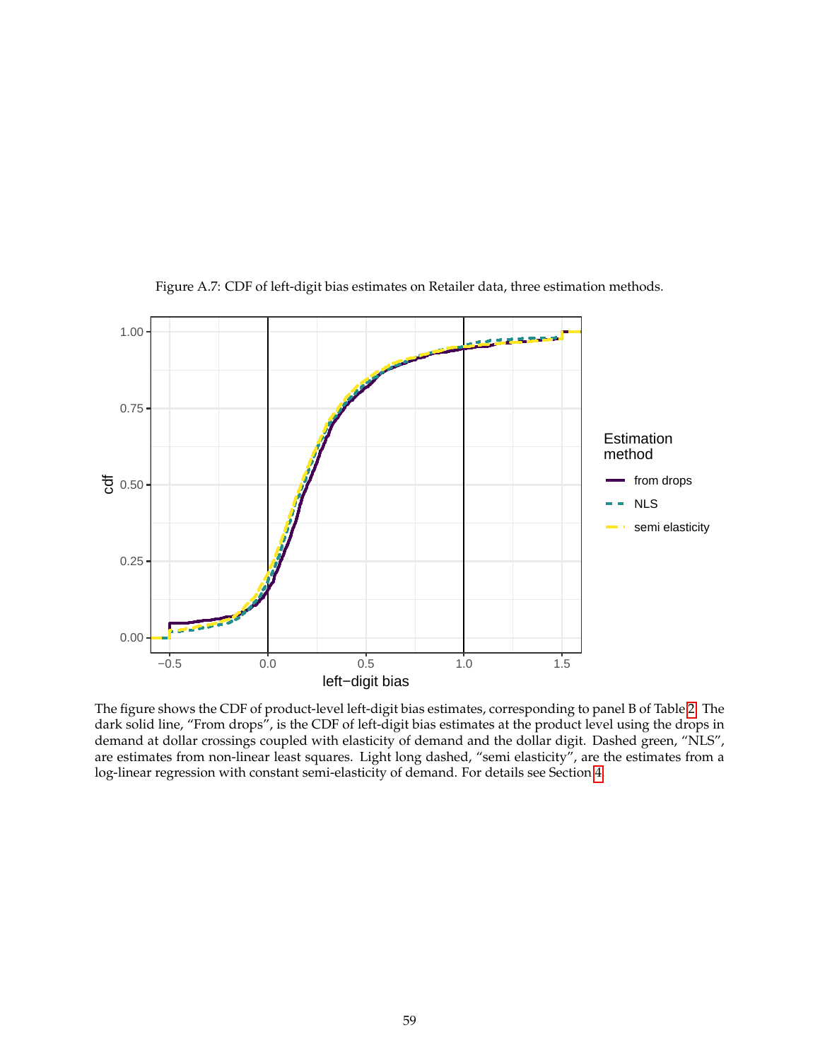Figure A.7: CDF of left-digit bias estimates on Retailer data, three estimation methods.

The figure shows the CDF of product-level left-digit bias estimates, corresponding to panel B of Table 2. The dark solid line, “From drops”, is the CDF of left-digit bias estimates at the product level using the drops in demand at dollar crossings coupled with elasticity of demand and the dollar digit. Dashed green, “NLS”, are estimates from non-linear least squares. Light long dashed, “semi elasticity”, are the estimates from a log-linear regression with constant semi-elasticity of demand. For details see Section 4.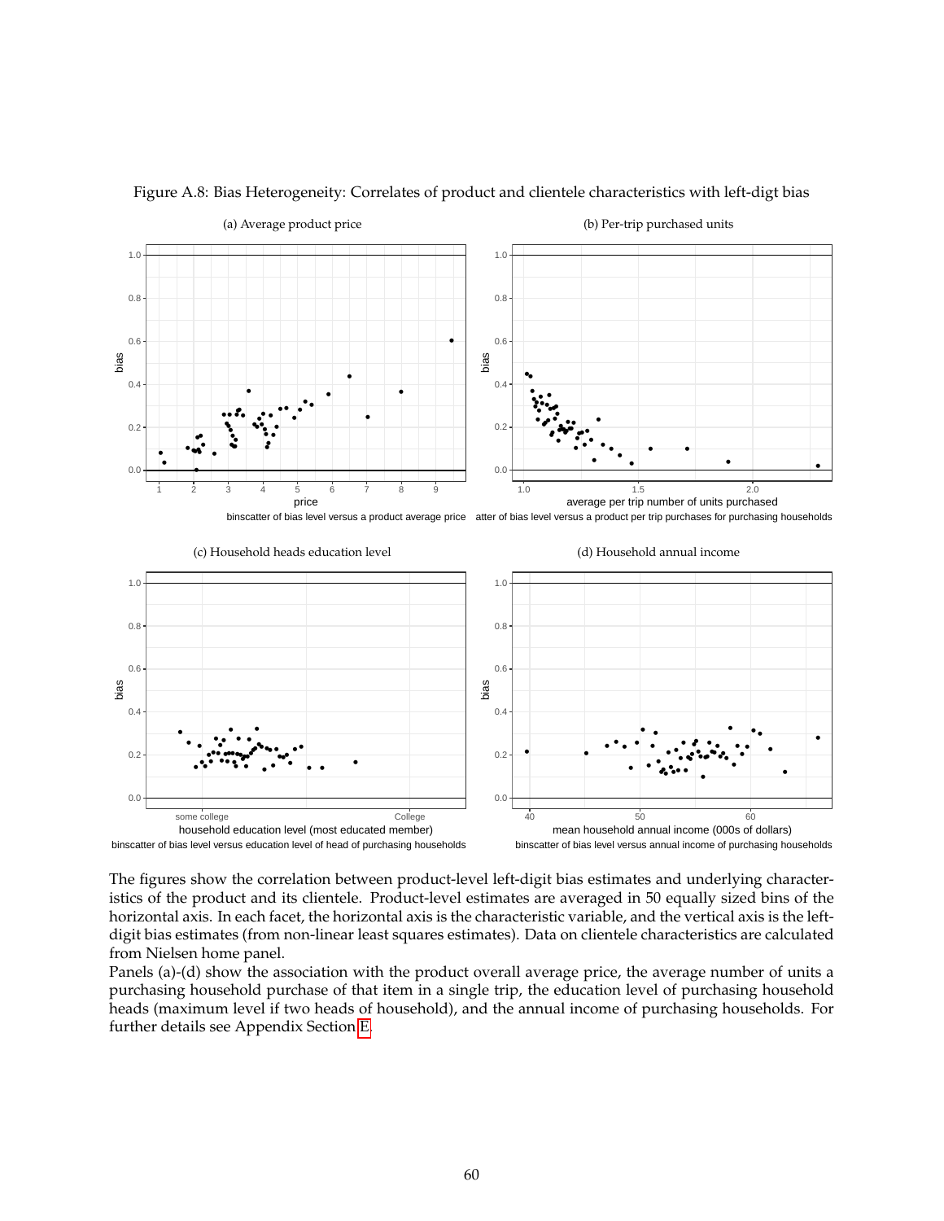Figure A.8: Bias Heterogeneity: Correlates of product and clientele characteristics with left-digt bias

(a) Average product price

binscatter of bias level versus a product average price

(b) Per-trip purchased units

atter of bias level versus a product per trip purchases for purchasing households

(c) Household heads education level

binscatter of bias level versus education level of head of purchasing households

(d) Household annual income

binscatter of bias level versus annual income of purchasing households

The figures show the correlation between product-level left-digit bias estimates and underlying characteristics of the product and its clientele. Product-level estimates are averaged in 50 equally sized bins of the horizontal axis. In each facet, the horizontal axis is the characteristic variable, and the vertical axis is the left-digit bias estimates (from non-linear least squares estimates). Data on clientele characteristics are calculated from Nielsen home panel.

Panels (a)-(d) show the association with the product overall average price, the average number of units a purchasing household purchase of that item in a single trip, the education level of purchasing household heads (maximum level if two heads of household), and the annual income of purchasing households. For further details see Appendix Section E.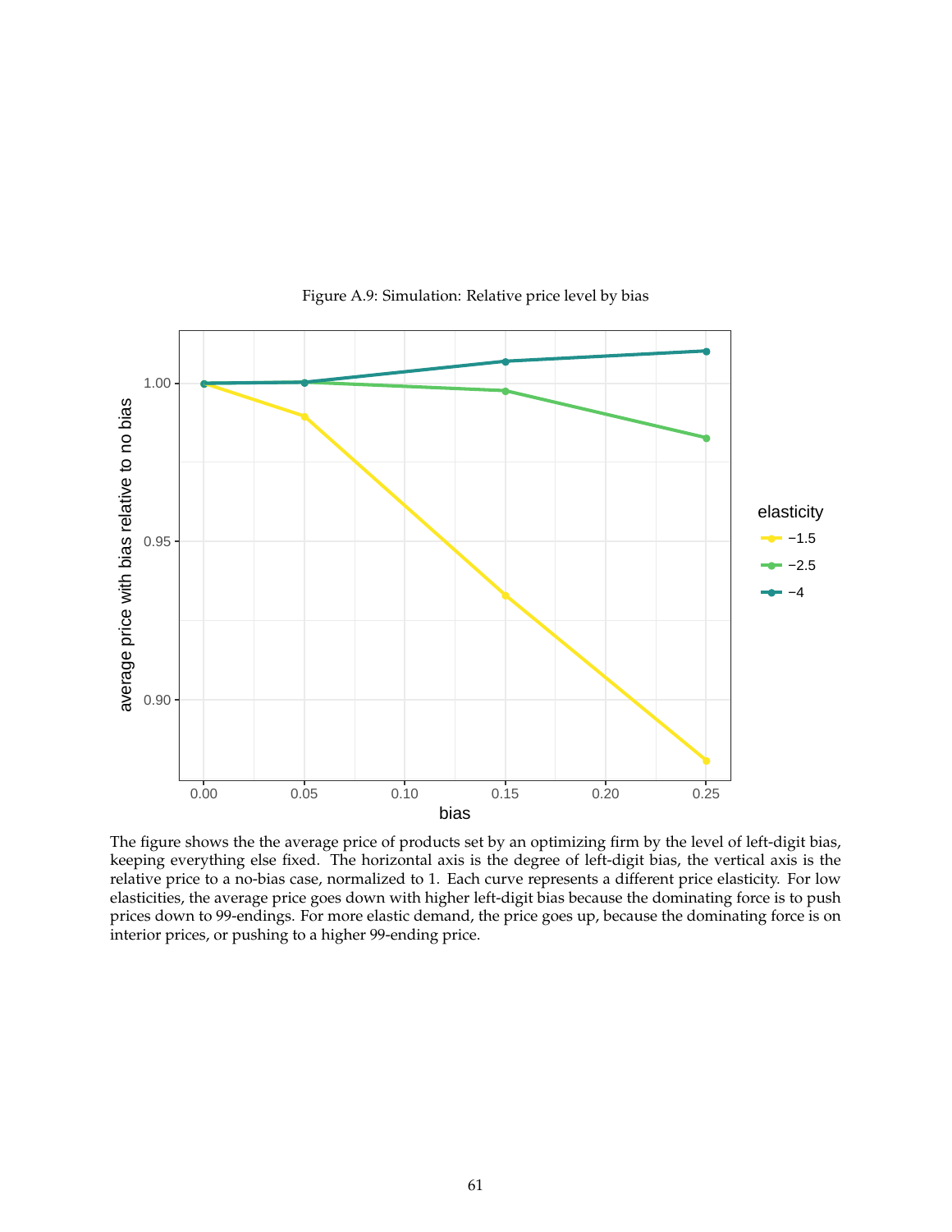Figure A.9: Simulation: Relative price level by bias

The figure shows the the average price of products set by an optimizing firm by the level of left-digit bias, keeping everything else fixed. The horizontal axis is the degree of left-digit bias, the vertical axis is the relative price to a no-bias case, normalized to 1. Each curve represents a different price elasticity. For low elasticities, the average price goes down with higher left-digit bias because the dominating force is to push prices down to 99-endings. For more elastic demand, the price goes up, because the dominating force is on interior prices, or pushing to a higher 99-ending price.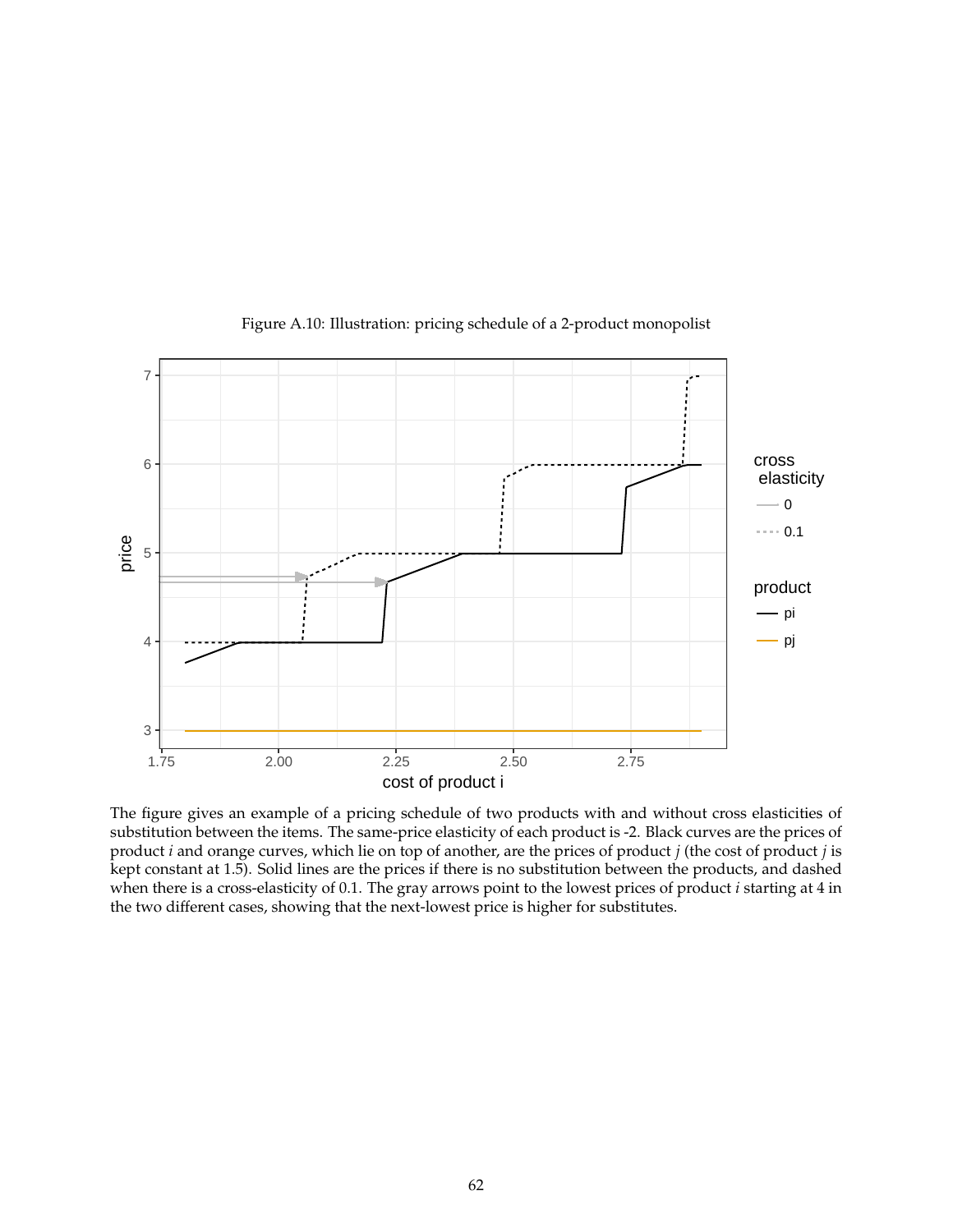Figure A.10: Illustration: pricing schedule of a 2-product monopolist

The figure gives an example of a pricing schedule of two products with and without cross elasticities of substitution between the items. The same-price elasticity of each product is -2. Black curves are the prices of product *i* and orange curves, which lie on top of another, are the prices of product *j* (the cost of product *j* is kept constant at 1.5). Solid lines are the prices if there is no substitution between the products, and dashed when there is a cross-elasticity of 0.1. The gray arrows point to the lowest prices of product *i* starting at 4 in the two different cases, showing that the next-lowest price is higher for substitutes.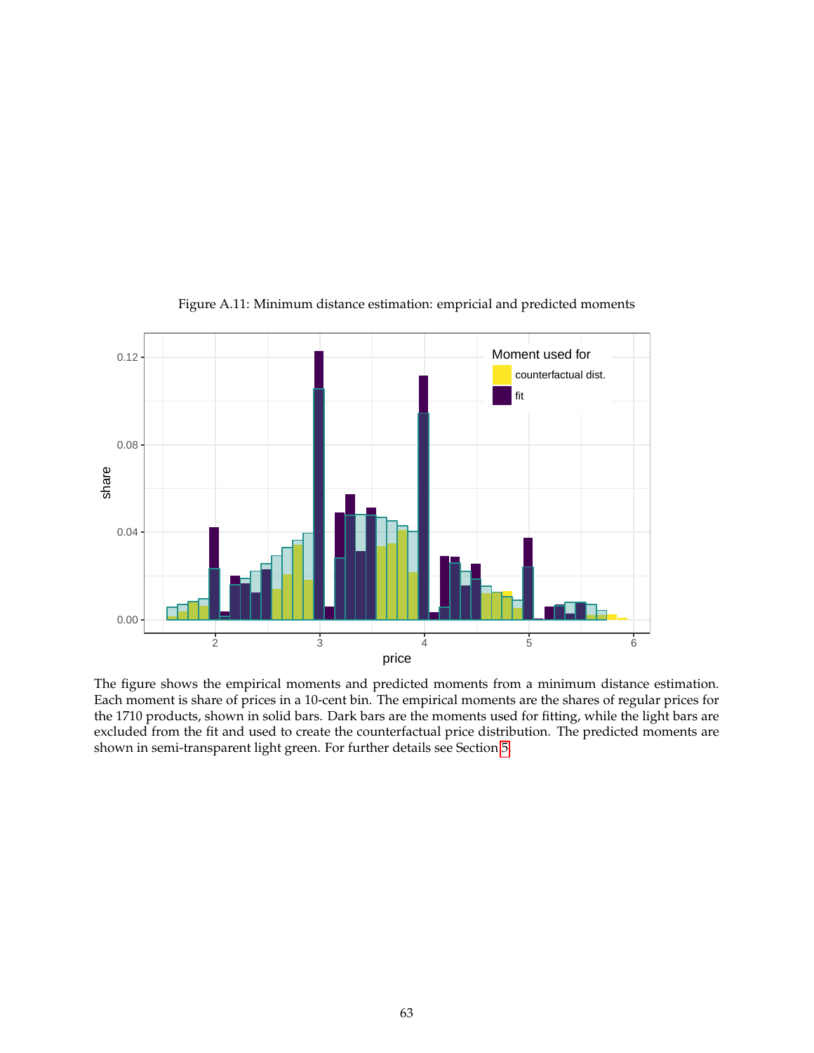Figure A.11: Minimum distance estimation: empricial and predicted moments

The figure shows the empirical moments and predicted moments from a minimum distance estimation. Each moment is share of prices in a 10-cent bin. The empirical moments are the shares of regular prices for the 1710 products, shown in solid bars. Dark bars are the moments used for fitting, while the light bars are excluded from the fit and used to create the counterfactual price distribution. The predicted moments are shown in semi-transparent light green. For further details see Section 5.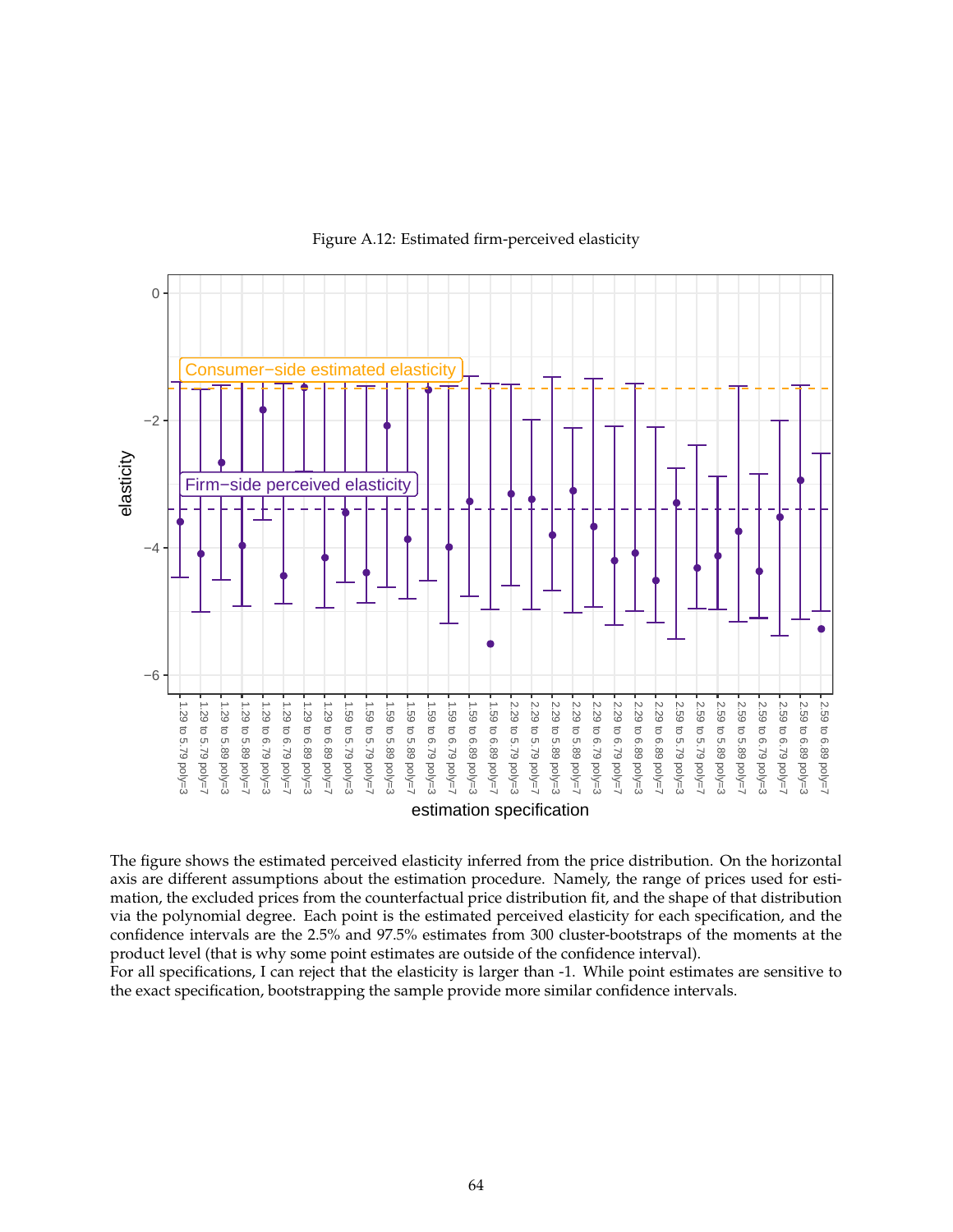Figure A.12: Estimated firm-perceived elasticity

The figure shows the estimated perceived elasticity inferred from the price distribution. On the horizontal axis are different assumptions about the estimation procedure. Namely, the range of prices used for estimation, the excluded prices from the counterfactual price distribution fit, and the shape of that distribution via the polynomial degree. Each point is the estimated perceived elasticity for each specification, and the confidence intervals are the 2.5% and 97.5% estimates from 300 cluster-bootstraps of the moments at the product level (that is why some point estimates are outside of the confidence interval).

For all specifications, I can reject that the elasticity is larger than -1. While point estimates are sensitive to the exact specification, bootstrapping the sample provide more similar confidence intervals.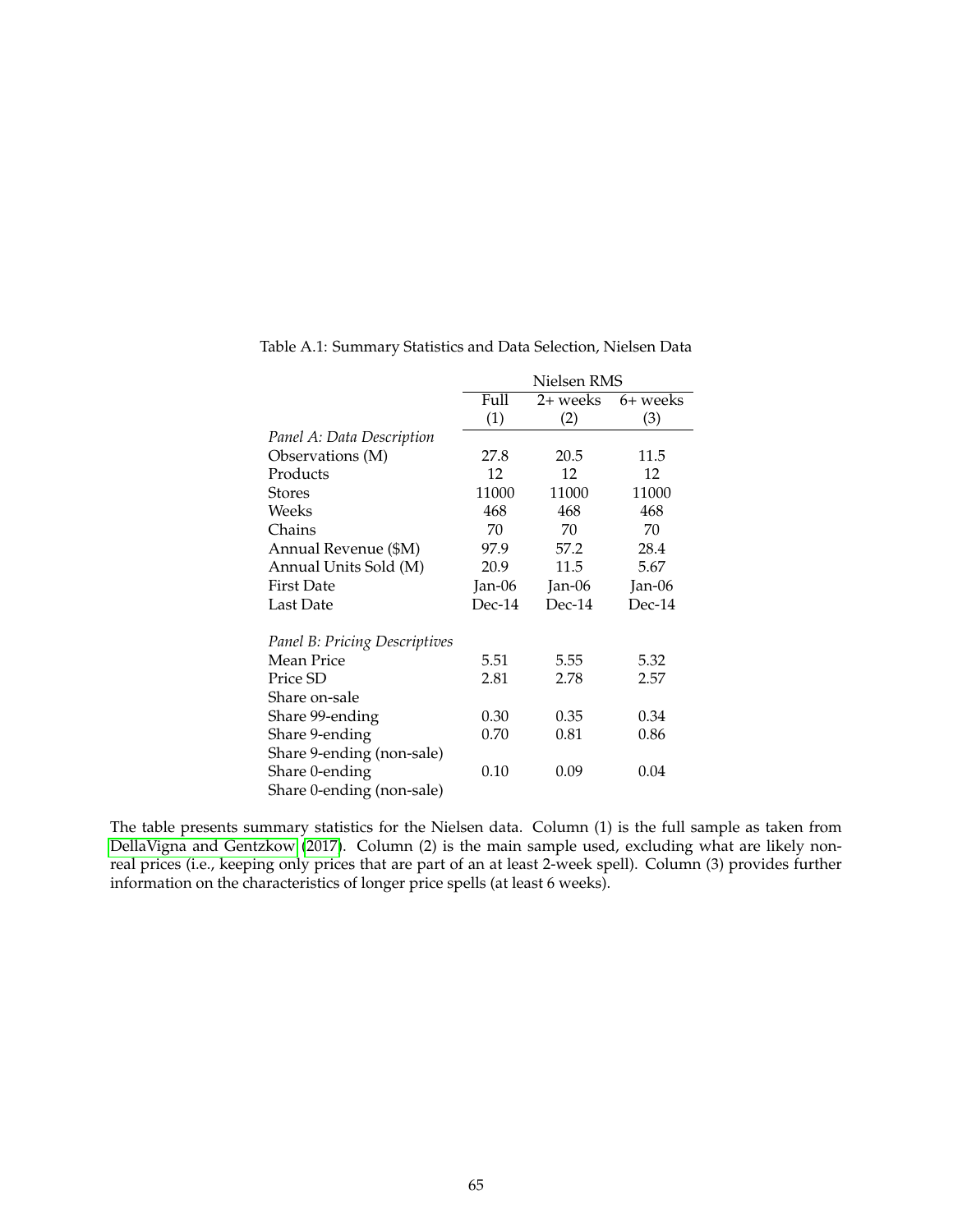Table A.1: Summary Statistics and Data Selection, Nielsen Data

| | Nielsen RMS | | |
|---|---|---|---|
| | Full | 2+ weeks | 6+ weeks |
| | (1) | (2) | (3) |
| *Panel A: Data Description* | | | |
| Observations (M) | 27.8 | 20.5 | 11.5 |
| Products | 12 | 12 | 12 |
| Stores | 11000 | 11000 | 11000 |
| Weeks | 468 | 468 | 468 |
| Chains | 70 | 70 | 70 |
| Annual Revenue ($M) | 97.9 | 57.2 | 28.4 |
| Annual Units Sold (M) | 20.9 | 11.5 | 5.67 |
| First Date | Jan-06 | Jan-06 | Jan-06 |
| Last Date | Dec-14 | Dec-14 | Dec-14 |
| | | | |
| *Panel B: Pricing Descriptives* | | | |
| Mean Price | 5.51 | 5.55 | 5.32 |
| Price SD | 2.81 | 2.78 | 2.57 |
| Share on-sale | | | |
| Share 99-ending | 0.30 | 0.35 | 0.34 |
| Share 9-ending | 0.70 | 0.81 | 0.86 |
| Share 9-ending (non-sale) | | | |
| Share 0-ending | 0.10 | 0.09 | 0.04 |
| Share 0-ending (non-sale) | | | |

The table presents summary statistics for the Nielsen data. Column (1) is the full sample as taken from DellaVigna and Gentzkow (2017). Column (2) is the main sample used, excluding what are likely non-real prices (i.e., keeping only prices that are part of an at least 2-week spell). Column (3) provides further information on the characteristics of longer price spells (at least 6 weeks).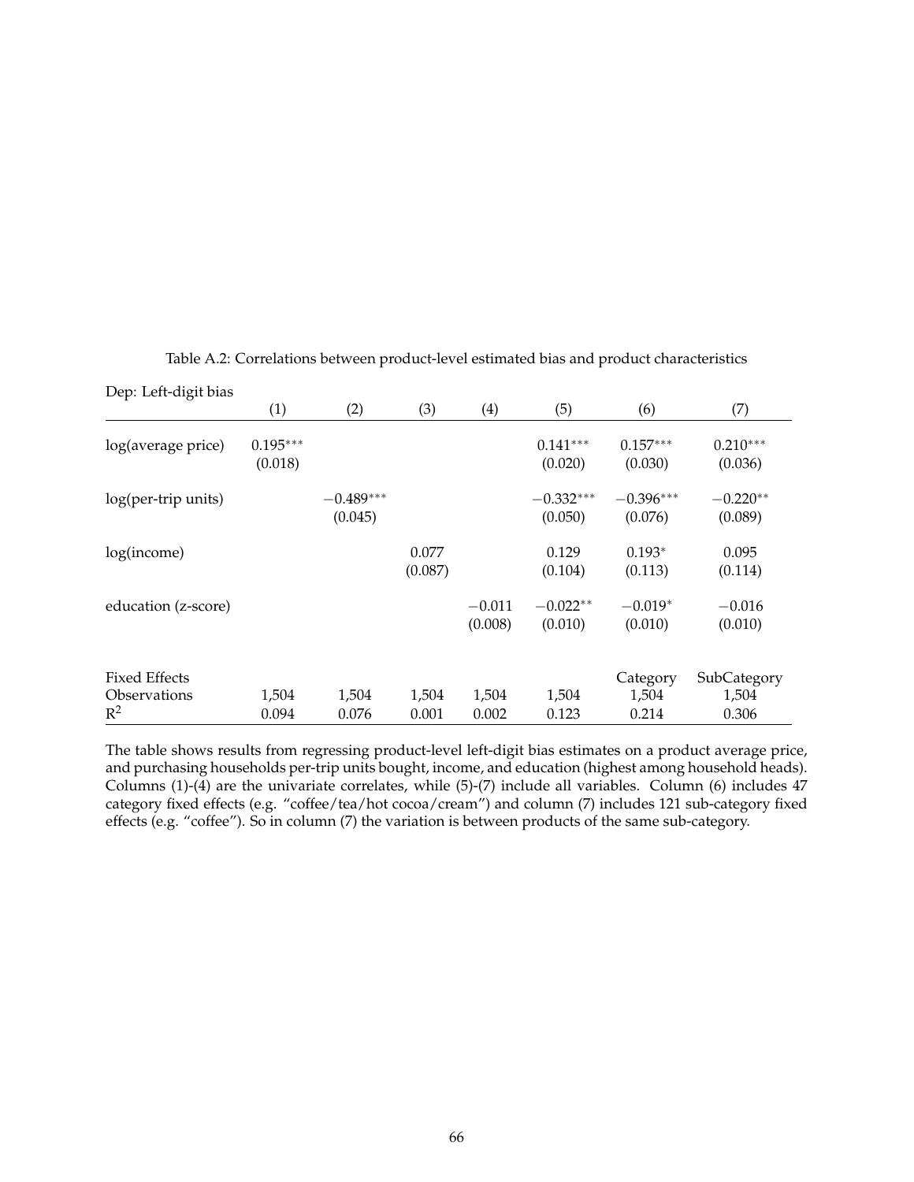Table A.2: Correlations between product-level estimated bias and product characteristics

| Dep: Left-digit bias | (1) | (2) | (3) | (4) | (5) | (6) | (7) |
|---|---|---|---|---|---|---|---|
| log(average price) | $0.195^{***}$ | | | | $0.141^{***}$ | $0.157^{***}$ | $0.210^{***}$ |
| | (0.018) | | | | (0.020) | (0.030) | (0.036) |
| log(per-trip units) | | $-0.489^{***}$ | | | $-0.332^{***}$ | $-0.396^{***}$ | $-0.220^{**}$ |
| | | (0.045) | | | (0.050) | (0.076) | (0.089) |
| log(income) | | | 0.077 | | 0.129 | $0.193^{*}$ | 0.095 |
| | | | (0.087) | | (0.104) | (0.113) | (0.114) |
| education (z-score) | | | | $-0.011$ | $-0.022^{**}$ | $-0.019^{*}$ | $-0.016$ |
| | | | | (0.008) | (0.010) | (0.010) | (0.010) |
| Fixed Effects | | | | | | Category | SubCategory |
| Observations | 1,504 | 1,504 | 1,504 | 1,504 | 1,504 | 1,504 | 1,504 |
| $R^2$ | 0.094 | 0.076 | 0.001 | 0.002 | 0.123 | 0.214 | 0.306 |

The table shows results from regressing product-level left-digit bias estimates on a product average price, and purchasing households per-trip units bought, income, and education (highest among household heads). Columns (1)-(4) are the univariate correlates, while (5)-(7) include all variables. Column (6) includes 47 category fixed effects (e.g. "coffee/tea/hot cocoa/cream") and column (7) includes 121 sub-category fixed effects (e.g. "coffee"). So in column (7) the variation is between products of the same sub-category.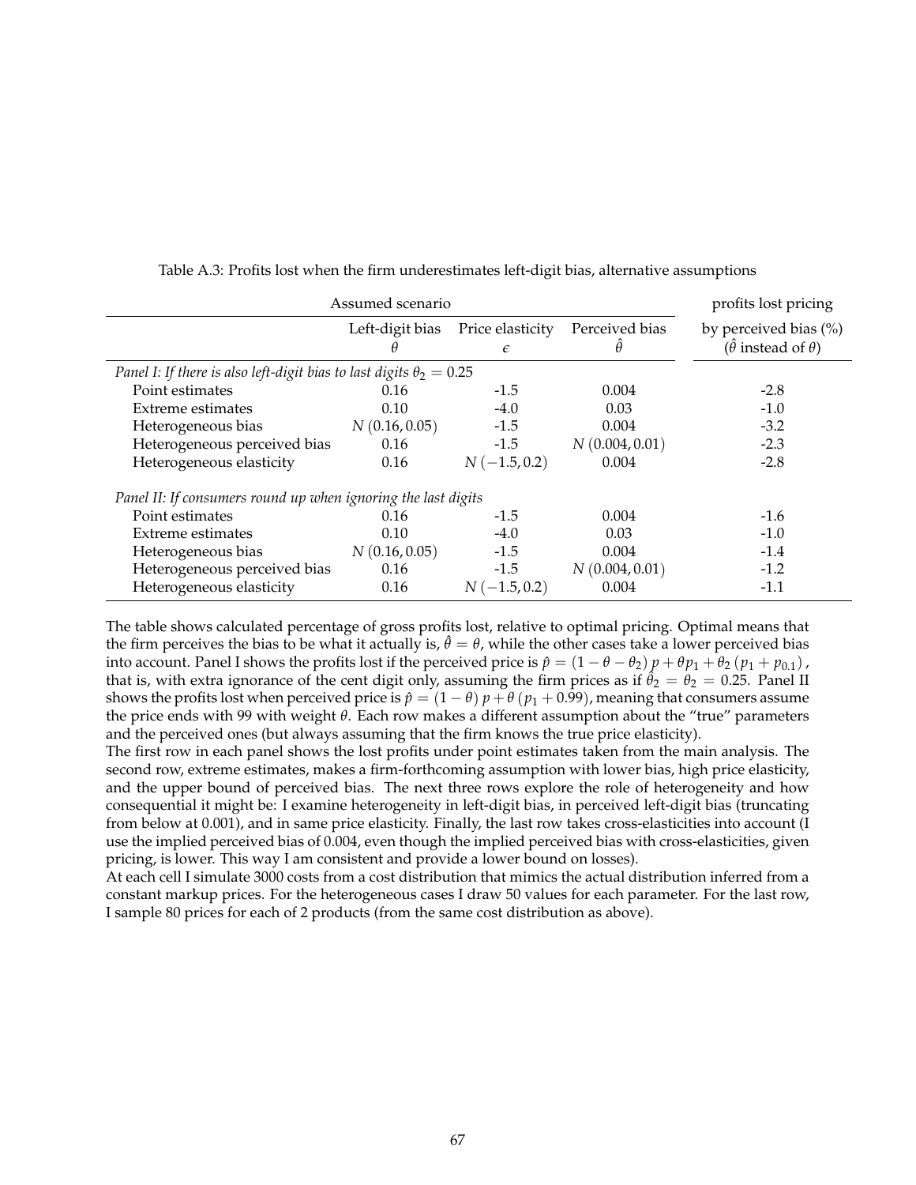Table A.3: Profits lost when the firm underestimates left-digit bias, alternative assumptions

| Assumed scenario | | | | profits lost pricing |
|---|---|---|---|---|
| | Left-digit bias $\theta$ | Price elasticity $\epsilon$ | Perceived bias $\hat{\theta}$ | by perceived bias (%) ($\hat{\theta}$ instead of $\theta$) |
| *Panel I: If there is also left-digit bias to last digits $\theta_2 = 0.25$* | | | | |
| Point estimates | 0.16 | -1.5 | 0.004 | -2.8 |
| Extreme estimates | 0.10 | -4.0 | 0.03 | -1.0 |
| Heterogeneous bias | $N(0.16, 0.05)$ | -1.5 | 0.004 | -3.2 |
| Heterogeneous perceived bias | 0.16 | -1.5 | $N(0.004, 0.01)$ | -2.3 |
| Heterogeneous elasticity | 0.16 | $N(-1.5, 0.2)$ | 0.004 | -2.8 |
| *Panel II: If consumers round up when ignoring the last digits* | | | | |
| Point estimates | 0.16 | -1.5 | 0.004 | -1.6 |
| Extreme estimates | 0.10 | -4.0 | 0.03 | -1.0 |
| Heterogeneous bias | $N(0.16, 0.05)$ | -1.5 | 0.004 | -1.4 |
| Heterogeneous perceived bias | 0.16 | -1.5 | $N(0.004, 0.01)$ | -1.2 |
| Heterogeneous elasticity | 0.16 | $N(-1.5, 0.2)$ | 0.004 | -1.1 |

The table shows calculated percentage of gross profits lost, relative to optimal pricing. Optimal means that the firm perceives the bias to be what it actually is, $\hat{\theta} = \theta$, while the other cases take a lower perceived bias into account. Panel I shows the profits lost if the perceived price is $\hat{p} = (1 - \theta - \theta_2)\, p + \theta p_1 + \theta_2 (p_1 + p_{0.1})$, that is, with extra ignorance of the cent digit only, assuming the firm prices as if $\hat{\theta}_2 = \theta_2 = 0.25$. Panel II shows the profits lost when perceived price is $\hat{p} = (1 - \theta)\, p + \theta (p_1 + 0.99)$, meaning that consumers assume the price ends with 99 with weight $\theta$. Each row makes a different assumption about the "true" parameters and the perceived ones (but always assuming that the firm knows the true price elasticity).

The first row in each panel shows the lost profits under point estimates taken from the main analysis. The second row, extreme estimates, makes a firm-forthcoming assumption with lower bias, high price elasticity, and the upper bound of perceived bias. The next three rows explore the role of heterogeneity and how consequential it might be: I examine heterogeneity in left-digit bias, in perceived left-digit bias (truncating from below at 0.001), and in same price elasticity. Finally, the last row takes cross-elasticities into account (I use the implied perceived bias of 0.004, even though the implied perceived bias with cross-elasticities, given pricing, is lower. This way I am consistent and provide a lower bound on losses).

At each cell I simulate 3000 costs from a cost distribution that mimics the actual distribution inferred from a constant markup prices. For the heterogeneous cases I draw 50 values for each parameter. For the last row, I sample 80 prices for each of 2 products (from the same cost distribution as above).